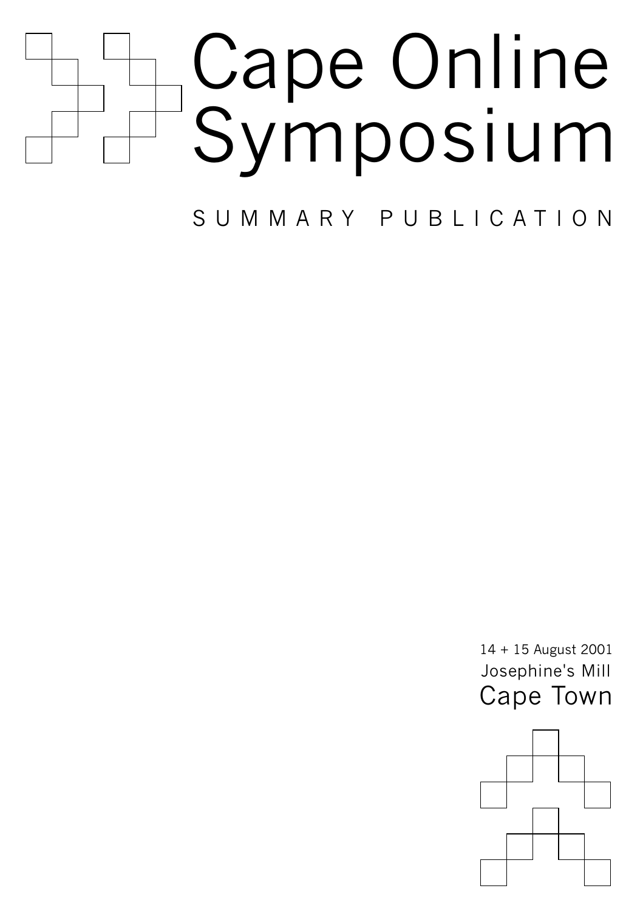# Cape Online Symposium

SUMMARY PUBLICATION

14 + 15 August 2001
Josephine's Mill
Cape Town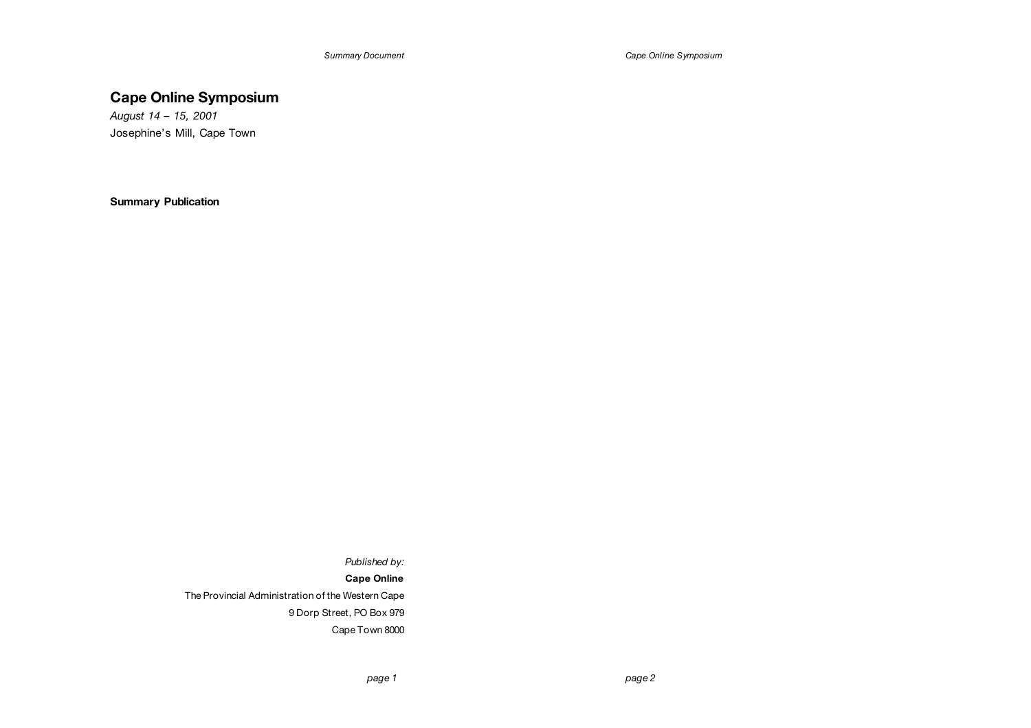# Cape Online Symposium

*August 14 – 15, 2001*

Josephine's Mill, Cape Town

**Summary Publication**

*Published by:*

**Cape Online**

The Provincial Administration of the Western Cape

9 Dorp Street, PO Box 979

Cape Town 8000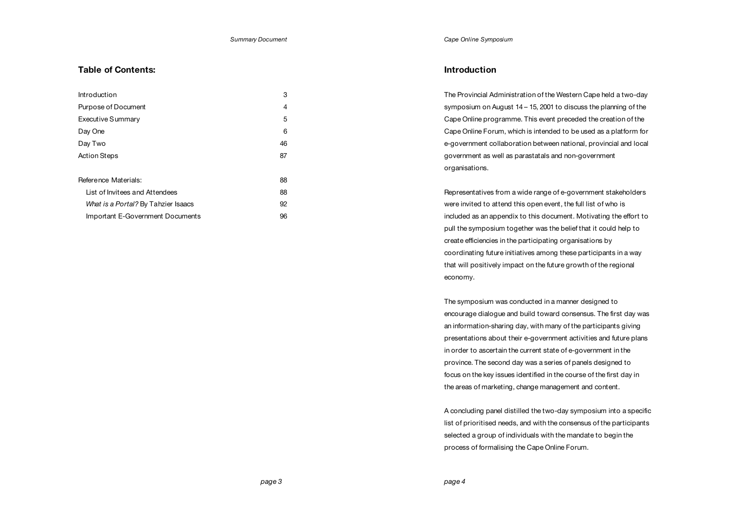## Table of Contents:

| | |
|---|---|
| Introduction | 3 |
| Purpose of Document | 4 |
| Executive Summary | 5 |
| Day One | 6 |
| Day Two | 46 |
| Action Steps | 87 |
| | |
| Reference Materials: | 88 |
| List of Invitees and Attendees | 88 |
| *What is a Portal?* By Tahzier Isaacs | 92 |
| Important E-Government Documents | 96 |

## Introduction

The Provincial Administration of the Western Cape held a two-day symposium on August 14 – 15, 2001 to discuss the planning of the Cape Online programme. This event preceded the creation of the Cape Online Forum, which is intended to be used as a platform for e-government collaboration between national, provincial and local government as well as parastatals and non-government organisations.

Representatives from a wide range of e-government stakeholders were invited to attend this open event, the full list of who is included as an appendix to this document. Motivating the effort to pull the symposium together was the belief that it could help to create efficiencies in the participating organisations by coordinating future initiatives among these participants in a way that will positively impact on the future growth of the regional economy.

The symposium was conducted in a manner designed to encourage dialogue and build toward consensus. The first day was an information-sharing day, with many of the participants giving presentations about their e-government activities and future plans in order to ascertain the current state of e-government in the province. The second day was a series of panels designed to focus on the key issues identified in the course of the first day in the areas of marketing, change management and content.

A concluding panel distilled the two-day symposium into a specific list of prioritised needs, and with the consensus of the participants selected a group of individuals with the mandate to begin the process of formalising the Cape Online Forum.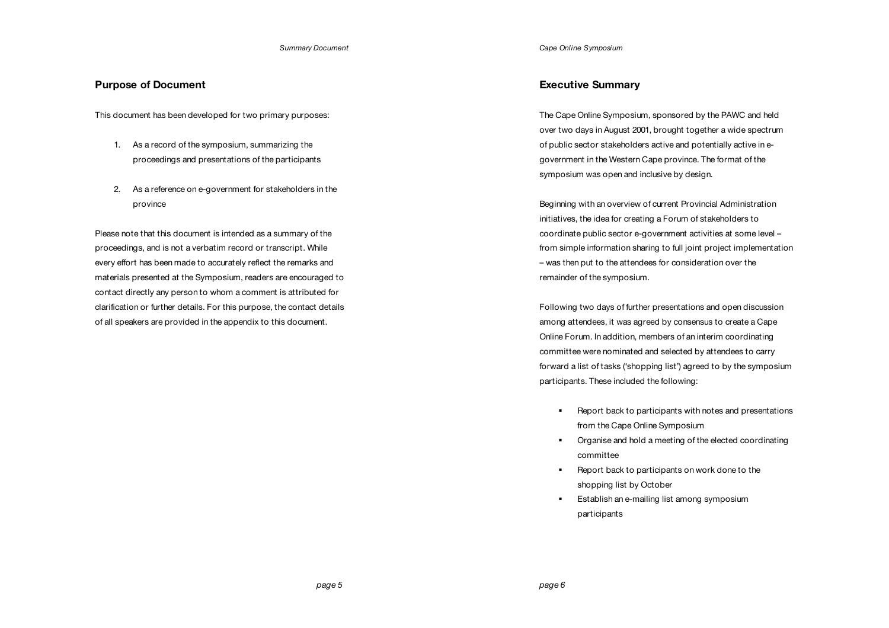## Purpose of Document

This document has been developed for two primary purposes:

1. As a record of the symposium, summarizing the proceedings and presentations of the participants

2. As a reference on e-government for stakeholders in the province

Please note that this document is intended as a summary of the proceedings, and is not a verbatim record or transcript. While every effort has been made to accurately reflect the remarks and materials presented at the Symposium, readers are encouraged to contact directly any person to whom a comment is attributed for clarification or further details. For this purpose, the contact details of all speakers are provided in the appendix to this document.

## Executive Summary

The Cape Online Symposium, sponsored by the PAWC and held over two days in August 2001, brought together a wide spectrum of public sector stakeholders active and potentially active in e-government in the Western Cape province. The format of the symposium was open and inclusive by design.

Beginning with an overview of current Provincial Administration initiatives, the idea for creating a Forum of stakeholders to coordinate public sector e-government activities at some level – from simple information sharing to full joint project implementation – was then put to the attendees for consideration over the remainder of the symposium.

Following two days of further presentations and open discussion among attendees, it was agreed by consensus to create a Cape Online Forum. In addition, members of an interim coordinating committee were nominated and selected by attendees to carry forward a list of tasks ('shopping list') agreed to by the symposium participants. These included the following:

- Report back to participants with notes and presentations from the Cape Online Symposium
- Organise and hold a meeting of the elected coordinating committee
- Report back to participants on work done to the shopping list by October
- Establish an e-mailing list among symposium participants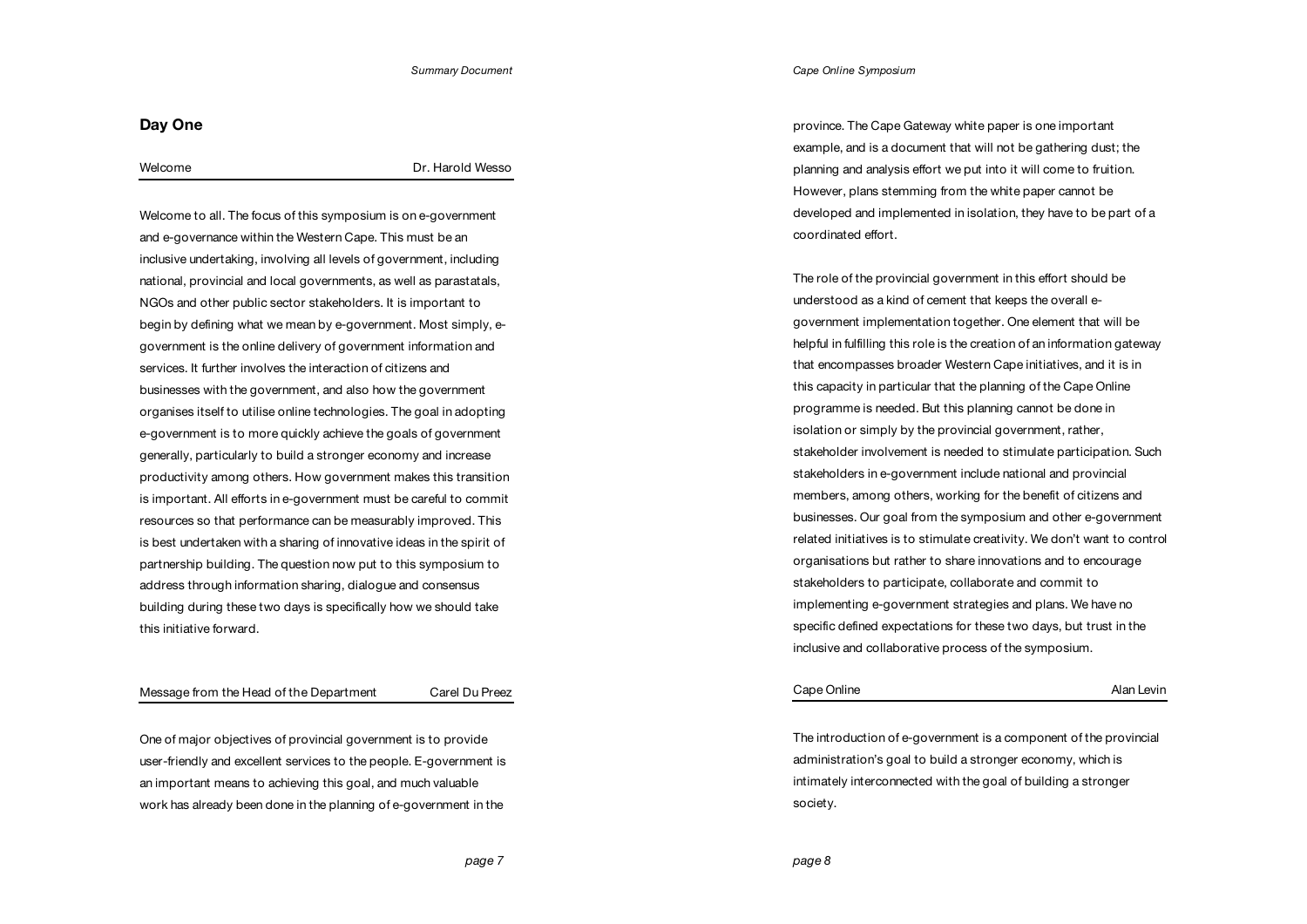## Day One

### Welcome — Dr. Harold Wesso

Welcome to all. The focus of this symposium is on e-government and e-governance within the Western Cape. This must be an inclusive undertaking, involving all levels of government, including national, provincial and local governments, as well as parastatals, NGOs and other public sector stakeholders. It is important to begin by defining what we mean by e-government. Most simply, e-government is the online delivery of government information and services. It further involves the interaction of citizens and businesses with the government, and also how the government organises itself to utilise online technologies. The goal in adopting e-government is to more quickly achieve the goals of government generally, particularly to build a stronger economy and increase productivity among others. How government makes this transition is important. All efforts in e-government must be careful to commit resources so that performance can be measurably improved. This is best undertaken with a sharing of innovative ideas in the spirit of partnership building. The question now put to this symposium to address through information sharing, dialogue and consensus building during these two days is specifically how we should take this initiative forward.

### Message from the Head of the Department — Carel Du Preez

One of major objectives of provincial government is to provide user-friendly and excellent services to the people. E-government is an important means to achieving this goal, and much valuable work has already been done in the planning of e-government in the province. The Cape Gateway white paper is one important example, and is a document that will not be gathering dust; the planning and analysis effort we put into it will come to fruition. However, plans stemming from the white paper cannot be developed and implemented in isolation, they have to be part of a coordinated effort.

The role of the provincial government in this effort should be understood as a kind of cement that keeps the overall e-government implementation together. One element that will be helpful in fulfilling this role is the creation of an information gateway that encompasses broader Western Cape initiatives, and it is in this capacity in particular that the planning of the Cape Online programme is needed. But this planning cannot be done in isolation or simply by the provincial government, rather, stakeholder involvement is needed to stimulate participation. Such stakeholders in e-government include national and provincial members, among others, working for the benefit of citizens and businesses. Our goal from the symposium and other e-government related initiatives is to stimulate creativity. We don't want to control organisations but rather to share innovations and to encourage stakeholders to participate, collaborate and commit to implementing e-government strategies and plans. We have no specific defined expectations for these two days, but trust in the inclusive and collaborative process of the symposium.

### Cape Online — Alan Levin

The introduction of e-government is a component of the provincial administration's goal to build a stronger economy, which is intimately interconnected with the goal of building a stronger society.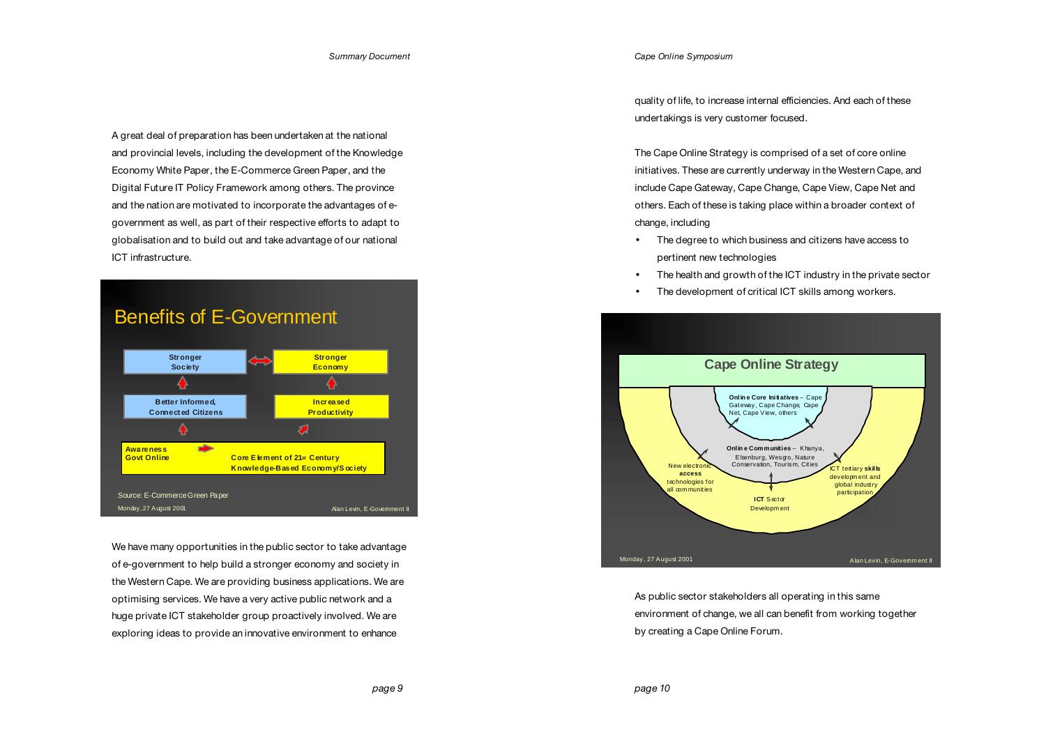A great deal of preparation has been undertaken at the national and provincial levels, including the development of the Knowledge Economy White Paper, the E-Commerce Green Paper, and the Digital Future IT Policy Framework among others. The province and the nation are motivated to incorporate the advantages of e-government as well, as part of their respective efforts to adapt to globalisation and to build out and take advantage of our national ICT infrastructure.

## Benefits of E-Government

Stronger Society ↔ Stronger Economy

Better Informed, Connected Citizens

Increased Productivity

Awareness Govt Online → Core Element of 21st Century Knowledge-Based Economy/Society

Source: E-Commerce Green Paper

Monday, 27 August 2001 — Alan Levin, E-Government II

We have many opportunities in the public sector to take advantage of e-government to help build a stronger economy and society in the Western Cape. We are providing business applications. We are optimising services. We have a very active public network and a huge private ICT stakeholder group proactively involved. We are exploring ideas to provide an innovative environment to enhance quality of life, to increase internal efficiencies. And each of these undertakings is very customer focused.

The Cape Online Strategy is comprised of a set of core online initiatives. These are currently underway in the Western Cape, and include Cape Gateway, Cape Change, Cape View, Cape Net and others. Each of these is taking place within a broader context of change, including

- The degree to which business and citizens have access to pertinent new technologies
- The health and growth of the ICT industry in the private sector
- The development of critical ICT skills among workers.

## Cape Online Strategy

**Online Core Initiatives** – Cape Gateway, Cape Change, Cape Net, Cape View, others

**Online Communities** – Khanya, Elsenburg, Wesgro, Nature Conservation, Tourism, Cities

New electronic **access** technologies for all communities

**ICT** Sector Development

ICT tertiary **skills** development and global industry participation

Monday, 27 August 2001 — Alan Levin, E-Government II

As public sector stakeholders all operating in this same environment of change, we all can benefit from working together by creating a Cape Online Forum.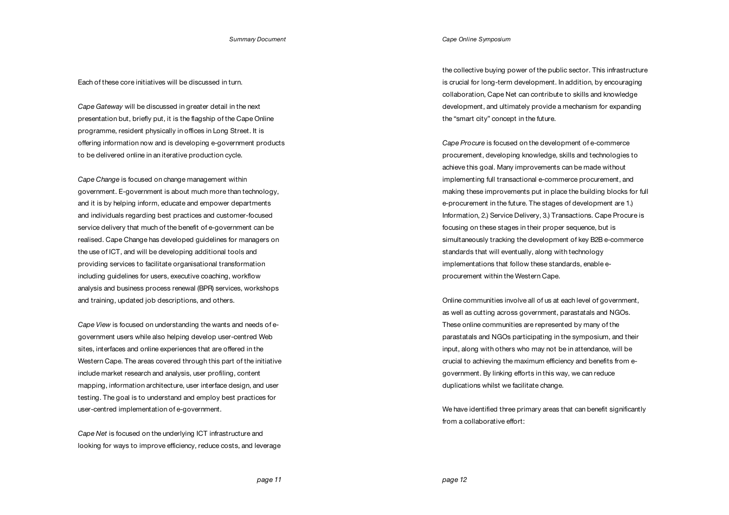Each of these core initiatives will be discussed in turn.

*Cape Gateway* will be discussed in greater detail in the next presentation but, briefly put, it is the flagship of the Cape Online programme, resident physically in offices in Long Street. It is offering information now and is developing e-government products to be delivered online in an iterative production cycle.

*Cape Change* is focused on change management within government. E-government is about much more than technology, and it is by helping inform, educate and empower departments and individuals regarding best practices and customer-focused service delivery that much of the benefit of e-government can be realised. Cape Change has developed guidelines for managers on the use of ICT, and will be developing additional tools and providing services to facilitate organisational transformation including guidelines for users, executive coaching, workflow analysis and business process renewal (BPR) services, workshops and training, updated job descriptions, and others.

*Cape View* is focused on understanding the wants and needs of e-government users while also helping develop user-centred Web sites, interfaces and online experiences that are offered in the Western Cape. The areas covered through this part of the initiative include market research and analysis, user profiling, content mapping, information architecture, user interface design, and user testing. The goal is to understand and employ best practices for user-centred implementation of e-government.

*Cape Net* is focused on the underlying ICT infrastructure and looking for ways to improve efficiency, reduce costs, and leverage the collective buying power of the public sector. This infrastructure is crucial for long-term development. In addition, by encouraging collaboration, Cape Net can contribute to skills and knowledge development, and ultimately provide a mechanism for expanding the "smart city" concept in the future.

*Cape Procure* is focused on the development of e-commerce procurement, developing knowledge, skills and technologies to achieve this goal. Many improvements can be made without implementing full transactional e-commerce procurement, and making these improvements put in place the building blocks for full e-procurement in the future. The stages of development are 1.) Information, 2.) Service Delivery, 3.) Transactions. Cape Procure is focusing on these stages in their proper sequence, but is simultaneously tracking the development of key B2B e-commerce standards that will eventually, along with technology implementations that follow these standards, enable e-procurement within the Western Cape.

Online communities involve all of us at each level of government, as well as cutting across government, parastatals and NGOs. These online communities are represented by many of the parastatals and NGOs participating in the symposium, and their input, along with others who may not be in attendance, will be crucial to achieving the maximum efficiency and benefits from e-government. By linking efforts in this way, we can reduce duplications whilst we facilitate change.

We have identified three primary areas that can benefit significantly from a collaborative effort: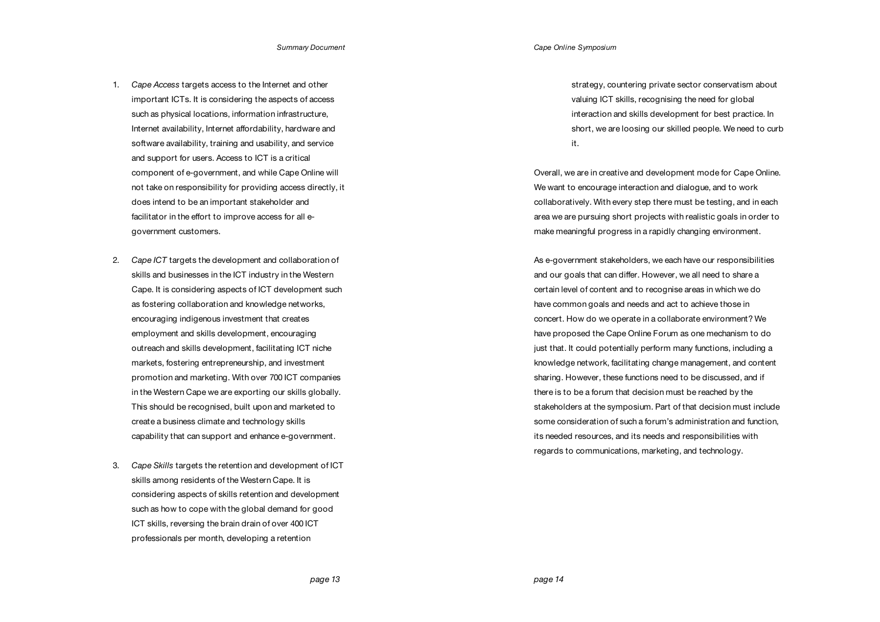1. *Cape Access* targets access to the Internet and other important ICTs. It is considering the aspects of access such as physical locations, information infrastructure, Internet availability, Internet affordability, hardware and software availability, training and usability, and service and support for users. Access to ICT is a critical component of e-government, and while Cape Online will not take on responsibility for providing access directly, it does intend to be an important stakeholder and facilitator in the effort to improve access for all e-government customers.

2. *Cape ICT* targets the development and collaboration of skills and businesses in the ICT industry in the Western Cape. It is considering aspects of ICT development such as fostering collaboration and knowledge networks, encouraging indigenous investment that creates employment and skills development, encouraging outreach and skills development, facilitating ICT niche markets, fostering entrepreneurship, and investment promotion and marketing. With over 700 ICT companies in the Western Cape we are exporting our skills globally. This should be recognised, built upon and marketed to create a business climate and technology skills capability that can support and enhance e-government.

3. *Cape Skills* targets the retention and development of ICT skills among residents of the Western Cape. It is considering aspects of skills retention and development such as how to cope with the global demand for good ICT skills, reversing the brain drain of over 400 ICT professionals per month, developing a retention strategy, countering private sector conservatism about valuing ICT skills, recognising the need for global interaction and skills development for best practice. In short, we are loosing our skilled people. We need to curb it.

Overall, we are in creative and development mode for Cape Online. We want to encourage interaction and dialogue, and to work collaboratively. With every step there must be testing, and in each area we are pursuing short projects with realistic goals in order to make meaningful progress in a rapidly changing environment.

As e-government stakeholders, we each have our responsibilities and our goals that can differ. However, we all need to share a certain level of content and to recognise areas in which we do have common goals and needs and act to achieve those in concert. How do we operate in a collaborate environment? We have proposed the Cape Online Forum as one mechanism to do just that. It could potentially perform many functions, including a knowledge network, facilitating change management, and content sharing. However, these functions need to be discussed, and if there is to be a forum that decision must be reached by the stakeholders at the symposium. Part of that decision must include some consideration of such a forum's administration and function, its needed resources, and its needs and responsibilities with regards to communications, marketing, and technology.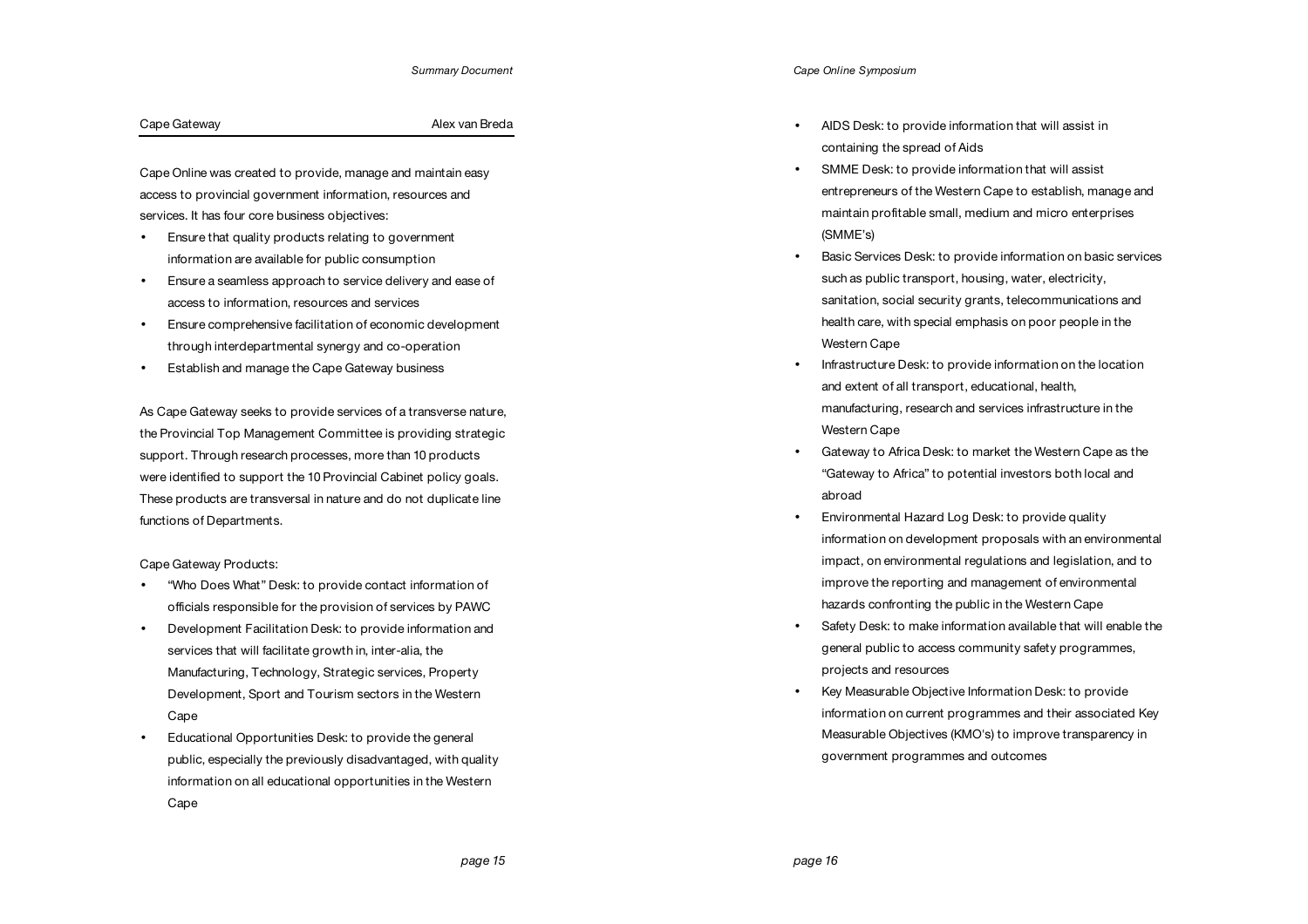## Cape Gateway

Alex van Breda

Cape Online was created to provide, manage and maintain easy access to provincial government information, resources and services. It has four core business objectives:

- Ensure that quality products relating to government information are available for public consumption
- Ensure a seamless approach to service delivery and ease of access to information, resources and services
- Ensure comprehensive facilitation of economic development through interdepartmental synergy and co-operation
- Establish and manage the Cape Gateway business

As Cape Gateway seeks to provide services of a transverse nature, the Provincial Top Management Committee is providing strategic support. Through research processes, more than 10 products were identified to support the 10 Provincial Cabinet policy goals. These products are transversal in nature and do not duplicate line functions of Departments.

Cape Gateway Products:

- "Who Does What" Desk: to provide contact information of officials responsible for the provision of services by PAWC
- Development Facilitation Desk: to provide information and services that will facilitate growth in, inter-alia, the Manufacturing, Technology, Strategic services, Property Development, Sport and Tourism sectors in the Western Cape
- Educational Opportunities Desk: to provide the general public, especially the previously disadvantaged, with quality information on all educational opportunities in the Western Cape
- AIDS Desk: to provide information that will assist in containing the spread of Aids
- SMME Desk: to provide information that will assist entrepreneurs of the Western Cape to establish, manage and maintain profitable small, medium and micro enterprises (SMME's)
- Basic Services Desk: to provide information on basic services such as public transport, housing, water, electricity, sanitation, social security grants, telecommunications and health care, with special emphasis on poor people in the Western Cape
- Infrastructure Desk: to provide information on the location and extent of all transport, educational, health, manufacturing, research and services infrastructure in the Western Cape
- Gateway to Africa Desk: to market the Western Cape as the "Gateway to Africa" to potential investors both local and abroad
- Environmental Hazard Log Desk: to provide quality information on development proposals with an environmental impact, on environmental regulations and legislation, and to improve the reporting and management of environmental hazards confronting the public in the Western Cape
- Safety Desk: to make information available that will enable the general public to access community safety programmes, projects and resources
- Key Measurable Objective Information Desk: to provide information on current programmes and their associated Key Measurable Objectives (KMO's) to improve transparency in government programmes and outcomes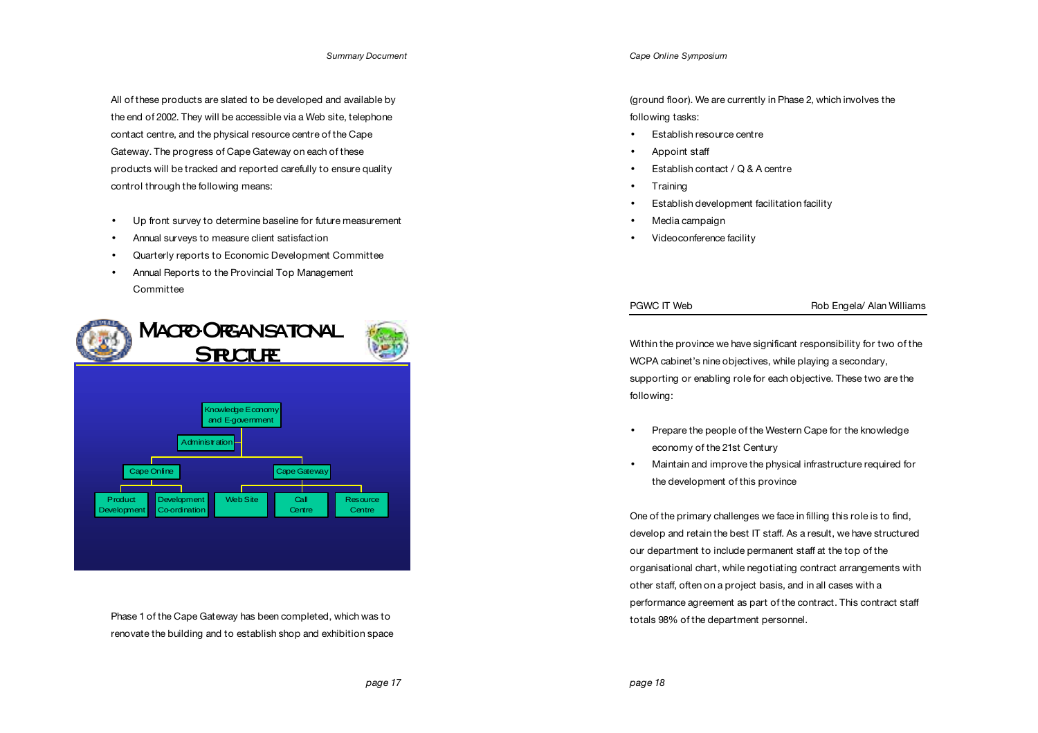All of these products are slated to be developed and available by the end of 2002. They will be accessible via a Web site, telephone contact centre, and the physical resource centre of the Cape Gateway. The progress of Cape Gateway on each of these products will be tracked and reported carefully to ensure quality control through the following means:

- Up front survey to determine baseline for future measurement
- Annual surveys to measure client satisfaction
- Quarterly reports to Economic Development Committee
- Annual Reports to the Provincial Top Management Committee

**Macro-Organisational Structure**

- Knowledge Economy and E-government
  - Administration
  - Cape Online
    - Product Development
    - Development Co-ordination
  - Cape Gateway
    - Web Site
    - Call Centre
    - Resource Centre

Phase 1 of the Cape Gateway has been completed, which was to renovate the building and to establish shop and exhibition space (ground floor). We are currently in Phase 2, which involves the following tasks:

- Establish resource centre
- Appoint staff
- Establish contact / Q & A centre
- Training
- Establish development facilitation facility
- Media campaign
- Videoconference facility

## PGWC IT Web — Rob Engela/ Alan Williams

Within the province we have significant responsibility for two of the WCPA cabinet's nine objectives, while playing a secondary, supporting or enabling role for each objective. These two are the following:

- Prepare the people of the Western Cape for the knowledge economy of the 21st Century
- Maintain and improve the physical infrastructure required for the development of this province

One of the primary challenges we face in filling this role is to find, develop and retain the best IT staff. As a result, we have structured our department to include permanent staff at the top of the organisational chart, while negotiating contract arrangements with other staff, often on a project basis, and in all cases with a performance agreement as part of the contract. This contract staff totals 98% of the department personnel.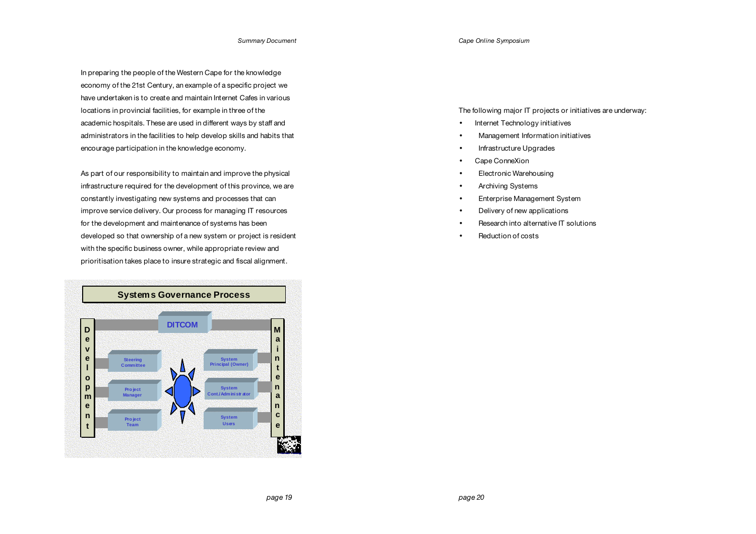In preparing the people of the Western Cape for the knowledge economy of the 21st Century, an example of a specific project we have undertaken is to create and maintain Internet Cafes in various locations in provincial facilities, for example in three of the academic hospitals. These are used in different ways by staff and administrators in the facilities to help develop skills and habits that encourage participation in the knowledge economy.

As part of our responsibility to maintain and improve the physical infrastructure required for the development of this province, we are constantly investigating new systems and processes that can improve service delivery. Our process for managing IT resources for the development and maintenance of systems has been developed so that ownership of a new system or project is resident with the specific business owner, while appropriate review and prioritisation takes place to insure strategic and fiscal alignment.

**Systems Governance Process**

DITCOM

Development: Steering Committee, Project Manager, Project Team

Maintenance: System Principal (Owner), System Cont./Administrator, System Users

The following major IT projects or initiatives are underway:

- Internet Technology initiatives
- Management Information initiatives
- Infrastructure Upgrades
- Cape ConneXion
- Electronic Warehousing
- Archiving Systems
- Enterprise Management System
- Delivery of new applications
- Research into alternative IT solutions
- Reduction of costs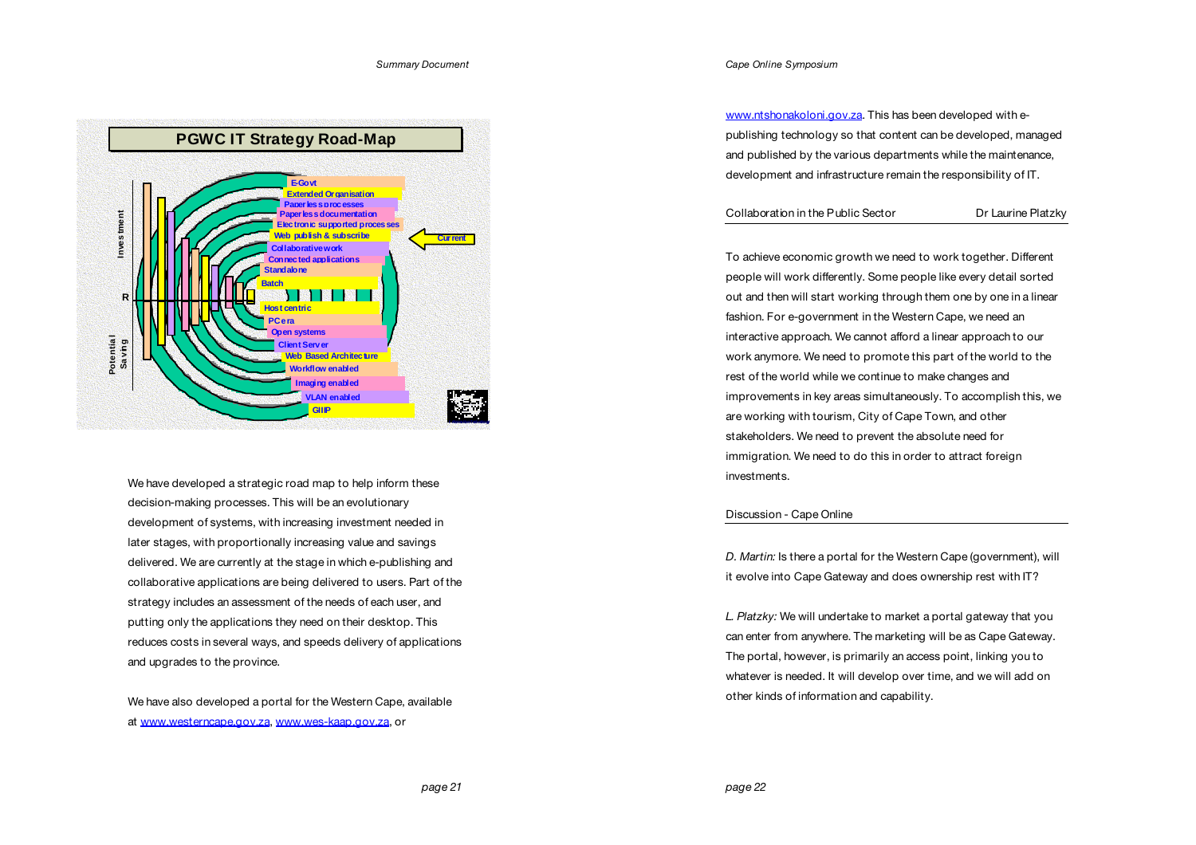**PGWC IT Strategy Road-Map**

- E-Govt
- Extended Organisation
- Paperless processes
- Paperless documentation
- Electronic supported processes
- Web publish & subscribe
- Collaborative work
- Connected applications
- Standalone
- Batch
- Host centric
- PC era
- Open systems
- Client Server
- Web Based Architecture
- Workflow enabled
- Imaging enabled
- VLAN enabled
- GIIP

Current

Investment / R / Potential Saving

We have developed a strategic road map to help inform these decision-making processes. This will be an evolutionary development of systems, with increasing investment needed in later stages, with proportionally increasing value and savings delivered. We are currently at the stage in which e-publishing and collaborative applications are being delivered to users. Part of the strategy includes an assessment of the needs of each user, and putting only the applications they need on their desktop. This reduces costs in several ways, and speeds delivery of applications and upgrades to the province.

We have also developed a portal for the Western Cape, available at www.westerncape.gov.za, www.wes-kaap.gov.za, or www.ntshonakoloni.gov.za. This has been developed with e-publishing technology so that content can be developed, managed and published by the various departments while the maintenance, development and infrastructure remain the responsibility of IT.

## Collaboration in the Public Sector — Dr Laurine Platzky

To achieve economic growth we need to work together. Different people will work differently. Some people like every detail sorted out and then will start working through them one by one in a linear fashion. For e-government in the Western Cape, we need an interactive approach. We cannot afford a linear approach to our work anymore. We need to promote this part of the world to the rest of the world while we continue to make changes and improvements in key areas simultaneously. To accomplish this, we are working with tourism, City of Cape Town, and other stakeholders. We need to prevent the absolute need for immigration. We need to do this in order to attract foreign investments.

## Discussion - Cape Online

*D. Martin:* Is there a portal for the Western Cape (government), will it evolve into Cape Gateway and does ownership rest with IT?

*L. Platzky:* We will undertake to market a portal gateway that you can enter from anywhere. The marketing will be as Cape Gateway. The portal, however, is primarily an access point, linking you to whatever is needed. It will develop over time, and we will add on other kinds of information and capability.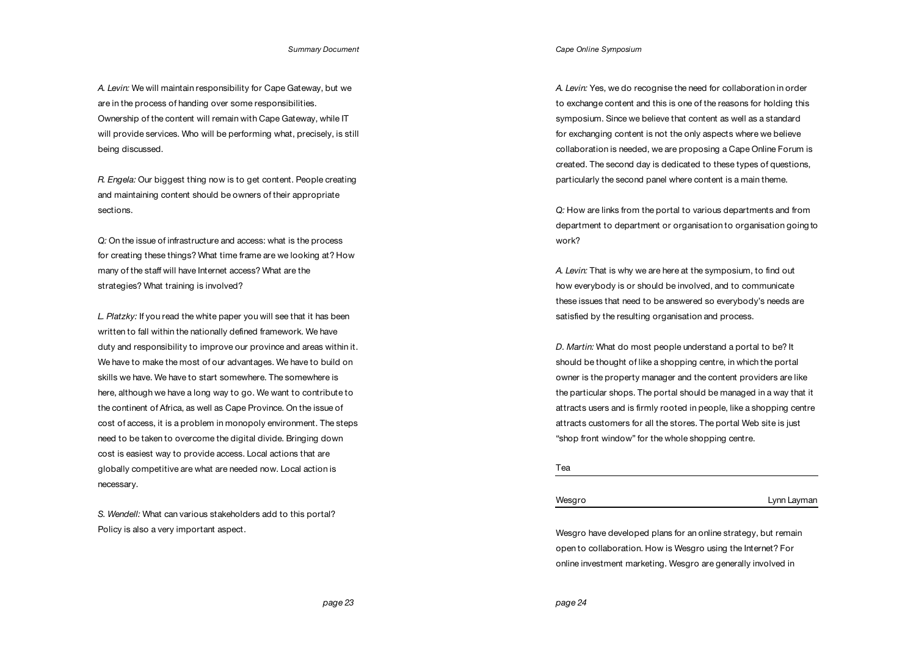*A. Levin:* We will maintain responsibility for Cape Gateway, but we are in the process of handing over some responsibilities. Ownership of the content will remain with Cape Gateway, while IT will provide services. Who will be performing what, precisely, is still being discussed.

*R. Engela:* Our biggest thing now is to get content. People creating and maintaining content should be owners of their appropriate sections.

*Q:* On the issue of infrastructure and access: what is the process for creating these things? What time frame are we looking at? How many of the staff will have Internet access? What are the strategies? What training is involved?

*L. Platzky:* If you read the white paper you will see that it has been written to fall within the nationally defined framework. We have duty and responsibility to improve our province and areas within it. We have to make the most of our advantages. We have to build on skills we have. We have to start somewhere. The somewhere is here, although we have a long way to go. We want to contribute to the continent of Africa, as well as Cape Province. On the issue of cost of access, it is a problem in monopoly environment. The steps need to be taken to overcome the digital divide. Bringing down cost is easiest way to provide access. Local actions that are globally competitive are what are needed now. Local action is necessary.

*S. Wendell:* What can various stakeholders add to this portal? Policy is also a very important aspect.

*A. Levin:* Yes, we do recognise the need for collaboration in order to exchange content and this is one of the reasons for holding this symposium. Since we believe that content as well as a standard for exchanging content is not the only aspects where we believe collaboration is needed, we are proposing a Cape Online Forum is created. The second day is dedicated to these types of questions, particularly the second panel where content is a main theme.

*Q:* How are links from the portal to various departments and from department to department or organisation to organisation going to work?

*A. Levin:* That is why we are here at the symposium, to find out how everybody is or should be involved, and to communicate these issues that need to be answered so everybody's needs are satisfied by the resulting organisation and process.

*D. Martin:* What do most people understand a portal to be? It should be thought of like a shopping centre, in which the portal owner is the property manager and the content providers are like the particular shops. The portal should be managed in a way that it attracts users and is firmly rooted in people, like a shopping centre attracts customers for all the stores. The portal Web site is just "shop front window" for the whole shopping centre.

## Tea

## Wesgro — Lynn Layman

Wesgro have developed plans for an online strategy, but remain open to collaboration. How is Wesgro using the Internet? For online investment marketing. Wesgro are generally involved in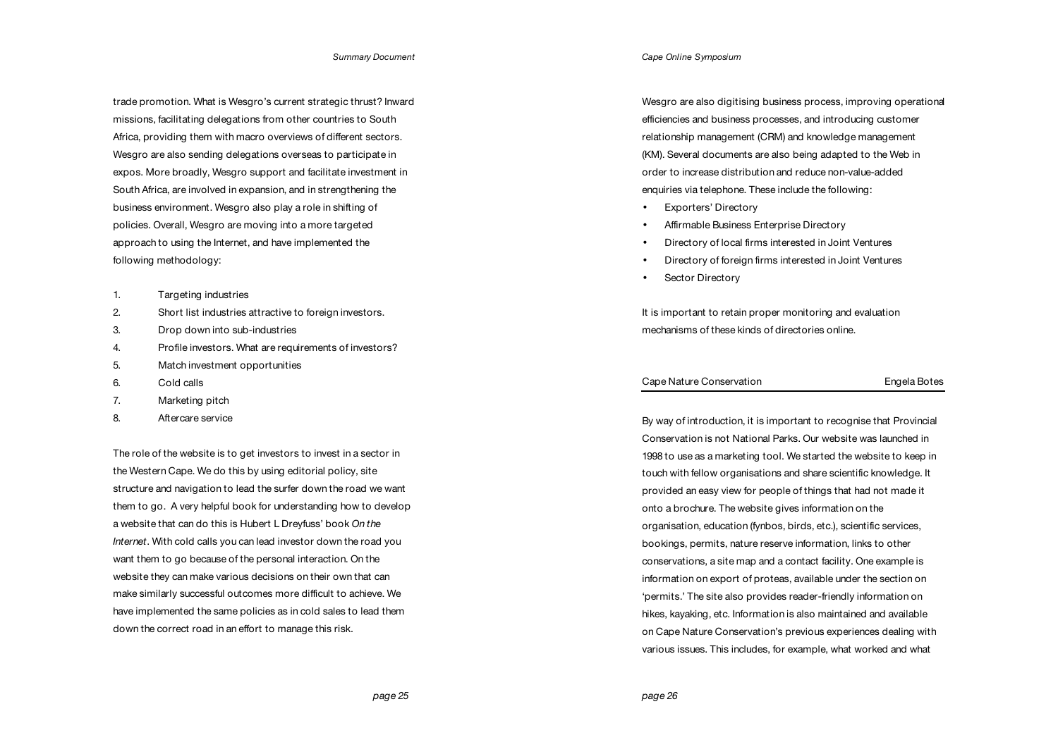trade promotion. What is Wesgro's current strategic thrust? Inward missions, facilitating delegations from other countries to South Africa, providing them with macro overviews of different sectors. Wesgro are also sending delegations overseas to participate in expos. More broadly, Wesgro support and facilitate investment in South Africa, are involved in expansion, and in strengthening the business environment. Wesgro also play a role in shifting of policies. Overall, Wesgro are moving into a more targeted approach to using the Internet, and have implemented the following methodology:

1. Targeting industries
2. Short list industries attractive to foreign investors.
3. Drop down into sub-industries
4. Profile investors. What are requirements of investors?
5. Match investment opportunities
6. Cold calls
7. Marketing pitch
8. Aftercare service

The role of the website is to get investors to invest in a sector in the Western Cape. We do this by using editorial policy, site structure and navigation to lead the surfer down the road we want them to go. A very helpful book for understanding how to develop a website that can do this is Hubert L Dreyfuss' book *On the Internet*. With cold calls you can lead investor down the road you want them to go because of the personal interaction. On the website they can make various decisions on their own that can make similarly successful outcomes more difficult to achieve. We have implemented the same policies as in cold sales to lead them down the correct road in an effort to manage this risk.

Wesgro are also digitising business process, improving operational efficiencies and business processes, and introducing customer relationship management (CRM) and knowledge management (KM). Several documents are also being adapted to the Web in order to increase distribution and reduce non-value-added enquiries via telephone. These include the following:

- Exporters' Directory
- Affirmable Business Enterprise Directory
- Directory of local firms interested in Joint Ventures
- Directory of foreign firms interested in Joint Ventures
- Sector Directory

It is important to retain proper monitoring and evaluation mechanisms of these kinds of directories online.

## Cape Nature Conservation — Engela Botes

By way of introduction, it is important to recognise that Provincial Conservation is not National Parks. Our website was launched in 1998 to use as a marketing tool. We started the website to keep in touch with fellow organisations and share scientific knowledge. It provided an easy view for people of things that had not made it onto a brochure. The website gives information on the organisation, education (fynbos, birds, etc.), scientific services, bookings, permits, nature reserve information, links to other conservations, a site map and a contact facility. One example is information on export of proteas, available under the section on 'permits.' The site also provides reader-friendly information on hikes, kayaking, etc. Information is also maintained and available on Cape Nature Conservation's previous experiences dealing with various issues. This includes, for example, what worked and what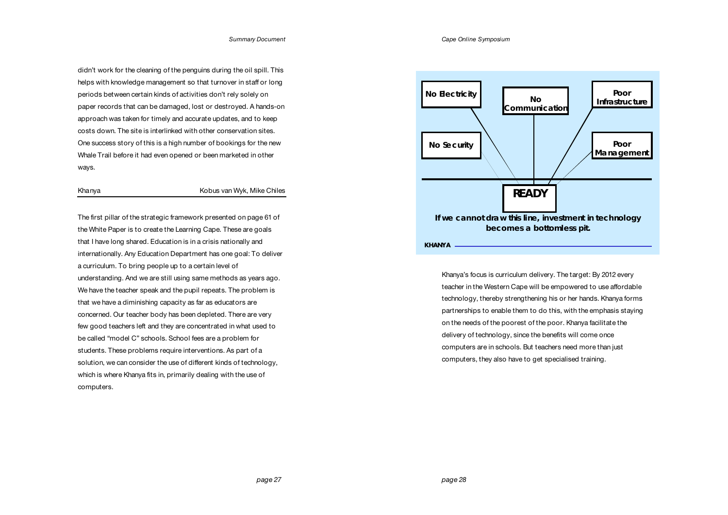didn't work for the cleaning of the penguins during the oil spill. This helps with knowledge management so that turnover in staff or long periods between certain kinds of activities don't rely solely on paper records that can be damaged, lost or destroyed. A hands-on approach was taken for timely and accurate updates, and to keep costs down. The site is interlinked with other conservation sites. One success story of this is a high number of bookings for the new Whale Trail before it had even opened or been marketed in other ways.

## Khanya — Kobus van Wyk, Mike Chiles

The first pillar of the strategic framework presented on page 61 of the White Paper is to create the Learning Cape. These are goals that I have long shared. Education is in a crisis nationally and internationally. Any Education Department has one goal: To deliver a curriculum. To bring people up to a certain level of understanding. And we are still using same methods as years ago. We have the teacher speak and the pupil repeats. The problem is that we have a diminishing capacity as far as educators are concerned. Our teacher body has been depleted. There are very few good teachers left and they are concentrated in what used to be called "model C" schools. School fees are a problem for students. These problems require interventions. As part of a solution, we can consider the use of different kinds of technology, which is where Khanya fits in, primarily dealing with the use of computers.

No Electricity | No Communication | Poor Infrastructure | No Security | Poor Management

**READY**

**If we cannot draw this line, investment in technology becomes a bottomless pit.**

**KHANYA**

Khanya's focus is curriculum delivery. The target: By 2012 every teacher in the Western Cape will be empowered to use affordable technology, thereby strengthening his or her hands. Khanya forms partnerships to enable them to do this, with the emphasis staying on the needs of the poorest of the poor. Khanya facilitate the delivery of technology, since the benefits will come once computers are in schools. But teachers need more than just computers, they also have to get specialised training.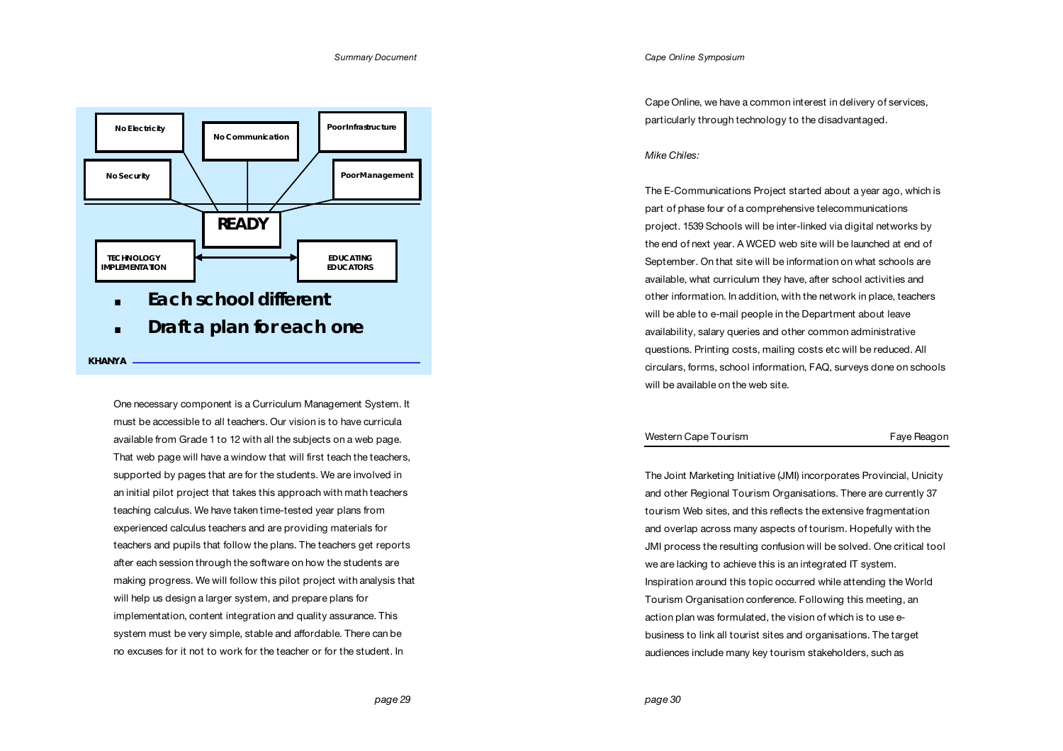No Electricity

No Communication

Poor Infrastructure

No Security

Poor Management

**READY**

TECHNOLOGY IMPLEMENTATION ↔ EDUCATING EDUCATORS

- **Each school different**
- **Draft a plan for each one**

**KHANYA**

One necessary component is a Curriculum Management System. It must be accessible to all teachers. Our vision is to have curricula available from Grade 1 to 12 with all the subjects on a web page. That web page will have a window that will first teach the teachers, supported by pages that are for the students. We are involved in an initial pilot project that takes this approach with math teachers teaching calculus. We have taken time-tested year plans from experienced calculus teachers and are providing materials for teachers and pupils that follow the plans. The teachers get reports after each session through the software on how the students are making progress. We will follow this pilot project with analysis that will help us design a larger system, and prepare plans for implementation, content integration and quality assurance. This system must be very simple, stable and affordable. There can be no excuses for it not to work for the teacher or for the student. In Cape Online, we have a common interest in delivery of services, particularly through technology to the disadvantaged.

*Mike Chiles:*

The E-Communications Project started about a year ago, which is part of phase four of a comprehensive telecommunications project. 1539 Schools will be inter-linked via digital networks by the end of next year. A WCED web site will be launched at end of September. On that site will be information on what schools are available, what curriculum they have, after school activities and other information. In addition, with the network in place, teachers will be able to e-mail people in the Department about leave availability, salary queries and other common administrative questions. Printing costs, mailing costs etc will be reduced. All circulars, forms, school information, FAQ, surveys done on schools will be available on the web site.

## Western Cape Tourism — Faye Reagon

The Joint Marketing Initiative (JMI) incorporates Provincial, Unicity and other Regional Tourism Organisations. There are currently 37 tourism Web sites, and this reflects the extensive fragmentation and overlap across many aspects of tourism. Hopefully with the JMI process the resulting confusion will be solved. One critical tool we are lacking to achieve this is an integrated IT system. Inspiration around this topic occurred while attending the World Tourism Organisation conference. Following this meeting, an action plan was formulated, the vision of which is to use e-business to link all tourist sites and organisations. The target audiences include many key tourism stakeholders, such as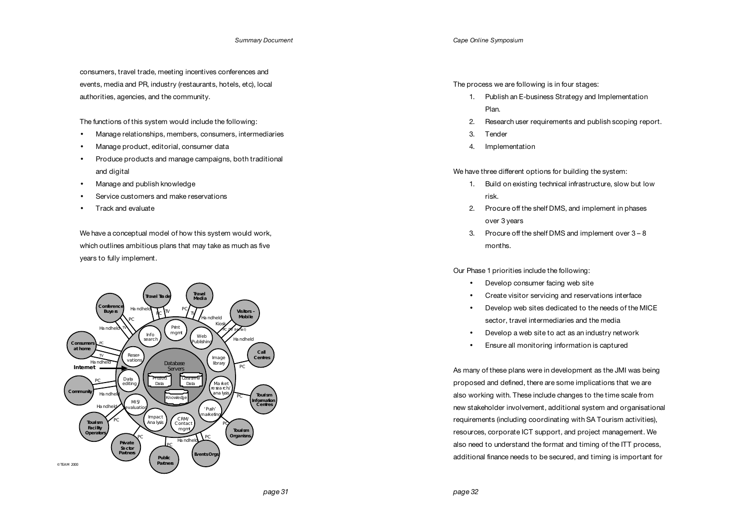consumers, travel trade, meeting incentives conferences and events, media and PR, industry (restaurants, hotels, etc), local authorities, agencies, and the community.

The functions of this system would include the following:

- Manage relationships, members, consumers, intermediaries
- Manage product, editorial, consumer data
- Produce products and manage campaigns, both traditional and digital
- Manage and publish knowledge
- Service customers and make reservations
- Track and evaluate

We have a conceptual model of how this system would work, which outlines ambitious plans that may take as much as five years to fully implement.

The process we are following is in four stages:

1. Publish an E-business Strategy and Implementation Plan.
2. Research user requirements and publish scoping report.
3. Tender
4. Implementation

We have three different options for building the system:

1. Build on existing technical infrastructure, slow but low risk.
2. Procure off the shelf DMS, and implement in phases over 3 years
3. Procure off the shelf DMS and implement over 3 – 8 months.

Our Phase 1 priorities include the following:

- Develop consumer facing web site
- Create visitor servicing and reservations interface
- Develop web sites dedicated to the needs of the MICE sector, travel intermediaries and the media
- Develop a web site to act as an industry network
- Ensure all monitoring information is captured

As many of these plans were in development as the JMI was being proposed and defined, there are some implications that we are also working with. These include changes to the time scale from new stakeholder involvement, additional system and organisational requirements (including coordinating with SA Tourism activities), resources, corporate ICT support, and project management. We also need to understand the format and timing of the ITT process, additional finance needs to be secured, and timing is important for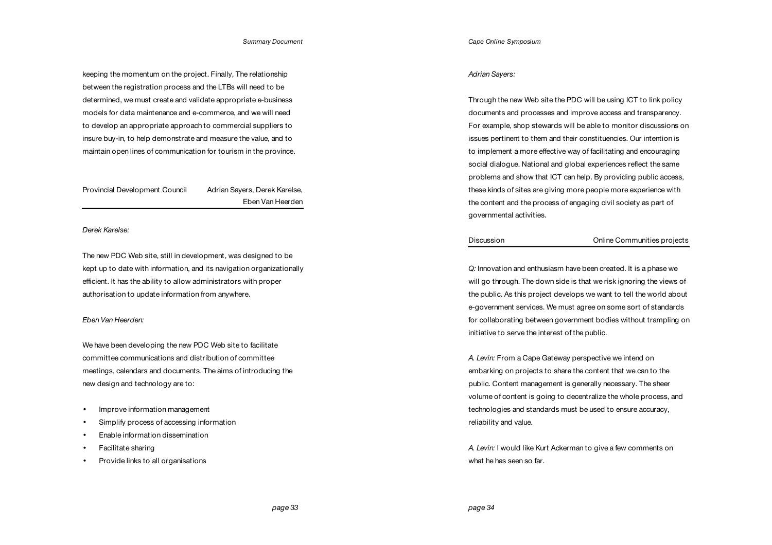keeping the momentum on the project. Finally, The relationship between the registration process and the LTBs will need to be determined, we must create and validate appropriate e-business models for data maintenance and e-commerce, and we will need to develop an appropriate approach to commercial suppliers to insure buy-in, to help demonstrate and measure the value, and to maintain open lines of communication for tourism in the province.

## Provincial Development Council — Adrian Sayers, Derek Karelse, Eben Van Heerden

*Derek Karelse:*

The new PDC Web site, still in development, was designed to be kept up to date with information, and its navigation organizationally efficient. It has the ability to allow administrators with proper authorisation to update information from anywhere.

*Eben Van Heerden:*

We have been developing the new PDC Web site to facilitate committee communications and distribution of committee meetings, calendars and documents. The aims of introducing the new design and technology are to:

- Improve information management
- Simplify process of accessing information
- Enable information dissemination
- Facilitate sharing
- Provide links to all organisations

*Adrian Sayers:*

Through the new Web site the PDC will be using ICT to link policy documents and processes and improve access and transparency. For example, shop stewards will be able to monitor discussions on issues pertinent to them and their constituencies. Our intention is to implement a more effective way of facilitating and encouraging social dialogue. National and global experiences reflect the same problems and show that ICT can help. By providing public access, these kinds of sites are giving more people more experience with the content and the process of engaging civil society as part of governmental activities.

## Discussion — Online Communities projects

*Q:* Innovation and enthusiasm have been created. It is a phase we will go through. The down side is that we risk ignoring the views of the public. As this project develops we want to tell the world about e-government services. We must agree on some sort of standards for collaborating between government bodies without trampling on initiative to serve the interest of the public.

*A. Levin:* From a Cape Gateway perspective we intend on embarking on projects to share the content that we can to the public. Content management is generally necessary. The sheer volume of content is going to decentralize the whole process, and technologies and standards must be used to ensure accuracy, reliability and value.

*A. Levin:* I would like Kurt Ackerman to give a few comments on what he has seen so far.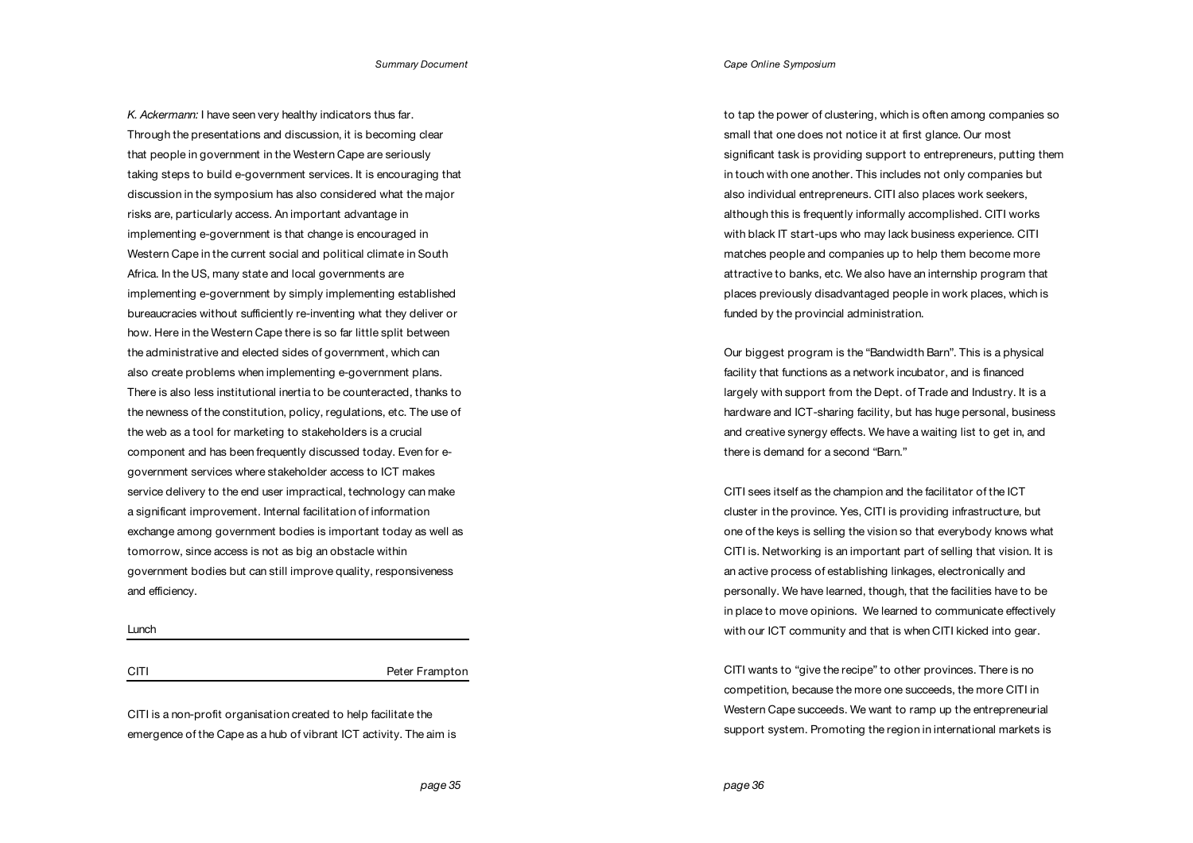*K. Ackermann:* I have seen very healthy indicators thus far. Through the presentations and discussion, it is becoming clear that people in government in the Western Cape are seriously taking steps to build e-government services. It is encouraging that discussion in the symposium has also considered what the major risks are, particularly access. An important advantage in implementing e-government is that change is encouraged in Western Cape in the current social and political climate in South Africa. In the US, many state and local governments are implementing e-government by simply implementing established bureaucracies without sufficiently re-inventing what they deliver or how. Here in the Western Cape there is so far little split between the administrative and elected sides of government, which can also create problems when implementing e-government plans. There is also less institutional inertia to be counteracted, thanks to the newness of the constitution, policy, regulations, etc. The use of the web as a tool for marketing to stakeholders is a crucial component and has been frequently discussed today. Even for e-government services where stakeholder access to ICT makes service delivery to the end user impractical, technology can make a significant improvement. Internal facilitation of information exchange among government bodies is important today as well as tomorrow, since access is not as big an obstacle within government bodies but can still improve quality, responsiveness and efficiency.

Lunch

CITI — Peter Frampton

CITI is a non-profit organisation created to help facilitate the emergence of the Cape as a hub of vibrant ICT activity. The aim is to tap the power of clustering, which is often among companies so small that one does not notice it at first glance. Our most significant task is providing support to entrepreneurs, putting them in touch with one another. This includes not only companies but also individual entrepreneurs. CITI also places work seekers, although this is frequently informally accomplished. CITI works with black IT start-ups who may lack business experience. CITI matches people and companies up to help them become more attractive to banks, etc. We also have an internship program that places previously disadvantaged people in work places, which is funded by the provincial administration.

Our biggest program is the "Bandwidth Barn". This is a physical facility that functions as a network incubator, and is financed largely with support from the Dept. of Trade and Industry. It is a hardware and ICT-sharing facility, but has huge personal, business and creative synergy effects. We have a waiting list to get in, and there is demand for a second "Barn."

CITI sees itself as the champion and the facilitator of the ICT cluster in the province. Yes, CITI is providing infrastructure, but one of the keys is selling the vision so that everybody knows what CITI is. Networking is an important part of selling that vision. It is an active process of establishing linkages, electronically and personally. We have learned, though, that the facilities have to be in place to move opinions. We learned to communicate effectively with our ICT community and that is when CITI kicked into gear.

CITI wants to "give the recipe" to other provinces. There is no competition, because the more one succeeds, the more CITI in Western Cape succeeds. We want to ramp up the entrepreneurial support system. Promoting the region in international markets is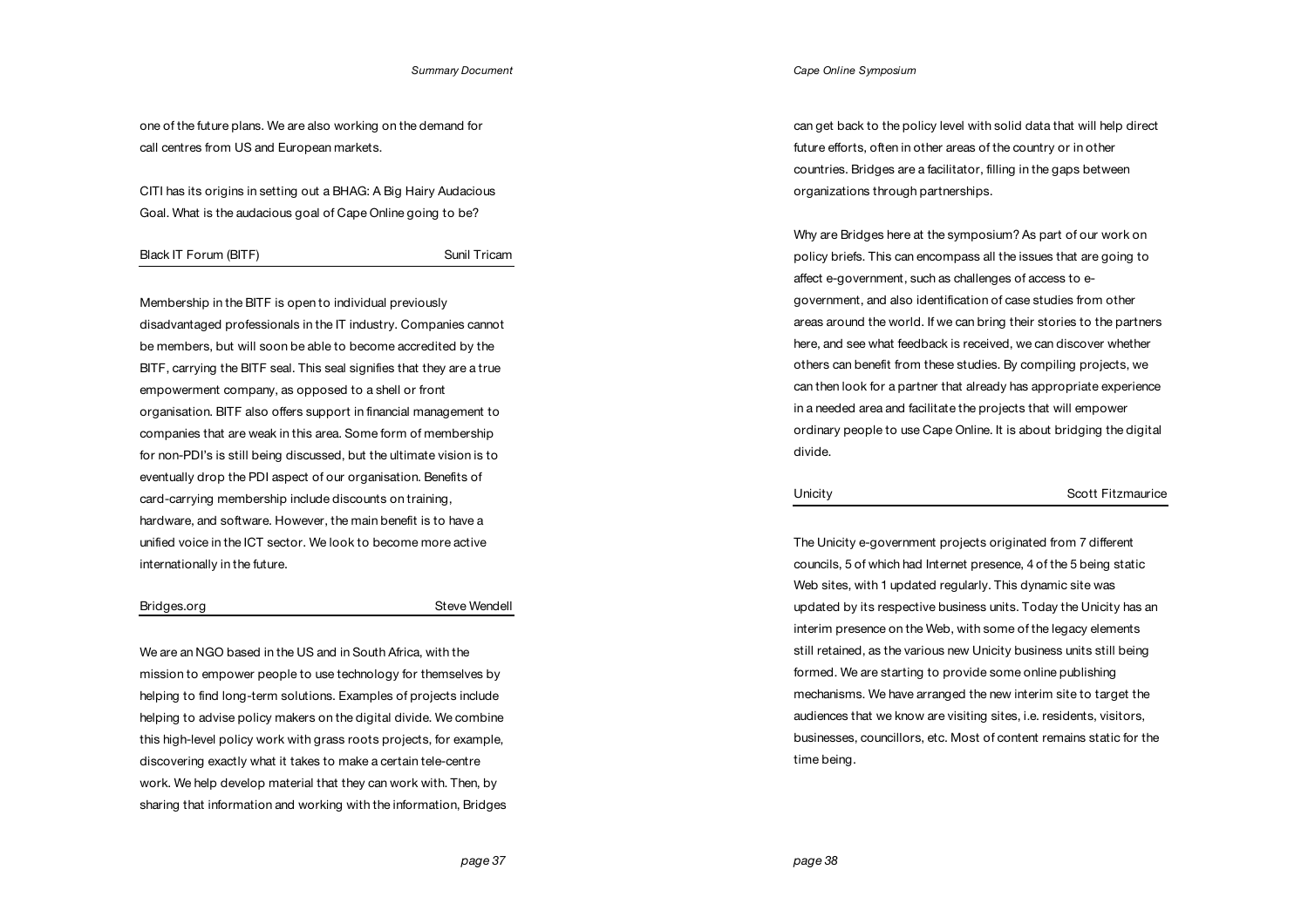one of the future plans. We are also working on the demand for call centres from US and European markets.

CITI has its origins in setting out a BHAG: A Big Hairy Audacious Goal. What is the audacious goal of Cape Online going to be?

### Black IT Forum (BITF) — Sunil Tricam

Membership in the BITF is open to individual previously disadvantaged professionals in the IT industry. Companies cannot be members, but will soon be able to become accredited by the BITF, carrying the BITF seal. This seal signifies that they are a true empowerment company, as opposed to a shell or front organisation. BITF also offers support in financial management to companies that are weak in this area. Some form of membership for non-PDI's is still being discussed, but the ultimate vision is to eventually drop the PDI aspect of our organisation. Benefits of card-carrying membership include discounts on training, hardware, and software. However, the main benefit is to have a unified voice in the ICT sector. We look to become more active internationally in the future.

### Bridges.org — Steve Wendell

We are an NGO based in the US and in South Africa, with the mission to empower people to use technology for themselves by helping to find long-term solutions. Examples of projects include helping to advise policy makers on the digital divide. We combine this high-level policy work with grass roots projects, for example, discovering exactly what it takes to make a certain tele-centre work. We help develop material that they can work with. Then, by sharing that information and working with the information, Bridges can get back to the policy level with solid data that will help direct future efforts, often in other areas of the country or in other countries. Bridges are a facilitator, filling in the gaps between organizations through partnerships.

Why are Bridges here at the symposium? As part of our work on policy briefs. This can encompass all the issues that are going to affect e-government, such as challenges of access to e-government, and also identification of case studies from other areas around the world. If we can bring their stories to the partners here, and see what feedback is received, we can discover whether others can benefit from these studies. By compiling projects, we can then look for a partner that already has appropriate experience in a needed area and facilitate the projects that will empower ordinary people to use Cape Online. It is about bridging the digital divide.

### Unicity — Scott Fitzmaurice

The Unicity e-government projects originated from 7 different councils, 5 of which had Internet presence, 4 of the 5 being static Web sites, with 1 updated regularly. This dynamic site was updated by its respective business units. Today the Unicity has an interim presence on the Web, with some of the legacy elements still retained, as the various new Unicity business units still being formed. We are starting to provide some online publishing mechanisms. We have arranged the new interim site to target the audiences that we know are visiting sites, i.e. residents, visitors, businesses, councillors, etc. Most of content remains static for the time being.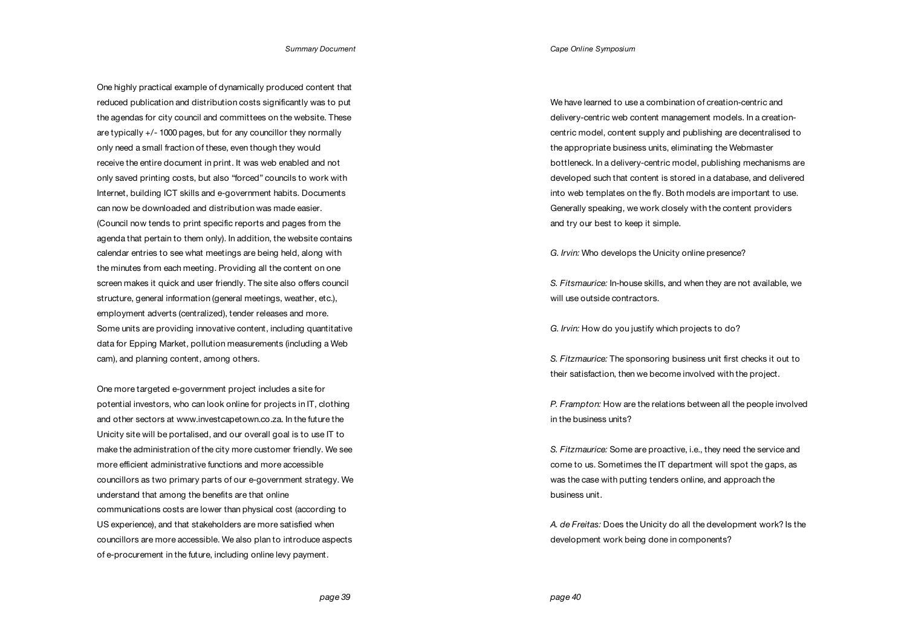One highly practical example of dynamically produced content that reduced publication and distribution costs significantly was to put the agendas for city council and committees on the website. These are typically +/- 1000 pages, but for any councillor they normally only need a small fraction of these, even though they would receive the entire document in print. It was web enabled and not only saved printing costs, but also "forced" councils to work with Internet, building ICT skills and e-government habits. Documents can now be downloaded and distribution was made easier. (Council now tends to print specific reports and pages from the agenda that pertain to them only). In addition, the website contains calendar entries to see what meetings are being held, along with the minutes from each meeting. Providing all the content on one screen makes it quick and user friendly. The site also offers council structure, general information (general meetings, weather, etc.), employment adverts (centralized), tender releases and more. Some units are providing innovative content, including quantitative data for Epping Market, pollution measurements (including a Web cam), and planning content, among others.

One more targeted e-government project includes a site for potential investors, who can look online for projects in IT, clothing and other sectors at www.investcapetown.co.za. In the future the Unicity site will be portalised, and our overall goal is to use IT to make the administration of the city more customer friendly. We see more efficient administrative functions and more accessible councillors as two primary parts of our e-government strategy. We understand that among the benefits are that online communications costs are lower than physical cost (according to US experience), and that stakeholders are more satisfied when councillors are more accessible. We also plan to introduce aspects of e-procurement in the future, including online levy payment.

We have learned to use a combination of creation-centric and delivery-centric web content management models. In a creation-centric model, content supply and publishing are decentralised to the appropriate business units, eliminating the Webmaster bottleneck. In a delivery-centric model, publishing mechanisms are developed such that content is stored in a database, and delivered into web templates on the fly. Both models are important to use. Generally speaking, we work closely with the content providers and try our best to keep it simple.

*G. Irvin:* Who develops the Unicity online presence?

*S. Fitsmaurice:* In-house skills, and when they are not available, we will use outside contractors.

*G. Irvin:* How do you justify which projects to do?

*S. Fitzmaurice:* The sponsoring business unit first checks it out to their satisfaction, then we become involved with the project.

*P. Frampton:* How are the relations between all the people involved in the business units?

*S. Fitzmaurice:* Some are proactive, i.e., they need the service and come to us. Sometimes the IT department will spot the gaps, as was the case with putting tenders online, and approach the business unit.

*A. de Freitas:* Does the Unicity do all the development work? Is the development work being done in components?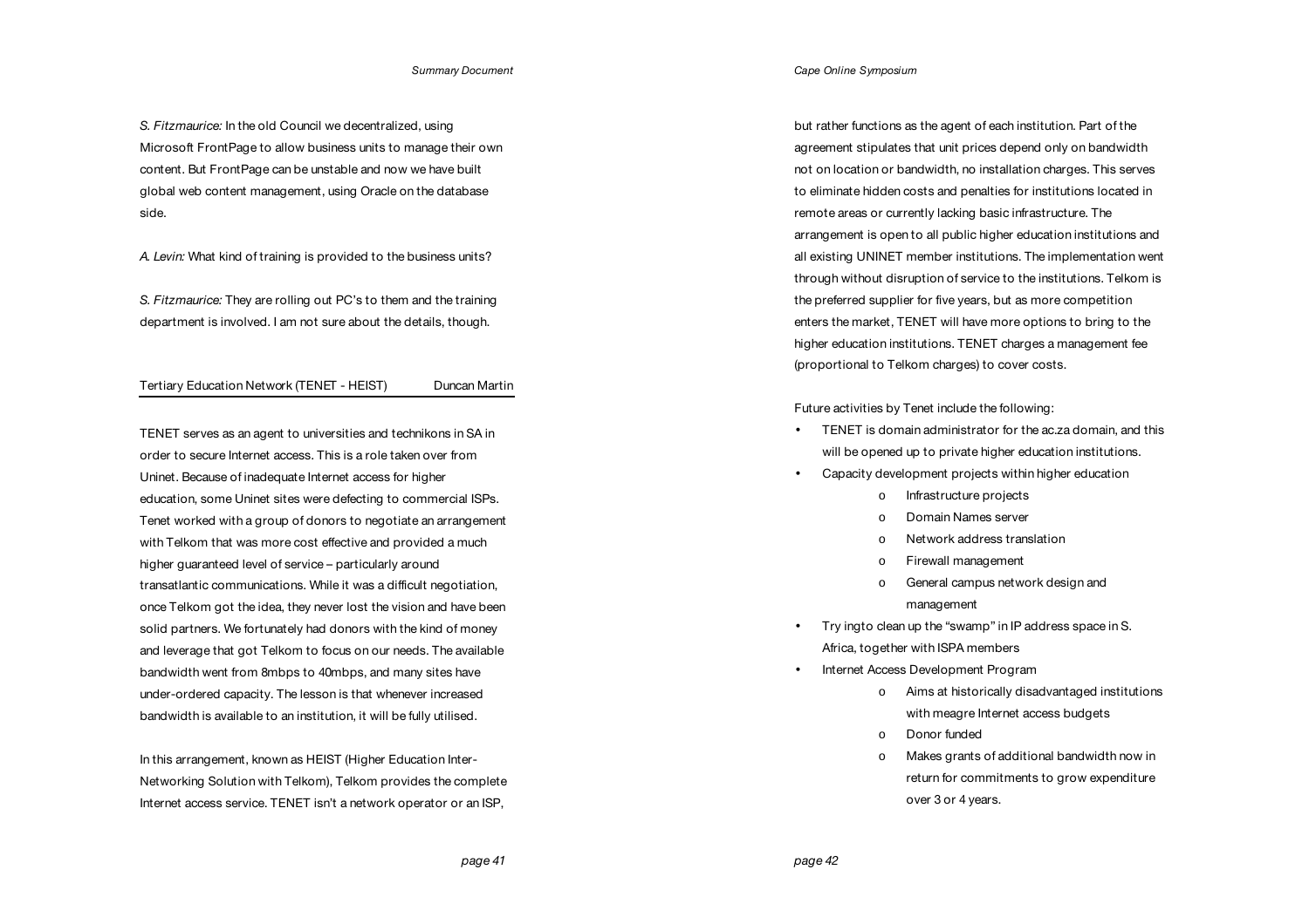*S. Fitzmaurice:* In the old Council we decentralized, using Microsoft FrontPage to allow business units to manage their own content. But FrontPage can be unstable and now we have built global web content management, using Oracle on the database side.

*A. Levin:* What kind of training is provided to the business units?

*S. Fitzmaurice:* They are rolling out PC's to them and the training department is involved. I am not sure about the details, though.

## Tertiary Education Network (TENET - HEIST) — Duncan Martin

TENET serves as an agent to universities and technikons in SA in order to secure Internet access. This is a role taken over from Uninet. Because of inadequate Internet access for higher education, some Uninet sites were defecting to commercial ISPs. Tenet worked with a group of donors to negotiate an arrangement with Telkom that was more cost effective and provided a much higher guaranteed level of service – particularly around transatlantic communications. While it was a difficult negotiation, once Telkom got the idea, they never lost the vision and have been solid partners. We fortunately had donors with the kind of money and leverage that got Telkom to focus on our needs. The available bandwidth went from 8mbps to 40mbps, and many sites have under-ordered capacity. The lesson is that whenever increased bandwidth is available to an institution, it will be fully utilised.

In this arrangement, known as HEIST (Higher Education Inter-Networking Solution with Telkom), Telkom provides the complete Internet access service. TENET isn't a network operator or an ISP, but rather functions as the agent of each institution. Part of the agreement stipulates that unit prices depend only on bandwidth not on location or bandwidth, no installation charges. This serves to eliminate hidden costs and penalties for institutions located in remote areas or currently lacking basic infrastructure. The arrangement is open to all public higher education institutions and all existing UNINET member institutions. The implementation went through without disruption of service to the institutions. Telkom is the preferred supplier for five years, but as more competition enters the market, TENET will have more options to bring to the higher education institutions. TENET charges a management fee (proportional to Telkom charges) to cover costs.

Future activities by Tenet include the following:

- TENET is domain administrator for the ac.za domain, and this will be opened up to private higher education institutions.
- Capacity development projects within higher education
  - Infrastructure projects
  - Domain Names server
  - Network address translation
  - Firewall management
  - General campus network design and management
- Try ingto clean up the "swamp" in IP address space in S. Africa, together with ISPA members
- Internet Access Development Program
  - Aims at historically disadvantaged institutions with meagre Internet access budgets
  - Donor funded
  - Makes grants of additional bandwidth now in return for commitments to grow expenditure over 3 or 4 years.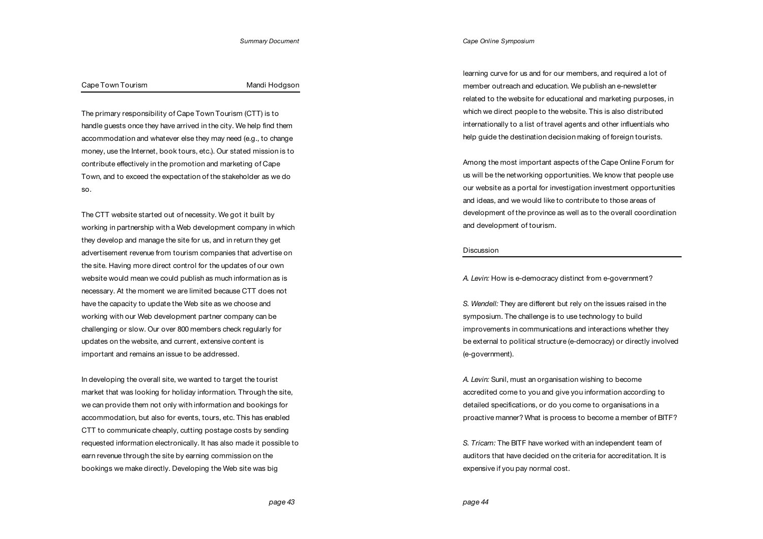## Cape Town Tourism — Mandi Hodgson

The primary responsibility of Cape Town Tourism (CTT) is to handle guests once they have arrived in the city. We help find them accommodation and whatever else they may need (e.g., to change money, use the Internet, book tours, etc.). Our stated mission is to contribute effectively in the promotion and marketing of Cape Town, and to exceed the expectation of the stakeholder as we do so.

The CTT website started out of necessity. We got it built by working in partnership with a Web development company in which they develop and manage the site for us, and in return they get advertisement revenue from tourism companies that advertise on the site. Having more direct control for the updates of our own website would mean we could publish as much information as is necessary. At the moment we are limited because CTT does not have the capacity to update the Web site as we choose and working with our Web development partner company can be challenging or slow. Our over 800 members check regularly for updates on the website, and current, extensive content is important and remains an issue to be addressed.

In developing the overall site, we wanted to target the tourist market that was looking for holiday information. Through the site, we can provide them not only with information and bookings for accommodation, but also for events, tours, etc. This has enabled CTT to communicate cheaply, cutting postage costs by sending requested information electronically. It has also made it possible to earn revenue through the site by earning commission on the bookings we make directly. Developing the Web site was big learning curve for us and for our members, and required a lot of member outreach and education. We publish an e-newsletter related to the website for educational and marketing purposes, in which we direct people to the website. This is also distributed internationally to a list of travel agents and other influentials who help guide the destination decision making of foreign tourists.

Among the most important aspects of the Cape Online Forum for us will be the networking opportunities. We know that people use our website as a portal for investigation investment opportunities and ideas, and we would like to contribute to those areas of development of the province as well as to the overall coordination and development of tourism.

## Discussion

*A. Levin:* How is e-democracy distinct from e-government?

*S. Wendell:* They are different but rely on the issues raised in the symposium. The challenge is to use technology to build improvements in communications and interactions whether they be external to political structure (e-democracy) or directly involved (e-government).

*A. Levin:* Sunil, must an organisation wishing to become accredited come to you and give you information according to detailed specifications, or do you come to organisations in a proactive manner? What is process to become a member of BITF?

*S. Tricam:* The BITF have worked with an independent team of auditors that have decided on the criteria for accreditation. It is expensive if you pay normal cost.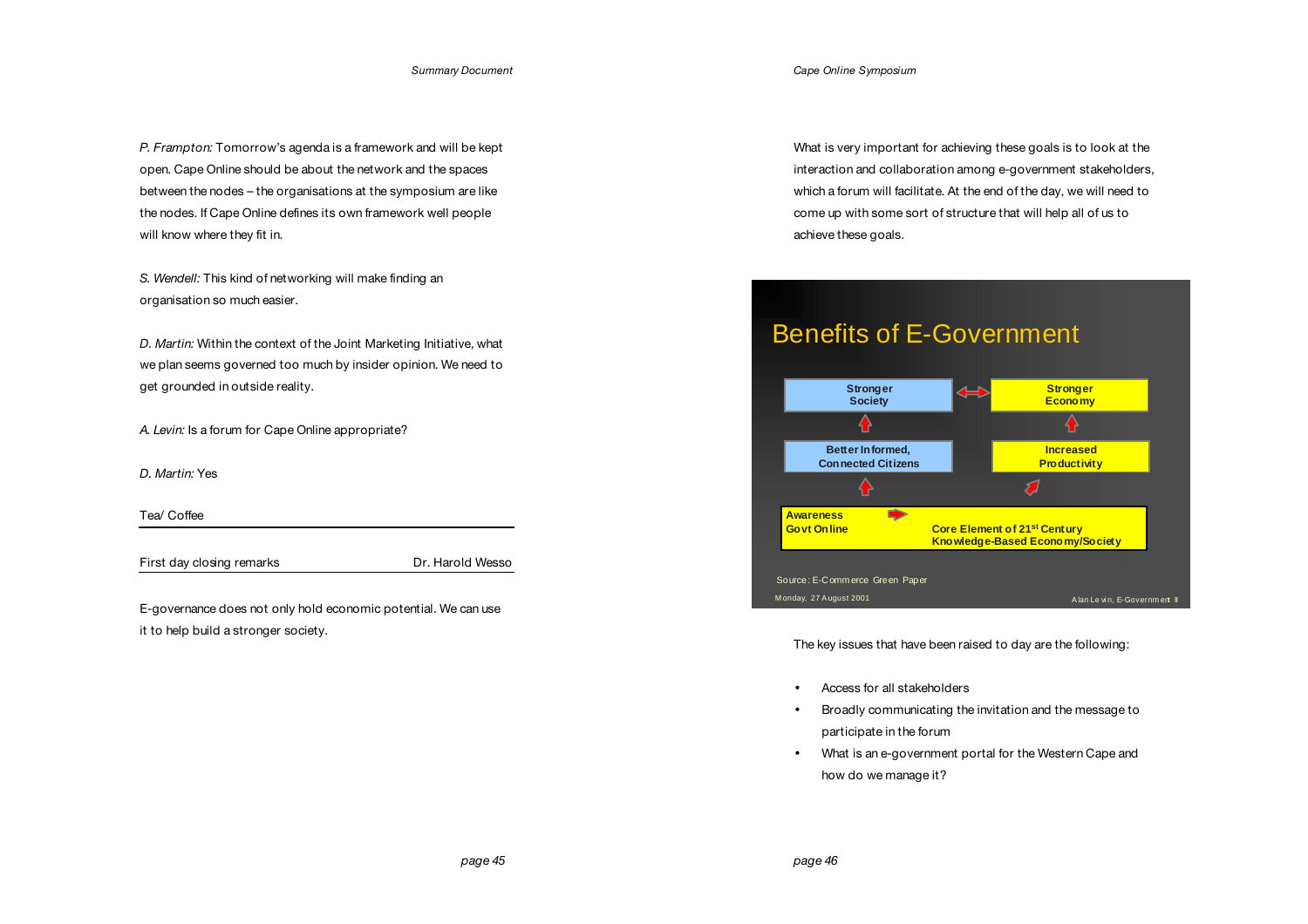*P. Frampton:* Tomorrow's agenda is a framework and will be kept open. Cape Online should be about the network and the spaces between the nodes – the organisations at the symposium are like the nodes. If Cape Online defines its own framework well people will know where they fit in.

*S. Wendell:* This kind of networking will make finding an organisation so much easier.

*D. Martin:* Within the context of the Joint Marketing Initiative, what we plan seems governed too much by insider opinion. We need to get grounded in outside reality.

*A. Levin:* Is a forum for Cape Online appropriate?

*D. Martin:* Yes

Tea/ Coffee

---

First day closing remarks — Dr. Harold Wesso

---

E-governance does not only hold economic potential. We can use it to help build a stronger society.

What is very important for achieving these goals is to look at the interaction and collaboration among e-government stakeholders, which a forum will facilitate. At the end of the day, we will need to come up with some sort of structure that will help all of us to achieve these goals.

**Benefits of E-Government**

- Stronger Society ↔ Stronger Economy
- Better Informed, Connected Citizens → Stronger Society
- Increased Productivity → Stronger Economy
- Awareness Govt Online → Core Element of 21st Century Knowledge-Based Economy/Society

Source: E-Commerce Green Paper

Monday, 27 August 2001 — Alan Levin, E-Government II

The key issues that have been raised to day are the following:

- Access for all stakeholders
- Broadly communicating the invitation and the message to participate in the forum
- What is an e-government portal for the Western Cape and how do we manage it?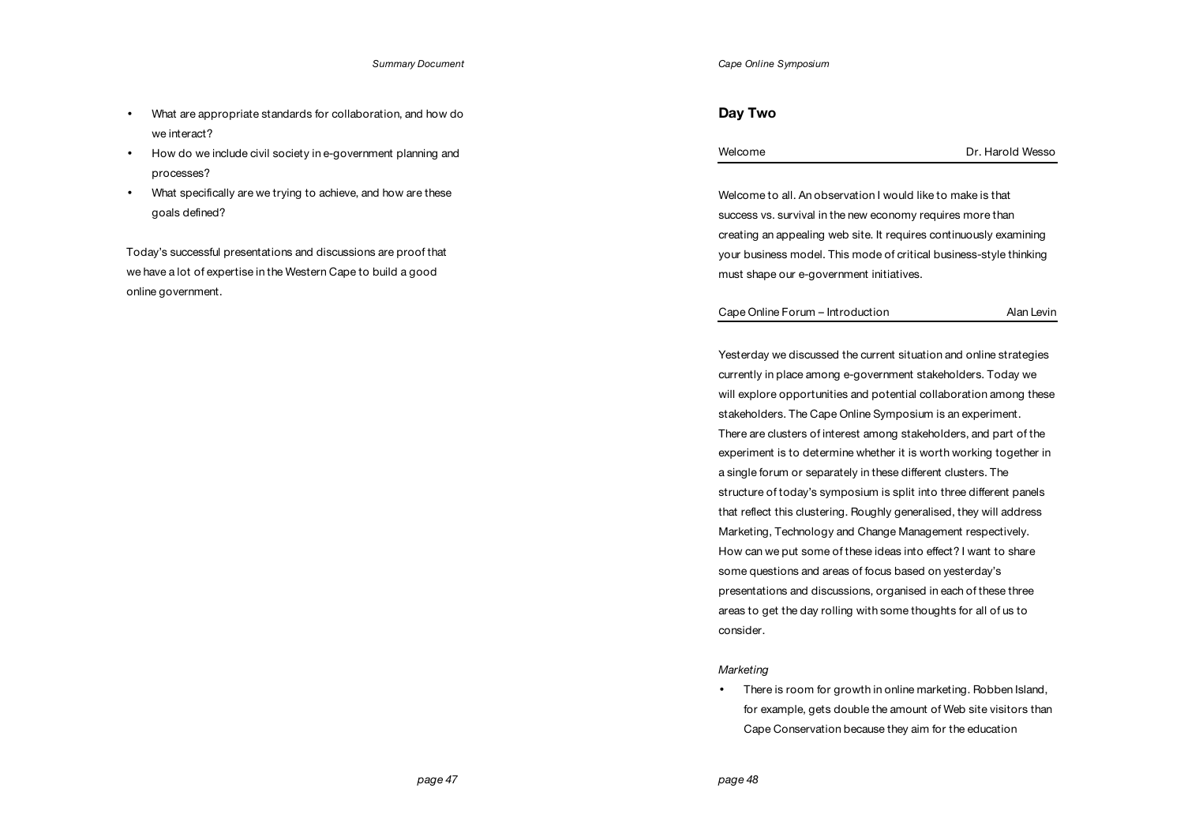- What are appropriate standards for collaboration, and how do we interact?
- How do we include civil society in e-government planning and processes?
- What specifically are we trying to achieve, and how are these goals defined?

Today's successful presentations and discussions are proof that we have a lot of expertise in the Western Cape to build a good online government.

## Day Two

### Welcome — Dr. Harold Wesso

Welcome to all. An observation I would like to make is that success vs. survival in the new economy requires more than creating an appealing web site. It requires continuously examining your business model. This mode of critical business-style thinking must shape our e-government initiatives.

### Cape Online Forum – Introduction — Alan Levin

Yesterday we discussed the current situation and online strategies currently in place among e-government stakeholders. Today we will explore opportunities and potential collaboration among these stakeholders. The Cape Online Symposium is an experiment. There are clusters of interest among stakeholders, and part of the experiment is to determine whether it is worth working together in a single forum or separately in these different clusters. The structure of today's symposium is split into three different panels that reflect this clustering. Roughly generalised, they will address Marketing, Technology and Change Management respectively. How can we put some of these ideas into effect? I want to share some questions and areas of focus based on yesterday's presentations and discussions, organised in each of these three areas to get the day rolling with some thoughts for all of us to consider.

*Marketing*

- There is room for growth in online marketing. Robben Island, for example, gets double the amount of Web site visitors than Cape Conservation because they aim for the education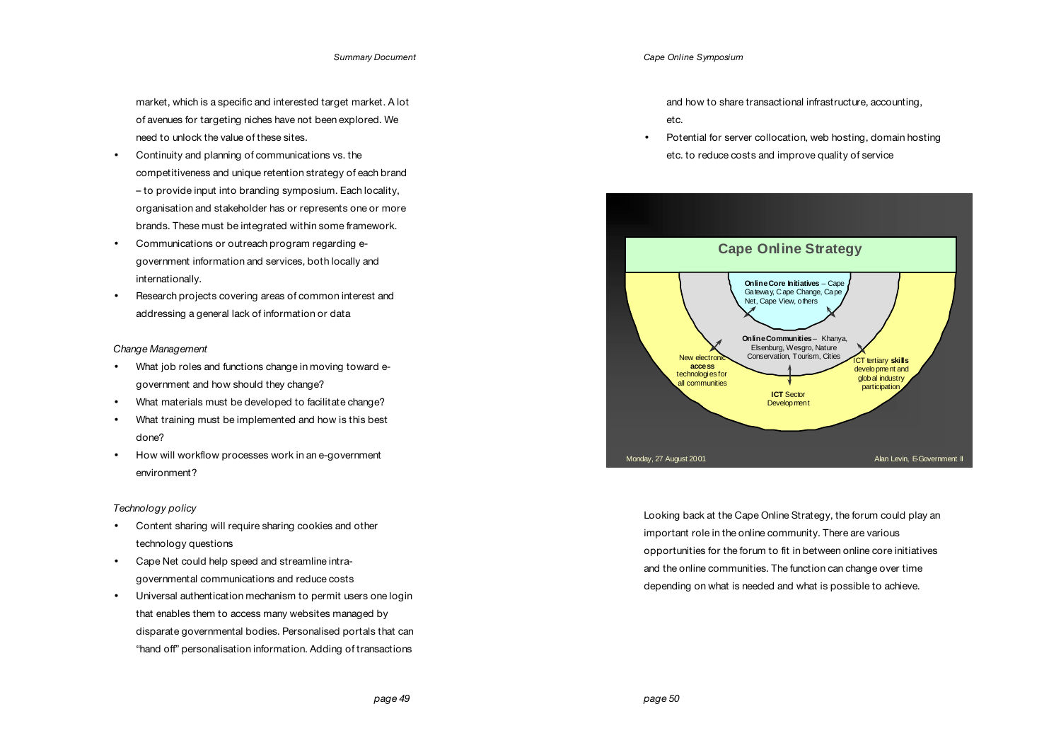market, which is a specific and interested target market. A lot of avenues for targeting niches have not been explored. We need to unlock the value of these sites.

- Continuity and planning of communications vs. the competitiveness and unique retention strategy of each brand – to provide input into branding symposium. Each locality, organisation and stakeholder has or represents one or more brands. These must be integrated within some framework.
- Communications or outreach program regarding e-government information and services, both locally and internationally.
- Research projects covering areas of common interest and addressing a general lack of information or data

*Change Management*

- What job roles and functions change in moving toward e-government and how should they change?
- What materials must be developed to facilitate change?
- What training must be implemented and how is this best done?
- How will workflow processes work in an e-government environment?

*Technology policy*

- Content sharing will require sharing cookies and other technology questions
- Cape Net could help speed and streamline intra-governmental communications and reduce costs
- Universal authentication mechanism to permit users one login that enables them to access many websites managed by disparate governmental bodies. Personalised portals that can "hand off" personalisation information. Adding of transactions and how to share transactional infrastructure, accounting, etc.
- Potential for server collocation, web hosting, domain hosting etc. to reduce costs and improve quality of service

**Cape Online Strategy**

**Online Core Initiatives** – Cape Gateway, Cape Change, Cape Net, Cape View, others

**Online Communities** – Khanya, Elsenburg, Wesgro, Nature Conservation, Tourism, Cities

New electronic **access** technologies for all communities

**ICT** Sector Development

ICT tertiary **skills** development and global industry participation

Monday, 27 August 2001 — Alan Levin, E-Government II

Looking back at the Cape Online Strategy, the forum could play an important role in the online community. There are various opportunities for the forum to fit in between online core initiatives and the online communities. The function can change over time depending on what is needed and what is possible to achieve.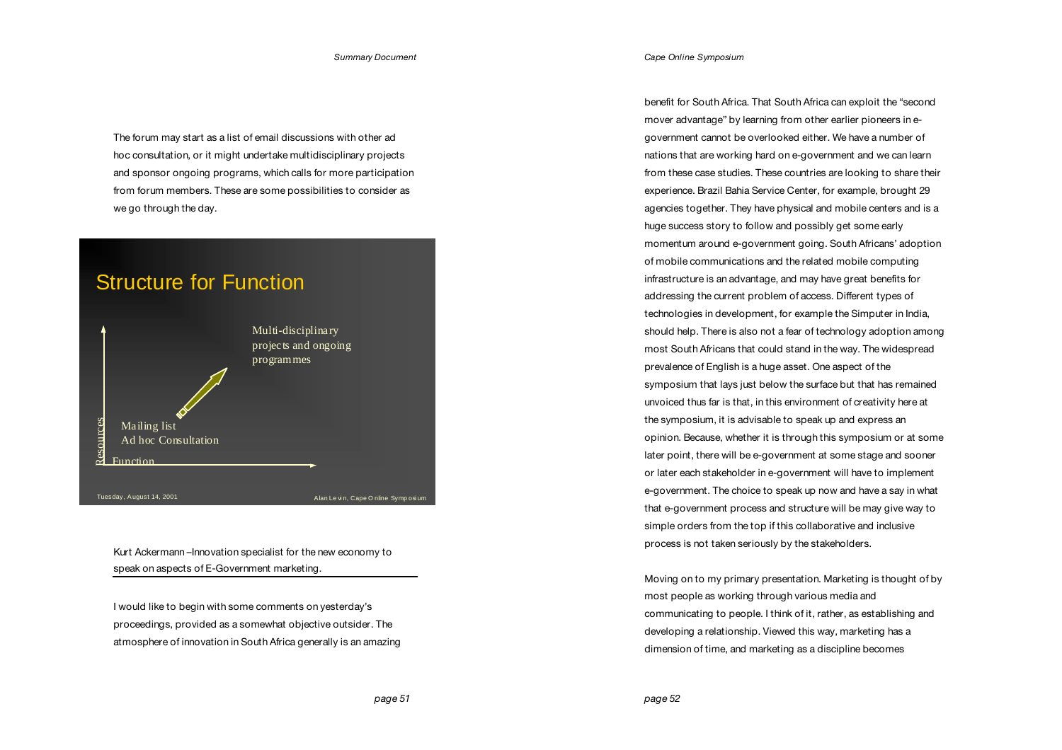The forum may start as a list of email discussions with other ad hoc consultation, or it might undertake multidisciplinary projects and sponsor ongoing programs, which calls for more participation from forum members. These are some possibilities to consider as we go through the day.

## Structure for Function

Multi-disciplinary projects and ongoing programmes

Mailing list
Ad hoc Consultation

Resources

Function

Tuesday, August 14, 2001 — Alan Levin, Cape Online Symposium

Kurt Ackermann –Innovation specialist for the new economy to speak on aspects of E-Government marketing.

I would like to begin with some comments on yesterday's proceedings, provided as a somewhat objective outsider. The atmosphere of innovation in South Africa generally is an amazing benefit for South Africa. That South Africa can exploit the "second mover advantage" by learning from other earlier pioneers in e-government cannot be overlooked either. We have a number of nations that are working hard on e-government and we can learn from these case studies. These countries are looking to share their experience. Brazil Bahia Service Center, for example, brought 29 agencies together. They have physical and mobile centers and is a huge success story to follow and possibly get some early momentum around e-government going. South Africans' adoption of mobile communications and the related mobile computing infrastructure is an advantage, and may have great benefits for addressing the current problem of access. Different types of technologies in development, for example the Simputer in India, should help. There is also not a fear of technology adoption among most South Africans that could stand in the way. The widespread prevalence of English is a huge asset. One aspect of the symposium that lays just below the surface but that has remained unvoiced thus far is that, in this environment of creativity here at the symposium, it is advisable to speak up and express an opinion. Because, whether it is through this symposium or at some later point, there will be e-government at some stage and sooner or later each stakeholder in e-government will have to implement e-government. The choice to speak up now and have a say in what that e-government process and structure will be may give way to simple orders from the top if this collaborative and inclusive process is not taken seriously by the stakeholders.

Moving on to my primary presentation. Marketing is thought of by most people as working through various media and communicating to people. I think of it, rather, as establishing and developing a relationship. Viewed this way, marketing has a dimension of time, and marketing as a discipline becomes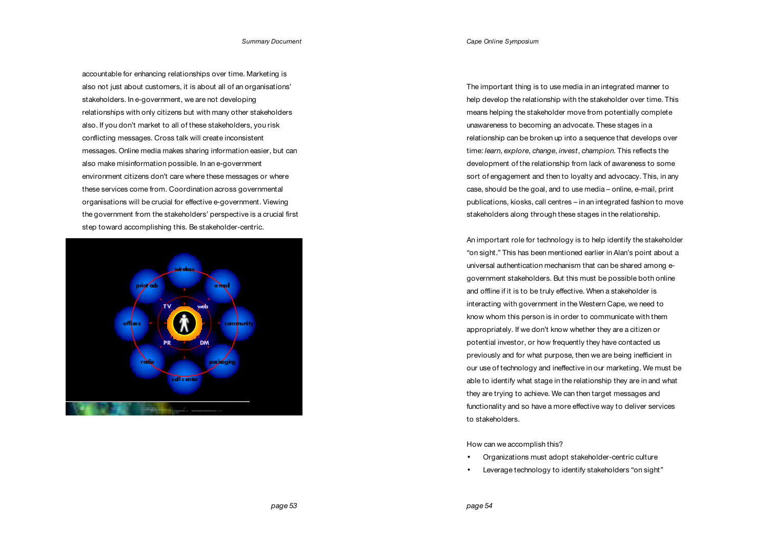accountable for enhancing relationships over time. Marketing is also not just about customers, it is about all of an organisations' stakeholders. In e-government, we are not developing relationships with only citizens but with many other stakeholders also. If you don't market to all of these stakeholders, you risk conflicting messages. Cross talk will create inconsistent messages. Online media makes sharing information easier, but can also make misinformation possible. In an e-government environment citizens don't care where these messages or where these services come from. Coordination across governmental organisations will be crucial for effective e-government. Viewing the government from the stakeholders' perspective is a crucial first step toward accomplishing this. Be stakeholder-centric.

The important thing is to use media in an integrated manner to help develop the relationship with the stakeholder over time. This means helping the stakeholder move from potentially complete unawareness to becoming an advocate. These stages in a relationship can be broken up into a sequence that develops over time: *learn*, *explore*, *change*, *invest*, *champion*. This reflects the development of the relationship from lack of awareness to some sort of engagement and then to loyalty and advocacy. This, in any case, should be the goal, and to use media – online, e-mail, print publications, kiosks, call centres – in an integrated fashion to move stakeholders along through these stages in the relationship.

An important role for technology is to help identify the stakeholder "on sight." This has been mentioned earlier in Alan's point about a universal authentication mechanism that can be shared among e-government stakeholders. But this must be possible both online and offline if it is to be truly effective. When a stakeholder is interacting with government in the Western Cape, we need to know whom this person is in order to communicate with them appropriately. If we don't know whether they are a citizen or potential investor, or how frequently they have contacted us previously and for what purpose, then we are being inefficient in our use of technology and ineffective in our marketing. We must be able to identify what stage in the relationship they are in and what they are trying to achieve. We can then target messages and functionality and so have a more effective way to deliver services to stakeholders.

How can we accomplish this?

- Organizations must adopt stakeholder-centric culture
- Leverage technology to identify stakeholders "on sight"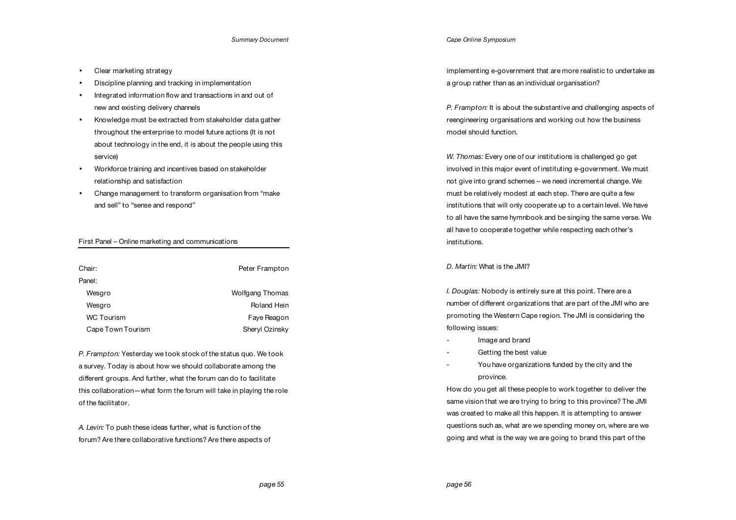- Clear marketing strategy
- Discipline planning and tracking in implementation
- Integrated information flow and transactions in and out of new and existing delivery channels
- Knowledge must be extracted from stakeholder data gather throughout the enterprise to model future actions (It is not about technology in the end, it is about the people using this service)
- Workforce training and incentives based on stakeholder relationship and satisfaction
- Change management to transform organisation from "make and sell" to "sense and respond"

## First Panel – Online marketing and communications

| Chair: | Peter Frampton |
|---|---|
| Panel: | |
| Wesgro | Wolfgang Thomas |
| Wesgro | Roland Hein |
| WC Tourism | Faye Reagon |
| Cape Town Tourism | Sheryl Ozinsky |

*P. Frampton:* Yesterday we took stock of the status quo. We took a survey. Today is about how we should collaborate among the different groups. And further, what the forum can do to facilitate this collaboration—what form the forum will take in playing the role of the facilitator.

*A. Levin:* To push these ideas further, what is function of the forum? Are there collaborative functions? Are there aspects of implementing e-government that are more realistic to undertake as a group rather than as an individual organisation?

*P. Frampton:* It is about the substantive and challenging aspects of reengineering organisations and working out how the business model should function.

*W. Thomas:* Every one of our institutions is challenged go get involved in this major event of instituting e-government. We must not give into grand schemes – we need incremental change. We must be relatively modest at each step. There are quite a few institutions that will only cooperate up to a certain level. We have to all have the same hymnbook and be singing the same verse. We all have to cooperate together while respecting each other's institutions.

*D. Martin:* What is the JMI?

*I. Douglas:* Nobody is entirely sure at this point. There are a number of different organizations that are part of the JMI who are promoting the Western Cape region. The JMI is considering the following issues:

- Image and brand
- Getting the best value
- You have organizations funded by the city and the province.

How do you get all these people to work together to deliver the same vision that we are trying to bring to this province? The JMI was created to make all this happen. It is attempting to answer questions such as, what are we spending money on, where are we going and what is the way we are going to brand this part of the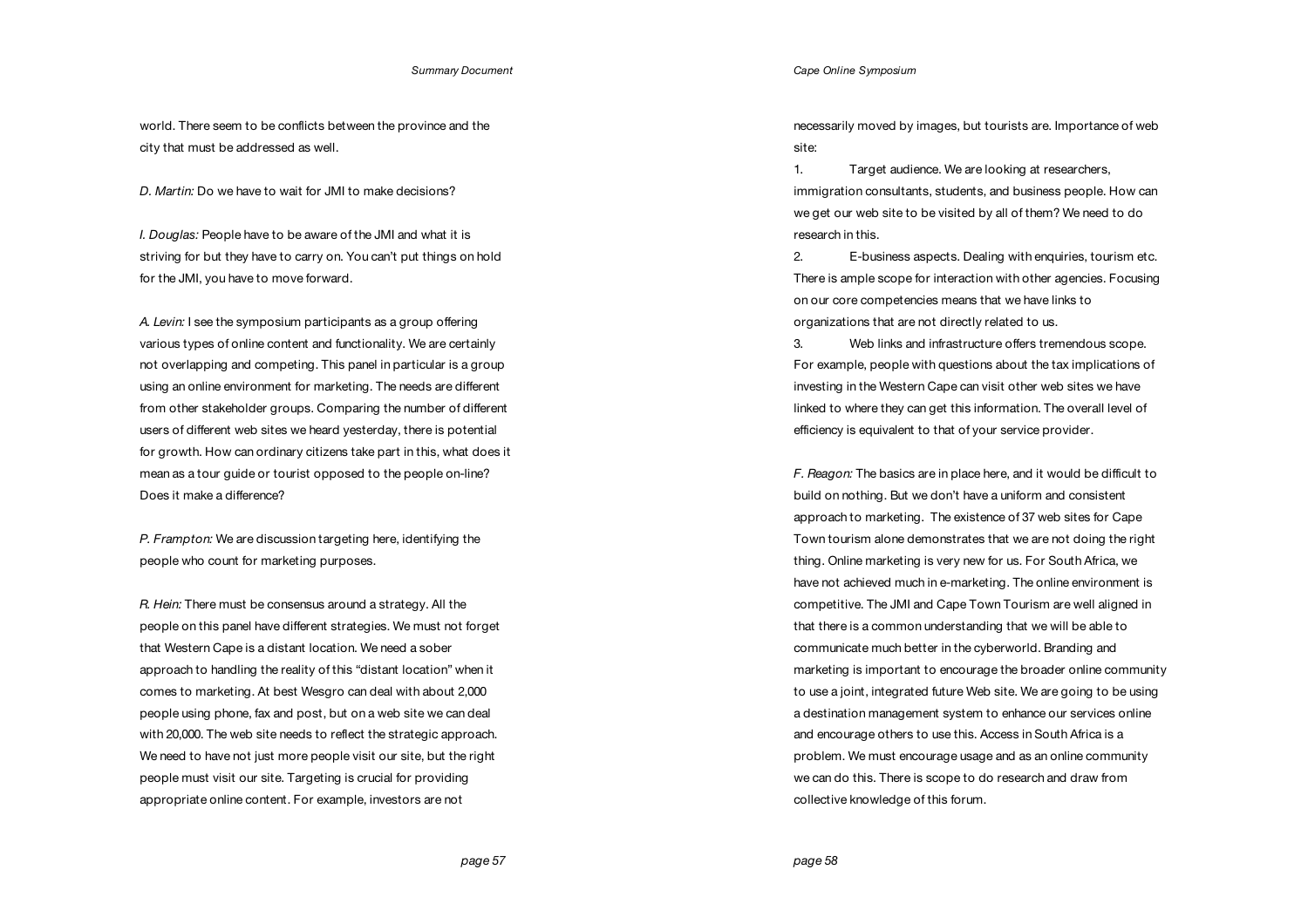world. There seem to be conflicts between the province and the city that must be addressed as well.

*D. Martin:* Do we have to wait for JMI to make decisions?

*I. Douglas:* People have to be aware of the JMI and what it is striving for but they have to carry on. You can't put things on hold for the JMI, you have to move forward.

*A. Levin:* I see the symposium participants as a group offering various types of online content and functionality. We are certainly not overlapping and competing. This panel in particular is a group using an online environment for marketing. The needs are different from other stakeholder groups. Comparing the number of different users of different web sites we heard yesterday, there is potential for growth. How can ordinary citizens take part in this, what does it mean as a tour guide or tourist opposed to the people on-line? Does it make a difference?

*P. Frampton:* We are discussion targeting here, identifying the people who count for marketing purposes.

*R. Hein:* There must be consensus around a strategy. All the people on this panel have different strategies. We must not forget that Western Cape is a distant location. We need a sober approach to handling the reality of this "distant location" when it comes to marketing. At best Wesgro can deal with about 2,000 people using phone, fax and post, but on a web site we can deal with 20,000. The web site needs to reflect the strategic approach. We need to have not just more people visit our site, but the right people must visit our site. Targeting is crucial for providing appropriate online content. For example, investors are not necessarily moved by images, but tourists are. Importance of web site:

1. Target audience. We are looking at researchers, immigration consultants, students, and business people. How can we get our web site to be visited by all of them? We need to do research in this.
2. E-business aspects. Dealing with enquiries, tourism etc. There is ample scope for interaction with other agencies. Focusing on our core competencies means that we have links to organizations that are not directly related to us.
3. Web links and infrastructure offers tremendous scope. For example, people with questions about the tax implications of investing in the Western Cape can visit other web sites we have linked to where they can get this information. The overall level of efficiency is equivalent to that of your service provider.

*F. Reagon:* The basics are in place here, and it would be difficult to build on nothing. But we don't have a uniform and consistent approach to marketing. The existence of 37 web sites for Cape Town tourism alone demonstrates that we are not doing the right thing. Online marketing is very new for us. For South Africa, we have not achieved much in e-marketing. The online environment is competitive. The JMI and Cape Town Tourism are well aligned in that there is a common understanding that we will be able to communicate much better in the cyberworld. Branding and marketing is important to encourage the broader online community to use a joint, integrated future Web site. We are going to be using a destination management system to enhance our services online and encourage others to use this. Access in South Africa is a problem. We must encourage usage and as an online community we can do this. There is scope to do research and draw from collective knowledge of this forum.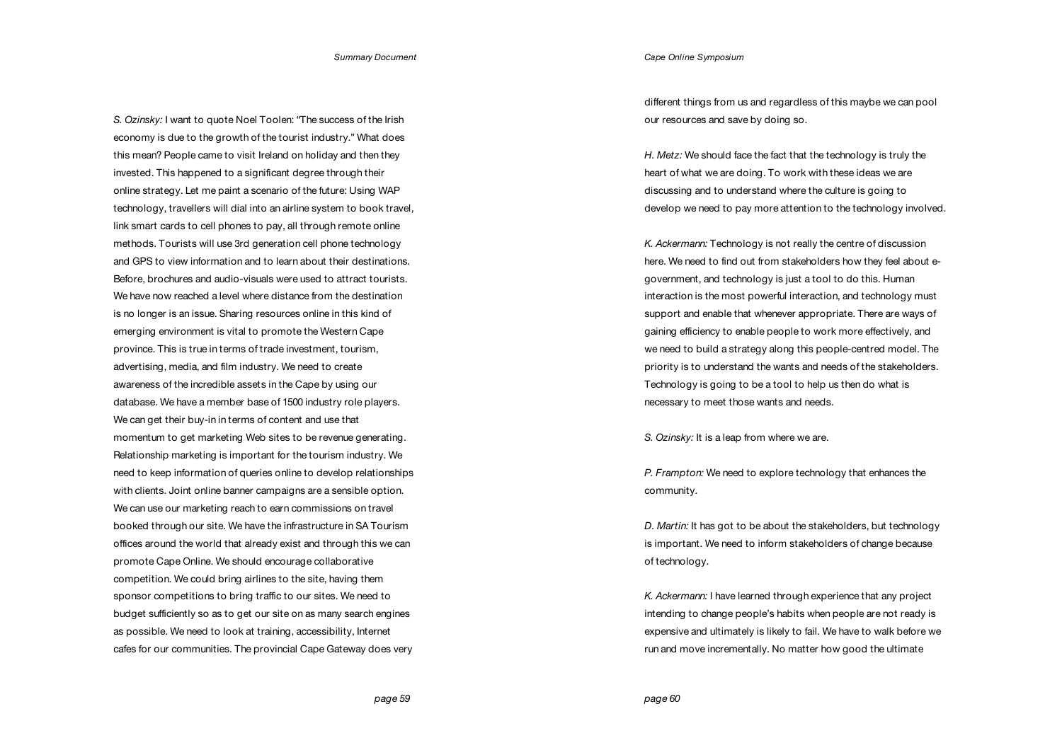*S. Ozinsky:* I want to quote Noel Toolen: "The success of the Irish economy is due to the growth of the tourist industry." What does this mean? People came to visit Ireland on holiday and then they invested. This happened to a significant degree through their online strategy. Let me paint a scenario of the future: Using WAP technology, travellers will dial into an airline system to book travel, link smart cards to cell phones to pay, all through remote online methods. Tourists will use 3rd generation cell phone technology and GPS to view information and to learn about their destinations. Before, brochures and audio-visuals were used to attract tourists. We have now reached a level where distance from the destination is no longer is an issue. Sharing resources online in this kind of emerging environment is vital to promote the Western Cape province. This is true in terms of trade investment, tourism, advertising, media, and film industry. We need to create awareness of the incredible assets in the Cape by using our database. We have a member base of 1500 industry role players. We can get their buy-in in terms of content and use that momentum to get marketing Web sites to be revenue generating. Relationship marketing is important for the tourism industry. We need to keep information of queries online to develop relationships with clients. Joint online banner campaigns are a sensible option. We can use our marketing reach to earn commissions on travel booked through our site. We have the infrastructure in SA Tourism offices around the world that already exist and through this we can promote Cape Online. We should encourage collaborative competition. We could bring airlines to the site, having them sponsor competitions to bring traffic to our sites. We need to budget sufficiently so as to get our site on as many search engines as possible. We need to look at training, accessibility, Internet cafes for our communities. The provincial Cape Gateway does very different things from us and regardless of this maybe we can pool our resources and save by doing so.

*H. Metz:* We should face the fact that the technology is truly the heart of what we are doing. To work with these ideas we are discussing and to understand where the culture is going to develop we need to pay more attention to the technology involved.

*K. Ackermann:* Technology is not really the centre of discussion here. We need to find out from stakeholders how they feel about e-government, and technology is just a tool to do this. Human interaction is the most powerful interaction, and technology must support and enable that whenever appropriate. There are ways of gaining efficiency to enable people to work more effectively, and we need to build a strategy along this people-centred model. The priority is to understand the wants and needs of the stakeholders. Technology is going to be a tool to help us then do what is necessary to meet those wants and needs.

*S. Ozinsky:* It is a leap from where we are.

*P. Frampton:* We need to explore technology that enhances the community.

*D. Martin:* It has got to be about the stakeholders, but technology is important. We need to inform stakeholders of change because of technology.

*K. Ackermann:* I have learned through experience that any project intending to change people's habits when people are not ready is expensive and ultimately is likely to fail. We have to walk before we run and move incrementally. No matter how good the ultimate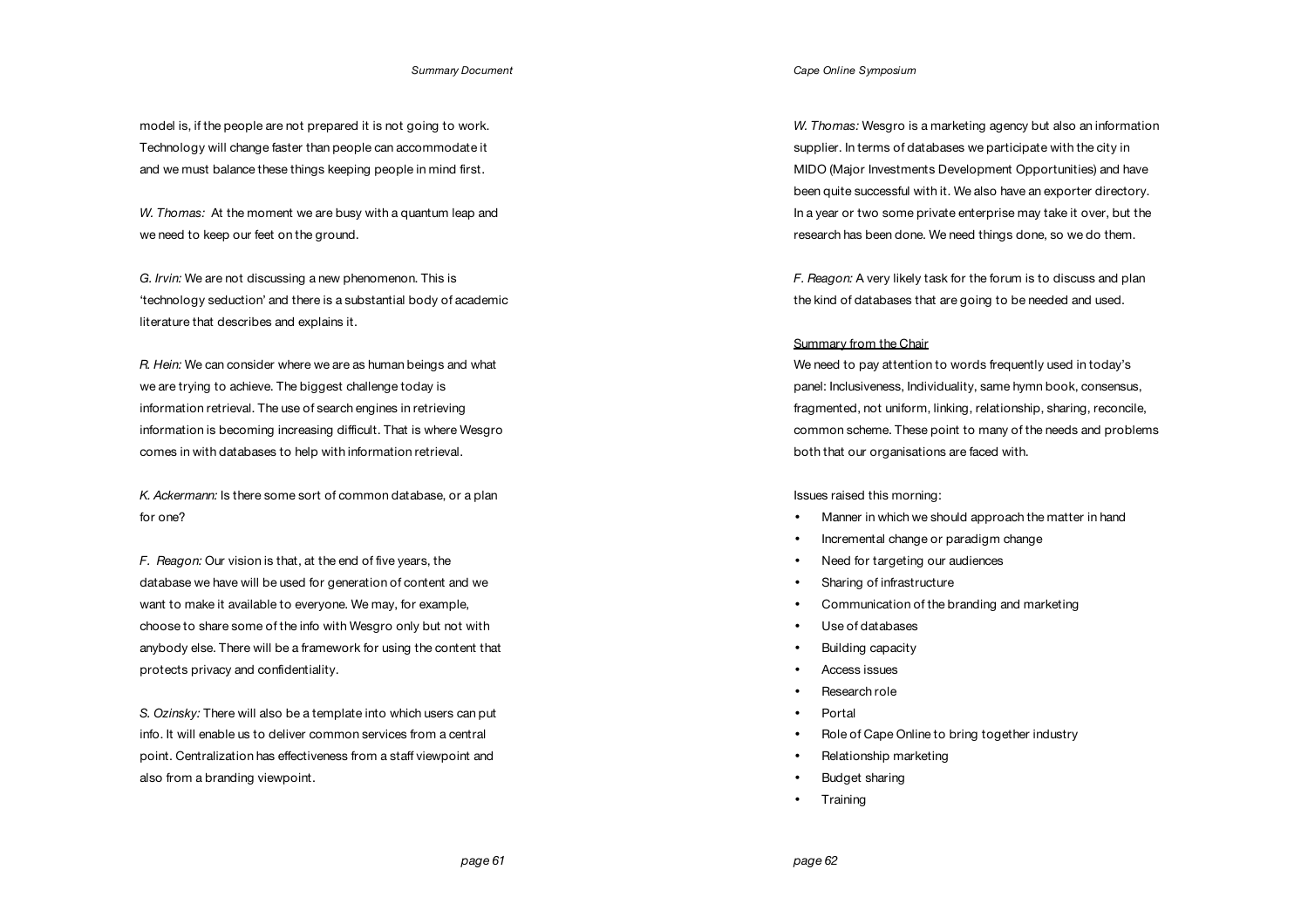model is, if the people are not prepared it is not going to work. Technology will change faster than people can accommodate it and we must balance these things keeping people in mind first.

*W. Thomas:* At the moment we are busy with a quantum leap and we need to keep our feet on the ground.

*G. Irvin:* We are not discussing a new phenomenon. This is 'technology seduction' and there is a substantial body of academic literature that describes and explains it.

*R. Hein:* We can consider where we are as human beings and what we are trying to achieve. The biggest challenge today is information retrieval. The use of search engines in retrieving information is becoming increasing difficult. That is where Wesgro comes in with databases to help with information retrieval.

*K. Ackermann:* Is there some sort of common database, or a plan for one?

*F. Reagon:* Our vision is that, at the end of five years, the database we have will be used for generation of content and we want to make it available to everyone. We may, for example, choose to share some of the info with Wesgro only but not with anybody else. There will be a framework for using the content that protects privacy and confidentiality.

*S. Ozinsky:* There will also be a template into which users can put info. It will enable us to deliver common services from a central point. Centralization has effectiveness from a staff viewpoint and also from a branding viewpoint.

*W. Thomas:* Wesgro is a marketing agency but also an information supplier. In terms of databases we participate with the city in MIDO (Major Investments Development Opportunities) and have been quite successful with it. We also have an exporter directory. In a year or two some private enterprise may take it over, but the research has been done. We need things done, so we do them.

*F. Reagon:* A very likely task for the forum is to discuss and plan the kind of databases that are going to be needed and used.

<u>Summary from the Chair</u>

We need to pay attention to words frequently used in today's panel: Inclusiveness, Individuality, same hymn book, consensus, fragmented, not uniform, linking, relationship, sharing, reconcile, common scheme. These point to many of the needs and problems both that our organisations are faced with.

Issues raised this morning:

- Manner in which we should approach the matter in hand
- Incremental change or paradigm change
- Need for targeting our audiences
- Sharing of infrastructure
- Communication of the branding and marketing
- Use of databases
- Building capacity
- Access issues
- Research role
- Portal
- Role of Cape Online to bring together industry
- Relationship marketing
- Budget sharing
- Training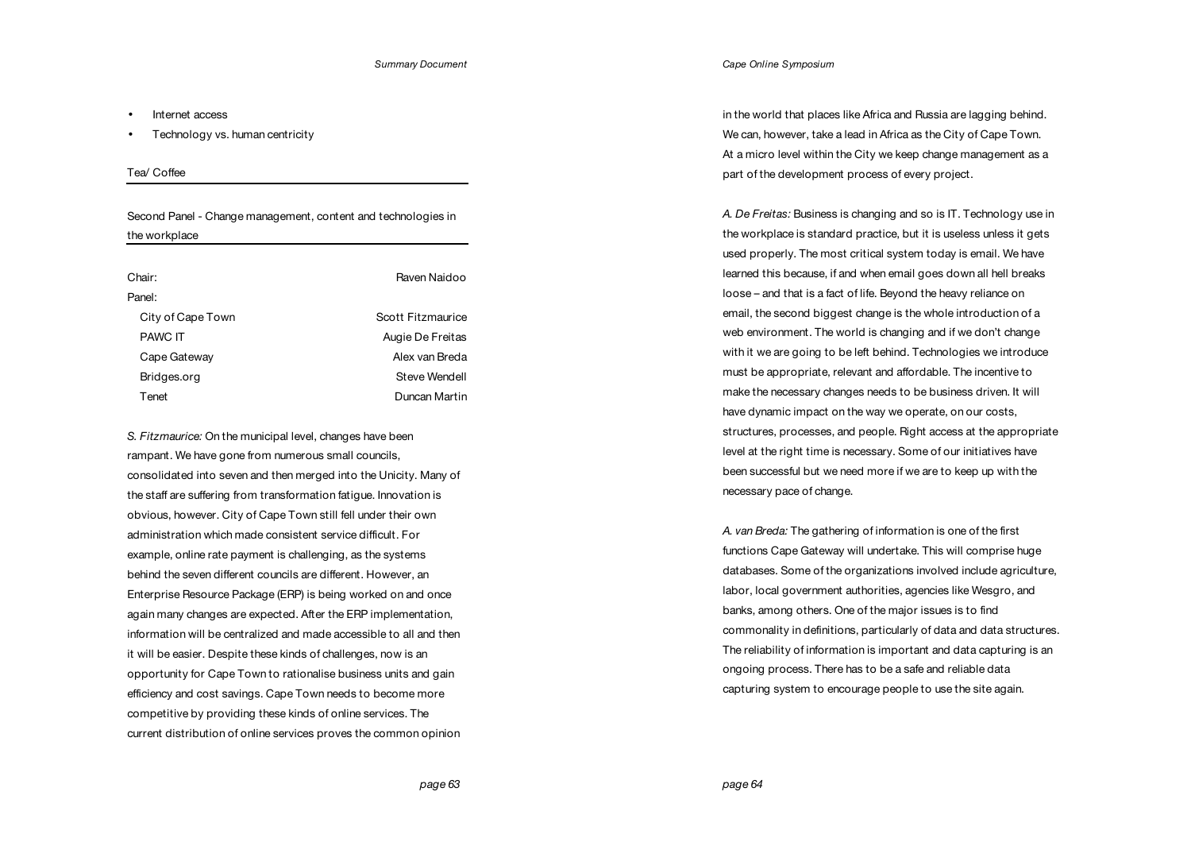- Internet access
- Technology vs. human centricity

Tea/ Coffee

Second Panel - Change management, content and technologies in the workplace

| | |
|---|---|
| Chair: | Raven Naidoo |
| Panel: | |
| City of Cape Town | Scott Fitzmaurice |
| PAWC IT | Augie De Freitas |
| Cape Gateway | Alex van Breda |
| Bridges.org | Steve Wendell |
| Tenet | Duncan Martin |

*S. Fitzmaurice:* On the municipal level, changes have been rampant. We have gone from numerous small councils, consolidated into seven and then merged into the Unicity. Many of the staff are suffering from transformation fatigue. Innovation is obvious, however. City of Cape Town still fell under their own administration which made consistent service difficult. For example, online rate payment is challenging, as the systems behind the seven different councils are different. However, an Enterprise Resource Package (ERP) is being worked on and once again many changes are expected. After the ERP implementation, information will be centralized and made accessible to all and then it will be easier. Despite these kinds of challenges, now is an opportunity for Cape Town to rationalise business units and gain efficiency and cost savings. Cape Town needs to become more competitive by providing these kinds of online services. The current distribution of online services proves the common opinion in the world that places like Africa and Russia are lagging behind. We can, however, take a lead in Africa as the City of Cape Town. At a micro level within the City we keep change management as a part of the development process of every project.

*A. De Freitas:* Business is changing and so is IT. Technology use in the workplace is standard practice, but it is useless unless it gets used properly. The most critical system today is email. We have learned this because, if and when email goes down all hell breaks loose – and that is a fact of life. Beyond the heavy reliance on email, the second biggest change is the whole introduction of a web environment. The world is changing and if we don't change with it we are going to be left behind. Technologies we introduce must be appropriate, relevant and affordable. The incentive to make the necessary changes needs to be business driven. It will have dynamic impact on the way we operate, on our costs, structures, processes, and people. Right access at the appropriate level at the right time is necessary. Some of our initiatives have been successful but we need more if we are to keep up with the necessary pace of change.

*A. van Breda:* The gathering of information is one of the first functions Cape Gateway will undertake. This will comprise huge databases. Some of the organizations involved include agriculture, labor, local government authorities, agencies like Wesgro, and banks, among others. One of the major issues is to find commonality in definitions, particularly of data and data structures. The reliability of information is important and data capturing is an ongoing process. There has to be a safe and reliable data capturing system to encourage people to use the site again.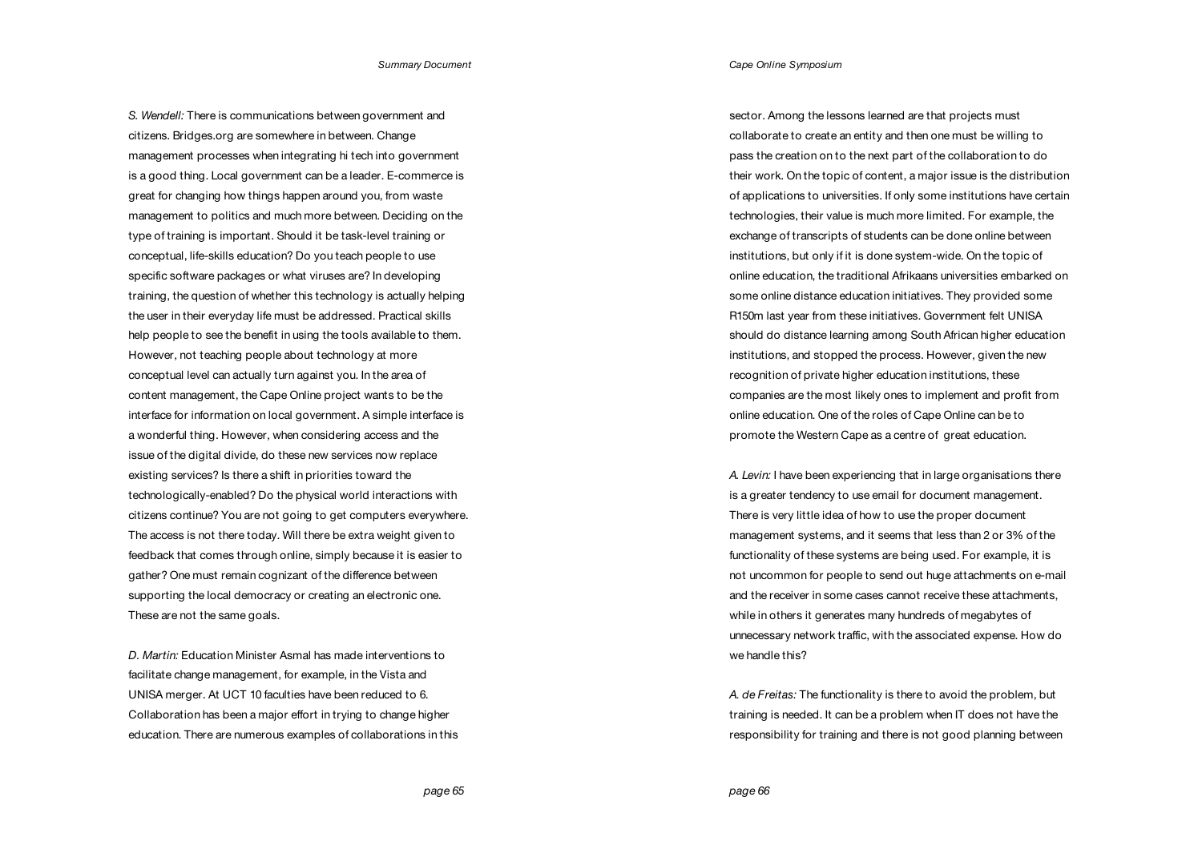*S. Wendell:* There is communications between government and citizens. Bridges.org are somewhere in between. Change management processes when integrating hi tech into government is a good thing. Local government can be a leader. E-commerce is great for changing how things happen around you, from waste management to politics and much more between. Deciding on the type of training is important. Should it be task-level training or conceptual, life-skills education? Do you teach people to use specific software packages or what viruses are? In developing training, the question of whether this technology is actually helping the user in their everyday life must be addressed. Practical skills help people to see the benefit in using the tools available to them. However, not teaching people about technology at more conceptual level can actually turn against you. In the area of content management, the Cape Online project wants to be the interface for information on local government. A simple interface is a wonderful thing. However, when considering access and the issue of the digital divide, do these new services now replace existing services? Is there a shift in priorities toward the technologically-enabled? Do the physical world interactions with citizens continue? You are not going to get computers everywhere. The access is not there today. Will there be extra weight given to feedback that comes through online, simply because it is easier to gather? One must remain cognizant of the difference between supporting the local democracy or creating an electronic one. These are not the same goals.

*D. Martin:* Education Minister Asmal has made interventions to facilitate change management, for example, in the Vista and UNISA merger. At UCT 10 faculties have been reduced to 6. Collaboration has been a major effort in trying to change higher education. There are numerous examples of collaborations in this sector. Among the lessons learned are that projects must collaborate to create an entity and then one must be willing to pass the creation on to the next part of the collaboration to do their work. On the topic of content, a major issue is the distribution of applications to universities. If only some institutions have certain technologies, their value is much more limited. For example, the exchange of transcripts of students can be done online between institutions, but only if it is done system-wide. On the topic of online education, the traditional Afrikaans universities embarked on some online distance education initiatives. They provided some R150m last year from these initiatives. Government felt UNISA should do distance learning among South African higher education institutions, and stopped the process. However, given the new recognition of private higher education institutions, these companies are the most likely ones to implement and profit from online education. One of the roles of Cape Online can be to promote the Western Cape as a centre of great education.

*A. Levin:* I have been experiencing that in large organisations there is a greater tendency to use email for document management. There is very little idea of how to use the proper document management systems, and it seems that less than 2 or 3% of the functionality of these systems are being used. For example, it is not uncommon for people to send out huge attachments on e-mail and the receiver in some cases cannot receive these attachments, while in others it generates many hundreds of megabytes of unnecessary network traffic, with the associated expense. How do we handle this?

*A. de Freitas:* The functionality is there to avoid the problem, but training is needed. It can be a problem when IT does not have the responsibility for training and there is not good planning between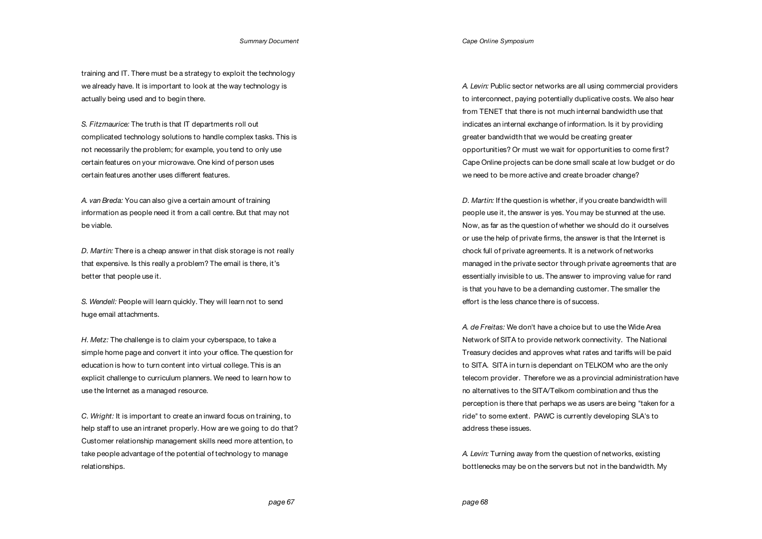training and IT. There must be a strategy to exploit the technology we already have. It is important to look at the way technology is actually being used and to begin there.

*S. Fitzmaurice:* The truth is that IT departments roll out complicated technology solutions to handle complex tasks. This is not necessarily the problem; for example, you tend to only use certain features on your microwave. One kind of person uses certain features another uses different features.

*A. van Breda:* You can also give a certain amount of training information as people need it from a call centre. But that may not be viable.

*D. Martin:* There is a cheap answer in that disk storage is not really that expensive. Is this really a problem? The email is there, it's better that people use it.

*S. Wendell:* People will learn quickly. They will learn not to send huge email attachments.

*H. Metz:* The challenge is to claim your cyberspace, to take a simple home page and convert it into your office. The question for education is how to turn content into virtual college. This is an explicit challenge to curriculum planners. We need to learn how to use the Internet as a managed resource.

*C. Wright:* It is important to create an inward focus on training, to help staff to use an intranet properly. How are we going to do that? Customer relationship management skills need more attention, to take people advantage of the potential of technology to manage relationships.

*A. Levin:* Public sector networks are all using commercial providers to interconnect, paying potentially duplicative costs. We also hear from TENET that there is not much internal bandwidth use that indicates an internal exchange of information. Is it by providing greater bandwidth that we would be creating greater opportunities? Or must we wait for opportunities to come first? Cape Online projects can be done small scale at low budget or do we need to be more active and create broader change?

*D. Martin:* If the question is whether, if you create bandwidth will people use it, the answer is yes. You may be stunned at the use. Now, as far as the question of whether we should do it ourselves or use the help of private firms, the answer is that the Internet is chock full of private agreements. It is a network of networks managed in the private sector through private agreements that are essentially invisible to us. The answer to improving value for rand is that you have to be a demanding customer. The smaller the effort is the less chance there is of success.

*A. de Freitas:* We don't have a choice but to use the Wide Area Network of SITA to provide network connectivity. The National Treasury decides and approves what rates and tariffs will be paid to SITA. SITA in turn is dependant on TELKOM who are the only telecom provider. Therefore we as a provincial administration have no alternatives to the SITA/Telkom combination and thus the perception is there that perhaps we as users are being "taken for a ride" to some extent. PAWC is currently developing SLA's to address these issues.

*A. Levin:* Turning away from the question of networks, existing bottlenecks may be on the servers but not in the bandwidth. My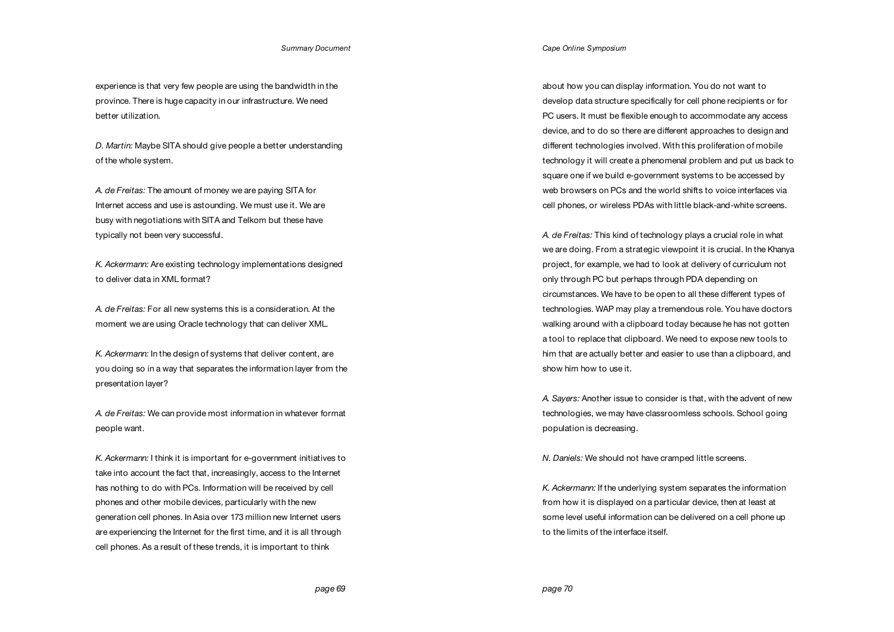experience is that very few people are using the bandwidth in the province. There is huge capacity in our infrastructure. We need better utilization.

*D. Martin:* Maybe SITA should give people a better understanding of the whole system.

*A. de Freitas:* The amount of money we are paying SITA for Internet access and use is astounding. We must use it. We are busy with negotiations with SITA and Telkom but these have typically not been very successful.

*K. Ackermann:* Are existing technology implementations designed to deliver data in XML format?

*A. de Freitas:* For all new systems this is a consideration. At the moment we are using Oracle technology that can deliver XML.

*K. Ackermann:* In the design of systems that deliver content, are you doing so in a way that separates the information layer from the presentation layer?

*A. de Freitas:* We can provide most information in whatever format people want.

*K. Ackermann:* I think it is important for e-government initiatives to take into account the fact that, increasingly, access to the Internet has nothing to do with PCs. Information will be received by cell phones and other mobile devices, particularly with the new generation cell phones. In Asia over 173 million new Internet users are experiencing the Internet for the first time, and it is all through cell phones. As a result of these trends, it is important to think about how you can display information. You do not want to develop data structure specifically for cell phone recipients or for PC users. It must be flexible enough to accommodate any access device, and to do so there are different approaches to design and different technologies involved. With this proliferation of mobile technology it will create a phenomenal problem and put us back to square one if we build e-government systems to be accessed by web browsers on PCs and the world shifts to voice interfaces via cell phones, or wireless PDAs with little black-and-white screens.

*A. de Freitas:* This kind of technology plays a crucial role in what we are doing. From a strategic viewpoint it is crucial. In the Khanya project, for example, we had to look at delivery of curriculum not only through PC but perhaps through PDA depending on circumstances. We have to be open to all these different types of technologies. WAP may play a tremendous role. You have doctors walking around with a clipboard today because he has not gotten a tool to replace that clipboard. We need to expose new tools to him that are actually better and easier to use than a clipboard, and show him how to use it.

*A. Sayers:* Another issue to consider is that, with the advent of new technologies, we may have classroomless schools. School going population is decreasing.

*N. Daniels:* We should not have cramped little screens.

*K. Ackermann:* If the underlying system separates the information from how it is displayed on a particular device, then at least at some level useful information can be delivered on a cell phone up to the limits of the interface itself.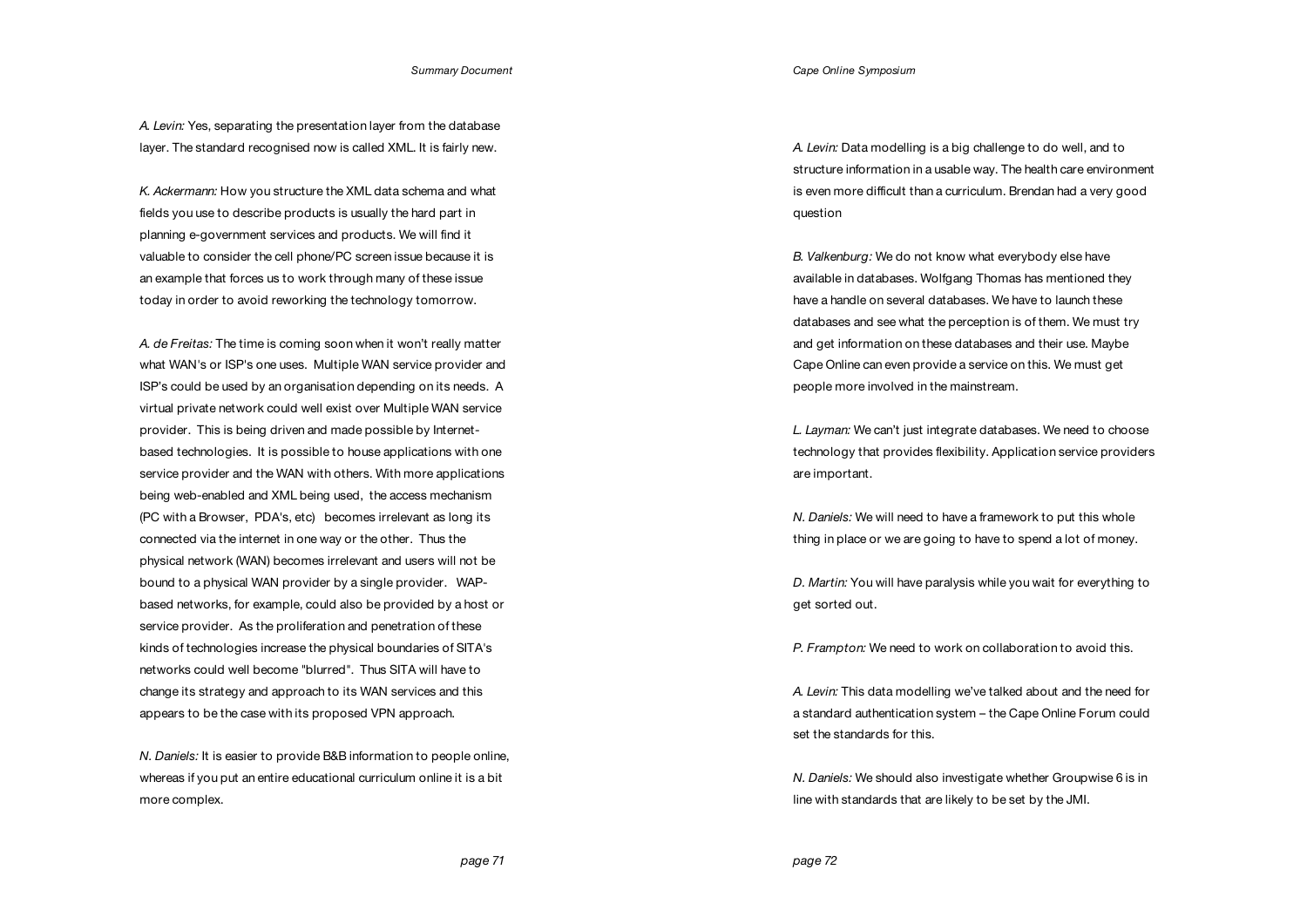*A. Levin:* Yes, separating the presentation layer from the database layer. The standard recognised now is called XML. It is fairly new.

*K. Ackermann:* How you structure the XML data schema and what fields you use to describe products is usually the hard part in planning e-government services and products. We will find it valuable to consider the cell phone/PC screen issue because it is an example that forces us to work through many of these issue today in order to avoid reworking the technology tomorrow.

*A. de Freitas:* The time is coming soon when it won't really matter what WAN's or ISP's one uses. Multiple WAN service provider and ISP's could be used by an organisation depending on its needs. A virtual private network could well exist over Multiple WAN service provider. This is being driven and made possible by Internet-based technologies. It is possible to house applications with one service provider and the WAN with others. With more applications being web-enabled and XML being used, the access mechanism (PC with a Browser, PDA's, etc) becomes irrelevant as long its connected via the internet in one way or the other. Thus the physical network (WAN) becomes irrelevant and users will not be bound to a physical WAN provider by a single provider. WAP-based networks, for example, could also be provided by a host or service provider. As the proliferation and penetration of these kinds of technologies increase the physical boundaries of SITA's networks could well become "blurred". Thus SITA will have to change its strategy and approach to its WAN services and this appears to be the case with its proposed VPN approach.

*N. Daniels:* It is easier to provide B&B information to people online, whereas if you put an entire educational curriculum online it is a bit more complex.

*A. Levin:* Data modelling is a big challenge to do well, and to structure information in a usable way. The health care environment is even more difficult than a curriculum. Brendan had a very good question

*B. Valkenburg:* We do not know what everybody else have available in databases. Wolfgang Thomas has mentioned they have a handle on several databases. We have to launch these databases and see what the perception is of them. We must try and get information on these databases and their use. Maybe Cape Online can even provide a service on this. We must get people more involved in the mainstream.

*L. Layman:* We can't just integrate databases. We need to choose technology that provides flexibility. Application service providers are important.

*N. Daniels:* We will need to have a framework to put this whole thing in place or we are going to have to spend a lot of money.

*D. Martin:* You will have paralysis while you wait for everything to get sorted out.

*P. Frampton:* We need to work on collaboration to avoid this.

*A. Levin:* This data modelling we've talked about and the need for a standard authentication system – the Cape Online Forum could set the standards for this.

*N. Daniels:* We should also investigate whether Groupwise 6 is in line with standards that are likely to be set by the JMI.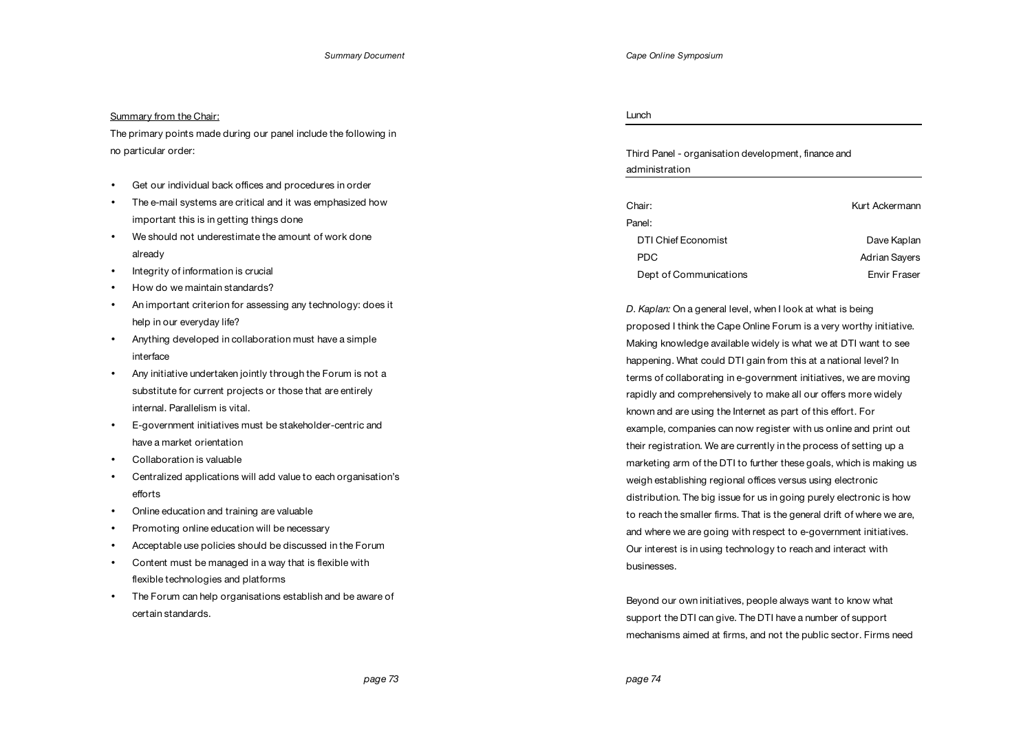Summary from the Chair:

The primary points made during our panel include the following in no particular order:

- Get our individual back offices and procedures in order
- The e-mail systems are critical and it was emphasized how important this is in getting things done
- We should not underestimate the amount of work done already
- Integrity of information is crucial
- How do we maintain standards?
- An important criterion for assessing any technology: does it help in our everyday life?
- Anything developed in collaboration must have a simple interface
- Any initiative undertaken jointly through the Forum is not a substitute for current projects or those that are entirely internal. Parallelism is vital.
- E-government initiatives must be stakeholder-centric and have a market orientation
- Collaboration is valuable
- Centralized applications will add value to each organisation's efforts
- Online education and training are valuable
- Promoting online education will be necessary
- Acceptable use policies should be discussed in the Forum
- Content must be managed in a way that is flexible with flexible technologies and platforms
- The Forum can help organisations establish and be aware of certain standards.

## Lunch

## Third Panel - organisation development, finance and administration

| | |
|---|---|
| Chair: | Kurt Ackermann |
| Panel: | |
| DTI Chief Economist | Dave Kaplan |
| PDC | Adrian Sayers |
| Dept of Communications | Envir Fraser |

*D. Kaplan:* On a general level, when I look at what is being proposed I think the Cape Online Forum is a very worthy initiative. Making knowledge available widely is what we at DTI want to see happening. What could DTI gain from this at a national level? In terms of collaborating in e-government initiatives, we are moving rapidly and comprehensively to make all our offers more widely known and are using the Internet as part of this effort. For example, companies can now register with us online and print out their registration. We are currently in the process of setting up a marketing arm of the DTI to further these goals, which is making us weigh establishing regional offices versus using electronic distribution. The big issue for us in going purely electronic is how to reach the smaller firms. That is the general drift of where we are, and where we are going with respect to e-government initiatives. Our interest is in using technology to reach and interact with businesses.

Beyond our own initiatives, people always want to know what support the DTI can give. The DTI have a number of support mechanisms aimed at firms, and not the public sector. Firms need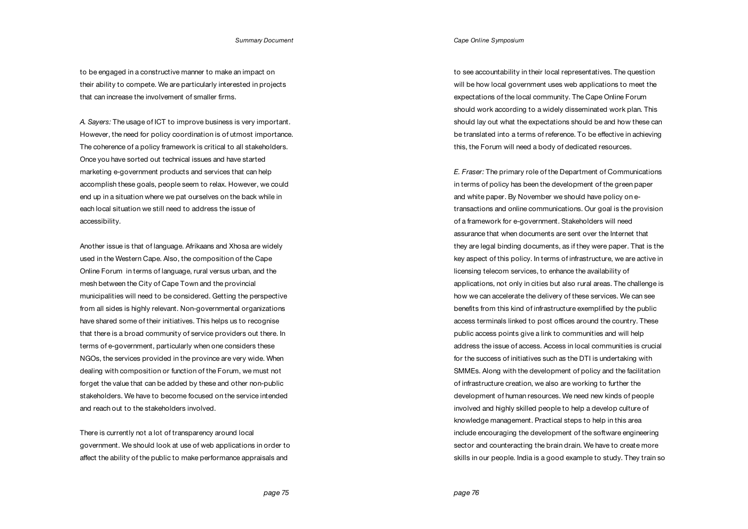to be engaged in a constructive manner to make an impact on their ability to compete. We are particularly interested in projects that can increase the involvement of smaller firms.

*A. Sayers:* The usage of ICT to improve business is very important. However, the need for policy coordination is of utmost importance. The coherence of a policy framework is critical to all stakeholders. Once you have sorted out technical issues and have started marketing e-government products and services that can help accomplish these goals, people seem to relax. However, we could end up in a situation where we pat ourselves on the back while in each local situation we still need to address the issue of accessibility.

Another issue is that of language. Afrikaans and Xhosa are widely used in the Western Cape. Also, the composition of the Cape Online Forum in terms of language, rural versus urban, and the mesh between the City of Cape Town and the provincial municipalities will need to be considered. Getting the perspective from all sides is highly relevant. Non-governmental organizations have shared some of their initiatives. This helps us to recognise that there is a broad community of service providers out there. In terms of e-government, particularly when one considers these NGOs, the services provided in the province are very wide. When dealing with composition or function of the Forum, we must not forget the value that can be added by these and other non-public stakeholders. We have to become focused on the service intended and reach out to the stakeholders involved.

There is currently not a lot of transparency around local government. We should look at use of web applications in order to affect the ability of the public to make performance appraisals and to see accountability in their local representatives. The question will be how local government uses web applications to meet the expectations of the local community. The Cape Online Forum should work according to a widely disseminated work plan. This should lay out what the expectations should be and how these can be translated into a terms of reference. To be effective in achieving this, the Forum will need a body of dedicated resources.

*E. Fraser:* The primary role of the Department of Communications in terms of policy has been the development of the green paper and white paper. By November we should have policy on e-transactions and online communications. Our goal is the provision of a framework for e-government. Stakeholders will need assurance that when documents are sent over the Internet that they are legal binding documents, as if they were paper. That is the key aspect of this policy. In terms of infrastructure, we are active in licensing telecom services, to enhance the availability of applications, not only in cities but also rural areas. The challenge is how we can accelerate the delivery of these services. We can see benefits from this kind of infrastructure exemplified by the public access terminals linked to post offices around the country. These public access points give a link to communities and will help address the issue of access. Access in local communities is crucial for the success of initiatives such as the DTI is undertaking with SMMEs. Along with the development of policy and the facilitation of infrastructure creation, we also are working to further the development of human resources. We need new kinds of people involved and highly skilled people to help a develop culture of knowledge management. Practical steps to help in this area include encouraging the development of the software engineering sector and counteracting the brain drain. We have to create more skills in our people. India is a good example to study. They train so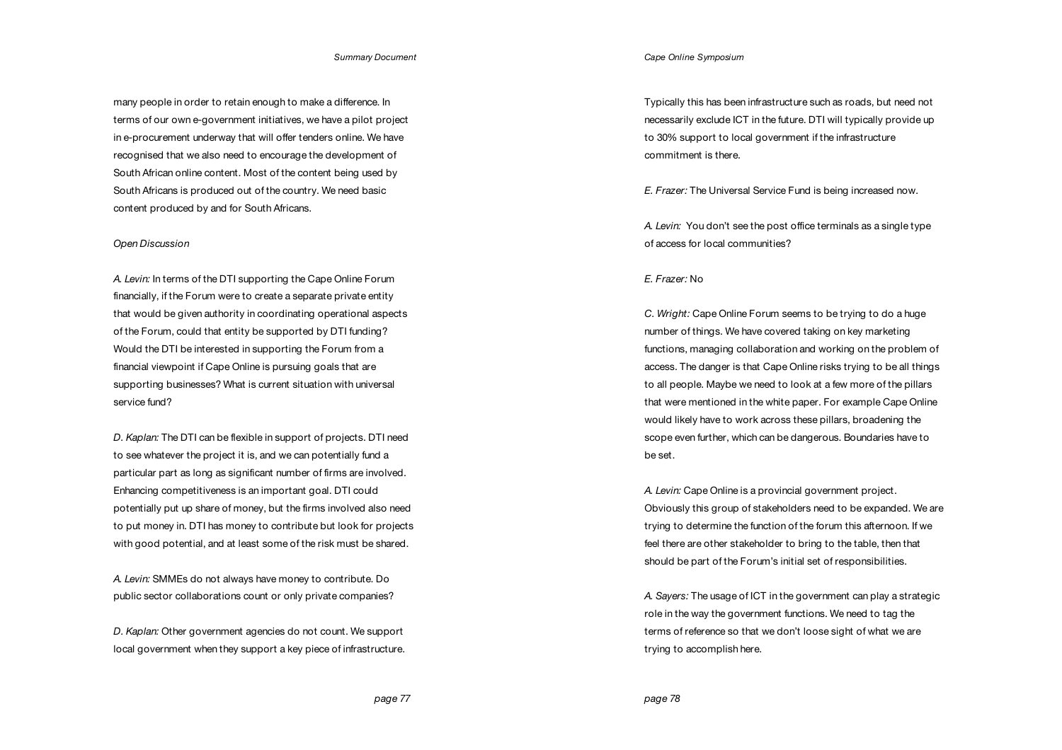many people in order to retain enough to make a difference. In terms of our own e-government initiatives, we have a pilot project in e-procurement underway that will offer tenders online. We have recognised that we also need to encourage the development of South African online content. Most of the content being used by South Africans is produced out of the country. We need basic content produced by and for South Africans.

*Open Discussion*

*A. Levin:* In terms of the DTI supporting the Cape Online Forum financially, if the Forum were to create a separate private entity that would be given authority in coordinating operational aspects of the Forum, could that entity be supported by DTI funding? Would the DTI be interested in supporting the Forum from a financial viewpoint if Cape Online is pursuing goals that are supporting businesses? What is current situation with universal service fund?

*D. Kaplan:* The DTI can be flexible in support of projects. DTI need to see whatever the project it is, and we can potentially fund a particular part as long as significant number of firms are involved. Enhancing competitiveness is an important goal. DTI could potentially put up share of money, but the firms involved also need to put money in. DTI has money to contribute but look for projects with good potential, and at least some of the risk must be shared.

*A. Levin:* SMMEs do not always have money to contribute. Do public sector collaborations count or only private companies?

*D. Kaplan:* Other government agencies do not count. We support local government when they support a key piece of infrastructure. Typically this has been infrastructure such as roads, but need not necessarily exclude ICT in the future. DTI will typically provide up to 30% support to local government if the infrastructure commitment is there.

*E. Frazer:* The Universal Service Fund is being increased now.

*A. Levin:* You don't see the post office terminals as a single type of access for local communities?

*E. Frazer:* No

*C. Wright:* Cape Online Forum seems to be trying to do a huge number of things. We have covered taking on key marketing functions, managing collaboration and working on the problem of access. The danger is that Cape Online risks trying to be all things to all people. Maybe we need to look at a few more of the pillars that were mentioned in the white paper. For example Cape Online would likely have to work across these pillars, broadening the scope even further, which can be dangerous. Boundaries have to be set.

*A. Levin:* Cape Online is a provincial government project. Obviously this group of stakeholders need to be expanded. We are trying to determine the function of the forum this afternoon. If we feel there are other stakeholder to bring to the table, then that should be part of the Forum's initial set of responsibilities.

*A. Sayers:* The usage of ICT in the government can play a strategic role in the way the government functions. We need to tag the terms of reference so that we don't loose sight of what we are trying to accomplish here.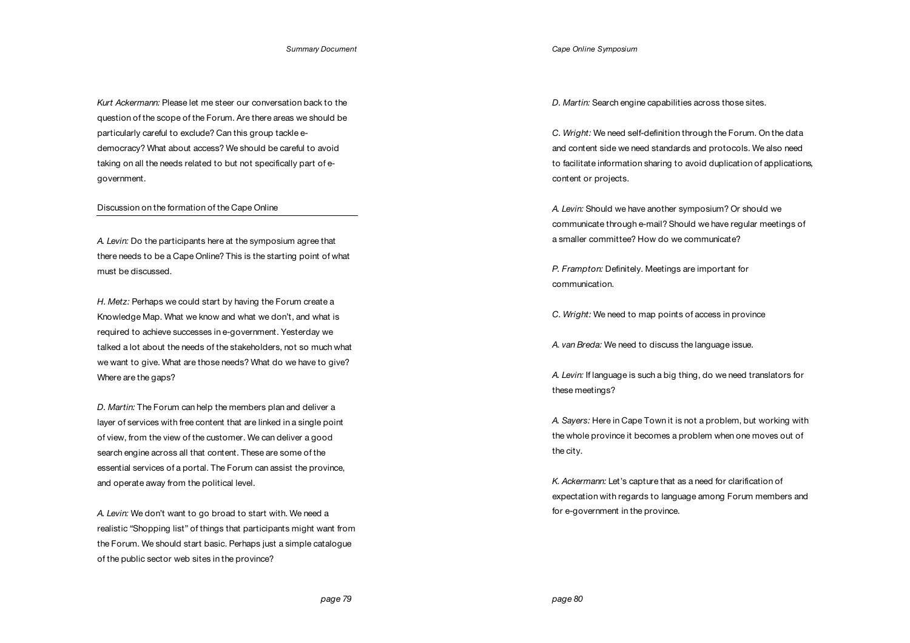*Kurt Ackermann:* Please let me steer our conversation back to the question of the scope of the Forum. Are there areas we should be particularly careful to exclude? Can this group tackle e-democracy? What about access? We should be careful to avoid taking on all the needs related to but not specifically part of e-government.

## Discussion on the formation of the Cape Online

*A. Levin:* Do the participants here at the symposium agree that there needs to be a Cape Online? This is the starting point of what must be discussed.

*H. Metz:* Perhaps we could start by having the Forum create a Knowledge Map. What we know and what we don't, and what is required to achieve successes in e-government. Yesterday we talked a lot about the needs of the stakeholders, not so much what we want to give. What are those needs? What do we have to give? Where are the gaps?

*D. Martin:* The Forum can help the members plan and deliver a layer of services with free content that are linked in a single point of view, from the view of the customer. We can deliver a good search engine across all that content. These are some of the essential services of a portal. The Forum can assist the province, and operate away from the political level.

*A. Levin:* We don't want to go broad to start with. We need a realistic "Shopping list" of things that participants might want from the Forum. We should start basic. Perhaps just a simple catalogue of the public sector web sites in the province?

*D. Martin:* Search engine capabilities across those sites.

*C. Wright:* We need self-definition through the Forum. On the data and content side we need standards and protocols. We also need to facilitate information sharing to avoid duplication of applications, content or projects.

*A. Levin:* Should we have another symposium? Or should we communicate through e-mail? Should we have regular meetings of a smaller committee? How do we communicate?

*P. Frampton:* Definitely. Meetings are important for communication.

*C. Wright:* We need to map points of access in province

*A. van Breda:* We need to discuss the language issue.

*A. Levin:* If language is such a big thing, do we need translators for these meetings?

*A. Sayers:* Here in Cape Town it is not a problem, but working with the whole province it becomes a problem when one moves out of the city.

*K. Ackermann:* Let's capture that as a need for clarification of expectation with regards to language among Forum members and for e-government in the province.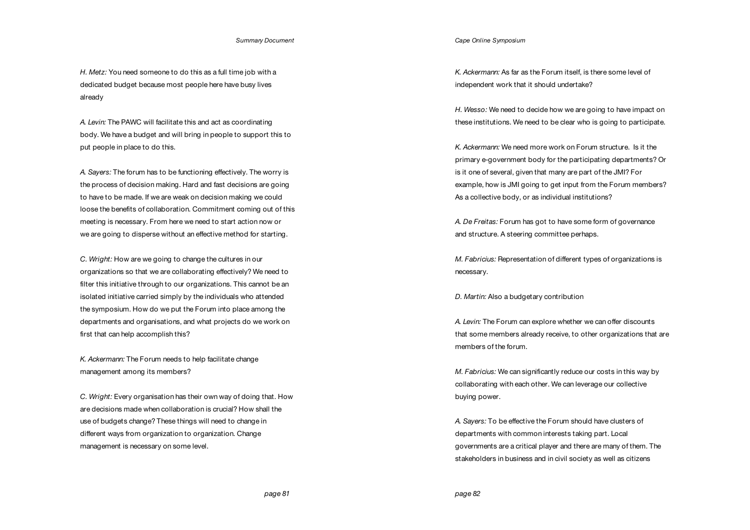*H. Metz:* You need someone to do this as a full time job with a dedicated budget because most people here have busy lives already

*A. Levin:* The PAWC will facilitate this and act as coordinating body. We have a budget and will bring in people to support this to put people in place to do this.

*A. Sayers:* The forum has to be functioning effectively. The worry is the process of decision making. Hard and fast decisions are going to have to be made. If we are weak on decision making we could loose the benefits of collaboration. Commitment coming out of this meeting is necessary. From here we need to start action now or we are going to disperse without an effective method for starting.

*C. Wright:* How are we going to change the cultures in our organizations so that we are collaborating effectively? We need to filter this initiative through to our organizations. This cannot be an isolated initiative carried simply by the individuals who attended the symposium. How do we put the Forum into place among the departments and organisations, and what projects do we work on first that can help accomplish this?

*K. Ackermann:* The Forum needs to help facilitate change management among its members?

*C. Wright:* Every organisation has their own way of doing that. How are decisions made when collaboration is crucial? How shall the use of budgets change? These things will need to change in different ways from organization to organization. Change management is necessary on some level.

*K. Ackermann:* As far as the Forum itself, is there some level of independent work that it should undertake?

*H. Wesso:* We need to decide how we are going to have impact on these institutions. We need to be clear who is going to participate.

*K. Ackermann:* We need more work on Forum structure. Is it the primary e-government body for the participating departments? Or is it one of several, given that many are part of the JMI? For example, how is JMI going to get input from the Forum members? As a collective body, or as individual institutions?

*A. De Freitas:* Forum has got to have some form of governance and structure. A steering committee perhaps.

*M. Fabricius:* Representation of different types of organizations is necessary.

*D. Martin:* Also a budgetary contribution

*A. Levin:* The Forum can explore whether we can offer discounts that some members already receive, to other organizations that are members of the forum.

*M. Fabricius:* We can significantly reduce our costs in this way by collaborating with each other. We can leverage our collective buying power.

*A. Sayers:* To be effective the Forum should have clusters of departments with common interests taking part. Local governments are a critical player and there are many of them. The stakeholders in business and in civil society as well as citizens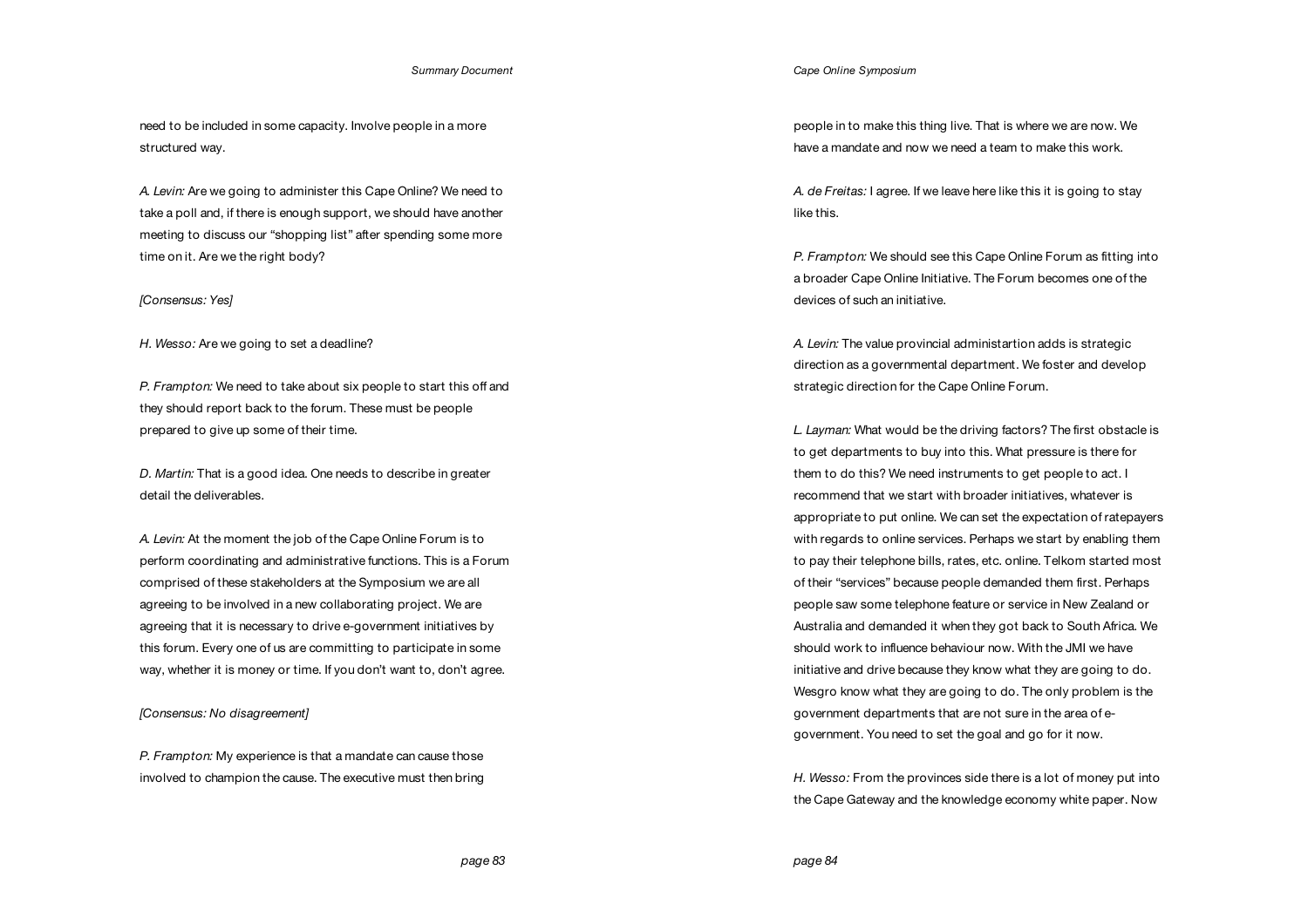need to be included in some capacity. Involve people in a more structured way.

*A. Levin:* Are we going to administer this Cape Online? We need to take a poll and, if there is enough support, we should have another meeting to discuss our "shopping list" after spending some more time on it. Are we the right body?

*[Consensus: Yes]*

*H. Wesso:* Are we going to set a deadline?

*P. Frampton:* We need to take about six people to start this off and they should report back to the forum. These must be people prepared to give up some of their time.

*D. Martin:* That is a good idea. One needs to describe in greater detail the deliverables.

*A. Levin:* At the moment the job of the Cape Online Forum is to perform coordinating and administrative functions. This is a Forum comprised of these stakeholders at the Symposium we are all agreeing to be involved in a new collaborating project. We are agreeing that it is necessary to drive e-government initiatives by this forum. Every one of us are committing to participate in some way, whether it is money or time. If you don't want to, don't agree.

*[Consensus: No disagreement]*

*P. Frampton:* My experience is that a mandate can cause those involved to champion the cause. The executive must then bring people in to make this thing live. That is where we are now. We have a mandate and now we need a team to make this work.

*A. de Freitas:* I agree. If we leave here like this it is going to stay like this.

*P. Frampton:* We should see this Cape Online Forum as fitting into a broader Cape Online Initiative. The Forum becomes one of the devices of such an initiative.

*A. Levin:* The value provincial administartion adds is strategic direction as a governmental department. We foster and develop strategic direction for the Cape Online Forum.

*L. Layman:* What would be the driving factors? The first obstacle is to get departments to buy into this. What pressure is there for them to do this? We need instruments to get people to act. I recommend that we start with broader initiatives, whatever is appropriate to put online. We can set the expectation of ratepayers with regards to online services. Perhaps we start by enabling them to pay their telephone bills, rates, etc. online. Telkom started most of their "services" because people demanded them first. Perhaps people saw some telephone feature or service in New Zealand or Australia and demanded it when they got back to South Africa. We should work to influence behaviour now. With the JMI we have initiative and drive because they know what they are going to do. Wesgro know what they are going to do. The only problem is the government departments that are not sure in the area of e-government. You need to set the goal and go for it now.

*H. Wesso:* From the provinces side there is a lot of money put into the Cape Gateway and the knowledge economy white paper. Now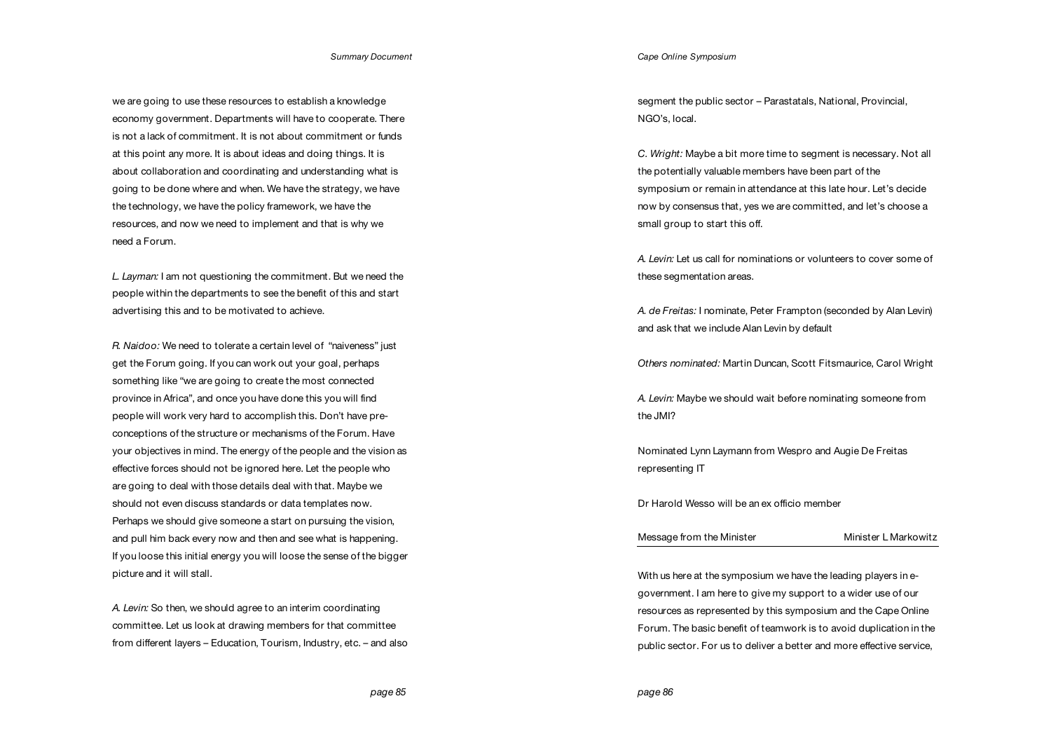we are going to use these resources to establish a knowledge economy government. Departments will have to cooperate. There is not a lack of commitment. It is not about commitment or funds at this point any more. It is about ideas and doing things. It is about collaboration and coordinating and understanding what is going to be done where and when. We have the strategy, we have the technology, we have the policy framework, we have the resources, and now we need to implement and that is why we need a Forum.

*L. Layman:* I am not questioning the commitment. But we need the people within the departments to see the benefit of this and start advertising this and to be motivated to achieve.

*R. Naidoo:* We need to tolerate a certain level of "naiveness" just get the Forum going. If you can work out your goal, perhaps something like "we are going to create the most connected province in Africa", and once you have done this you will find people will work very hard to accomplish this. Don't have pre-conceptions of the structure or mechanisms of the Forum. Have your objectives in mind. The energy of the people and the vision as effective forces should not be ignored here. Let the people who are going to deal with those details deal with that. Maybe we should not even discuss standards or data templates now. Perhaps we should give someone a start on pursuing the vision, and pull him back every now and then and see what is happening. If you loose this initial energy you will loose the sense of the bigger picture and it will stall.

*A. Levin:* So then, we should agree to an interim coordinating committee. Let us look at drawing members for that committee from different layers – Education, Tourism, Industry, etc. – and also segment the public sector – Parastatals, National, Provincial, NGO's, local.

*C. Wright:* Maybe a bit more time to segment is necessary. Not all the potentially valuable members have been part of the symposium or remain in attendance at this late hour. Let's decide now by consensus that, yes we are committed, and let's choose a small group to start this off.

*A. Levin:* Let us call for nominations or volunteers to cover some of these segmentation areas.

*A. de Freitas:* I nominate, Peter Frampton (seconded by Alan Levin) and ask that we include Alan Levin by default

*Others nominated:* Martin Duncan, Scott Fitsmaurice, Carol Wright

*A. Levin:* Maybe we should wait before nominating someone from the JMI?

Nominated Lynn Laymann from Wespro and Augie De Freitas representing IT

Dr Harold Wesso will be an ex officio member

## Message from the Minister — Minister L Markowitz

With us here at the symposium we have the leading players in e-government. I am here to give my support to a wider use of our resources as represented by this symposium and the Cape Online Forum. The basic benefit of teamwork is to avoid duplication in the public sector. For us to deliver a better and more effective service,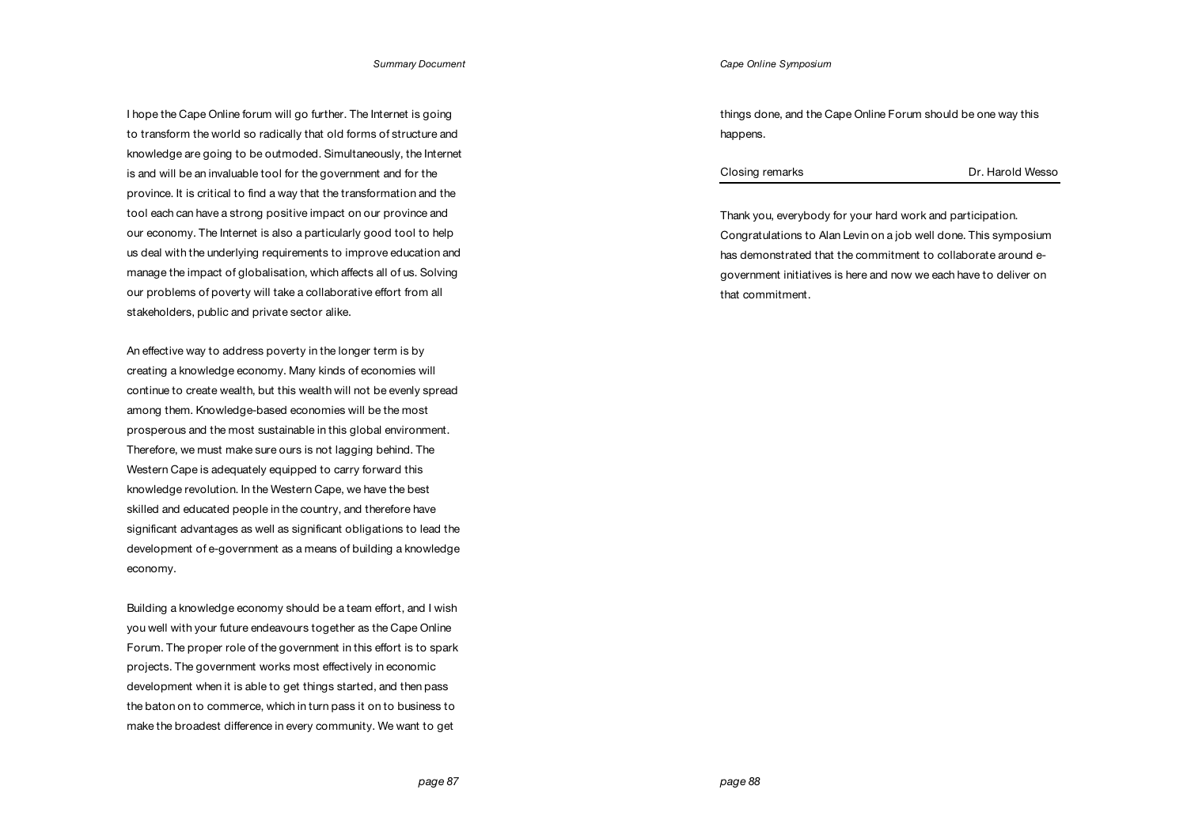I hope the Cape Online forum will go further. The Internet is going to transform the world so radically that old forms of structure and knowledge are going to be outmoded. Simultaneously, the Internet is and will be an invaluable tool for the government and for the province. It is critical to find a way that the transformation and the tool each can have a strong positive impact on our province and our economy. The Internet is also a particularly good tool to help us deal with the underlying requirements to improve education and manage the impact of globalisation, which affects all of us. Solving our problems of poverty will take a collaborative effort from all stakeholders, public and private sector alike.

An effective way to address poverty in the longer term is by creating a knowledge economy. Many kinds of economies will continue to create wealth, but this wealth will not be evenly spread among them. Knowledge-based economies will be the most prosperous and the most sustainable in this global environment. Therefore, we must make sure ours is not lagging behind. The Western Cape is adequately equipped to carry forward this knowledge revolution. In the Western Cape, we have the best skilled and educated people in the country, and therefore have significant advantages as well as significant obligations to lead the development of e-government as a means of building a knowledge economy.

Building a knowledge economy should be a team effort, and I wish you well with your future endeavours together as the Cape Online Forum. The proper role of the government in this effort is to spark projects. The government works most effectively in economic development when it is able to get things started, and then pass the baton on to commerce, which in turn pass it on to business to make the broadest difference in every community. We want to get things done, and the Cape Online Forum should be one way this happens.

## Closing remarks — Dr. Harold Wesso

Thank you, everybody for your hard work and participation. Congratulations to Alan Levin on a job well done. This symposium has demonstrated that the commitment to collaborate around e-government initiatives is here and now we each have to deliver on that commitment.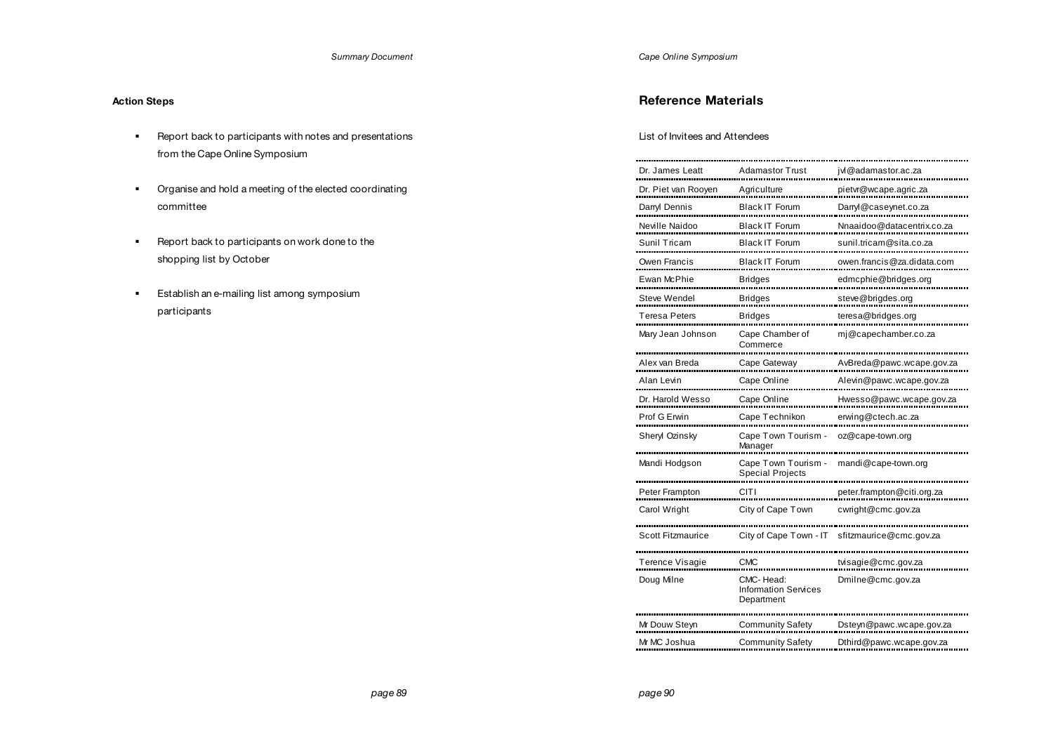**Action Steps**

- Report back to participants with notes and presentations from the Cape Online Symposium
- Organise and hold a meeting of the elected coordinating committee
- Report back to participants on work done to the shopping list by October
- Establish an e-mailing list among symposium participants

## Reference Materials

List of Invitees and Attendees

| | | |
|---|---|---|
| Dr. James Leatt | Adamastor Trust | jvl@adamastor.ac.za |
| Dr. Piet van Rooyen | Agriculture | pietvr@wcape.agric.za |
| Darryl Dennis | Black IT Forum | Darryl@caseynet.co.za |
| Neville Naidoo | Black IT Forum | Nnaaidoo@datacentrix.co.za |
| Sunil Tricam | Black IT Forum | sunil.tricam@sita.co.za |
| Owen Francis | Black IT Forum | owen.francis@za.didata.com |
| Ewan McPhie | Bridges | edmcphie@bridges.org |
| Steve Wendel | Bridges | steve@brigdes.org |
| Teresa Peters | Bridges | teresa@bridges.org |
| Mary Jean Johnson | Cape Chamber of Commerce | mj@capechamber.co.za |
| Alex van Breda | Cape Gateway | AvBreda@pawc.wcape.gov.za |
| Alan Levin | Cape Online | Alevin@pawc.wcape.gov.za |
| Dr. Harold Wesso | Cape Online | Hwesso@pawc.wcape.gov.za |
| Prof G Erwin | Cape Technikon | erwing@ctech.ac.za |
| Sheryl Ozinsky | Cape Town Tourism - Manager | oz@cape-town.org |
| Mandi Hodgson | Cape Town Tourism - Special Projects | mandi@cape-town.org |
| Peter Frampton | CITI | peter.frampton@citi.org.za |
| Carol Wright | City of Cape Town | cwright@cmc.gov.za |
| Scott Fitzmaurice | City of Cape Town - IT | sfitzmaurice@cmc.gov.za |
| Terence Visagie | CMC | tvisagie@cmc.gov.za |
| Doug Milne | CMC- Head: Information Services Department | Dmilne@cmc.gov.za |
| Mr Douw Steyn | Community Safety | Dsteyn@pawc.wcape.gov.za |
| Mr MC Joshua | Community Safety | Dthird@pawc.wcape.gov.za |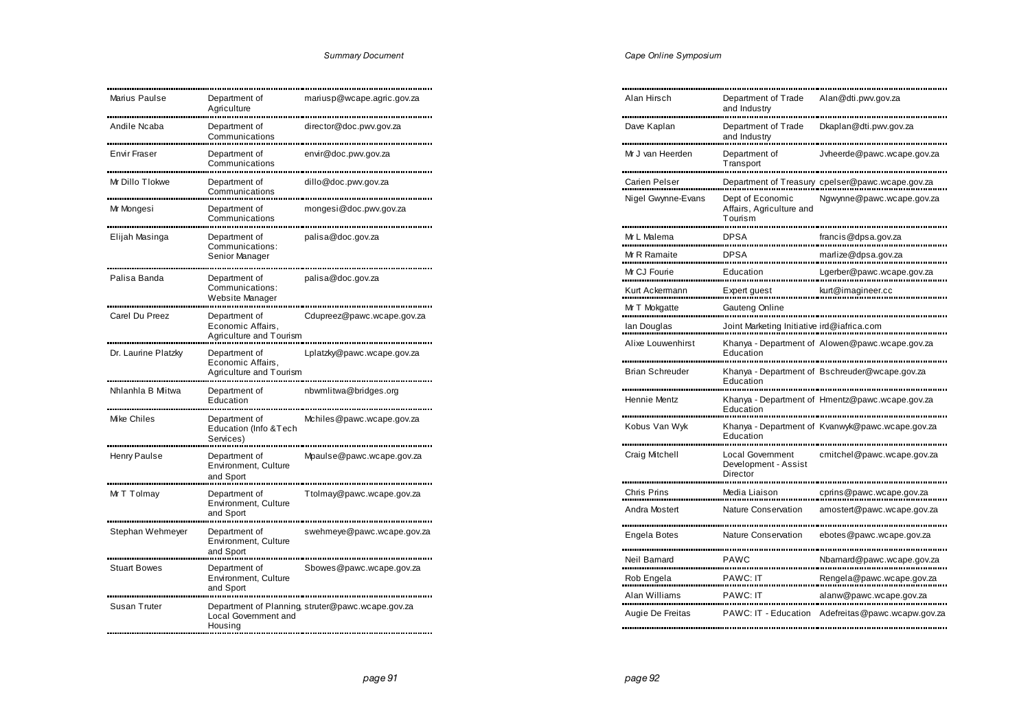| | | |
|---|---|---|
| Marius Paulse | Department of Agriculture | mariusp@wcape.agric.gov.za |
| Andile Ncaba | Department of Communications | director@doc.pwv.gov.za |
| Envir Fraser | Department of Communications | envir@doc.pwv.gov.za |
| Mr Dillo Tlokwe | Department of Communications | dillo@doc.pwv.gov.za |
| Mr Mongesi | Department of Communications | mongesi@doc.pwv.gov.za |
| Elijah Masinga | Department of Communications: Senior Manager | palisa@doc.gov.za |
| Palisa Banda | Department of Communications: Website Manager | palisa@doc.gov.za |
| Carel Du Preez | Department of Economic Affairs, Agriculture and Tourism | Cdupreez@pawc.wcape.gov.za |
| Dr. Laurine Platzky | Department of Economic Affairs, Agriculture and Tourism | Lplatzky@pawc.wcape.gov.za |
| Nhlanhla B Mlitwa | Department of Education | nbwmlitwa@bridges.org |
| Mike Chiles | Department of Education (Info &Tech Services) | Mchiles@pawc.wcape.gov.za |
| Henry Paulse | Department of Environment, Culture and Sport | Mpaulse@pawc.wcape.gov.za |
| Mr T Tolmay | Department of Environment, Culture and Sport | Ttolmay@pawc.wcape.gov.za |
| Stephan Wehmeyer | Department of Environment, Culture and Sport | swehmeye@pawc.wcape.gov.za |
| Stuart Bowes | Department of Environment, Culture and Sport | Sbowes@pawc.wcape.gov.za |
| Susan Truter | Department of Planning, Local Government and Housing | struter@pawc.wcape.gov.za |
| Alan Hirsch | Department of Trade and Industry | Alan@dti.pwv.gov.za |
| Dave Kaplan | Department of Trade and Industry | Dkaplan@dti.pwv.gov.za |
| Mr J van Heerden | Department of Transport | Jvheerde@pawc.wcape.gov.za |
| Carien Pelser | Department of Treasury | cpelser@pawc.wcape.gov.za |
| Nigel Gwynne-Evans | Dept of Economic Affairs, Agriculture and Tourism | Ngwynne@pawc.wcape.gov.za |
| Mr L Malema | DPSA | francis@dpsa.gov.za |
| Mr R Ramaite | DPSA | marlize@dpsa.gov.za |
| Mr CJ Fourie | Education | Lgerber@pawc.wcape.gov.za |
| Kurt Ackermann | Expert guest | kurt@imagineer.cc |
| Mr T Mokgatte | Gauteng Online | |
| Ian Douglas | Joint Marketing Initiative | ird@iafrica.com |
| Alixe Louwenhirst | Khanya - Department of Education | Alowen@pawc.wcape.gov.za |
| Brian Schreuder | Khanya - Department of Education | Bschreuder@wcape.gov.za |
| Hennie Mentz | Khanya - Department of Education | Hmentz@pawc.wcape.gov.za |
| Kobus Van Wyk | Khanya - Department of Education | Kvanwyk@pawc.wcape.gov.za |
| Craig Mitchell | Local Government Development - Assist Director | cmitchel@pawc.wcape.gov.za |
| Chris Prins | Media Liaison | cprins@pawc.wcape.gov.za |
| Andra Mostert | Nature Conservation | amostert@pawc.wcape.gov.za |
| Engela Botes | Nature Conservation | ebotes@pawc.wcape.gov.za |
| Neil Barnard | PAWC | Nbarnard@pawc.wcape.gov.za |
| Rob Engela | PAWC: IT | Rengela@pawc.wcape.gov.za |
| Alan Williams | PAWC: IT | alanw@pawc.wcape.gov.za |
| Augie De Freitas | PAWC: IT - Education | Adefreitas@pawc.wcapw.gov.za |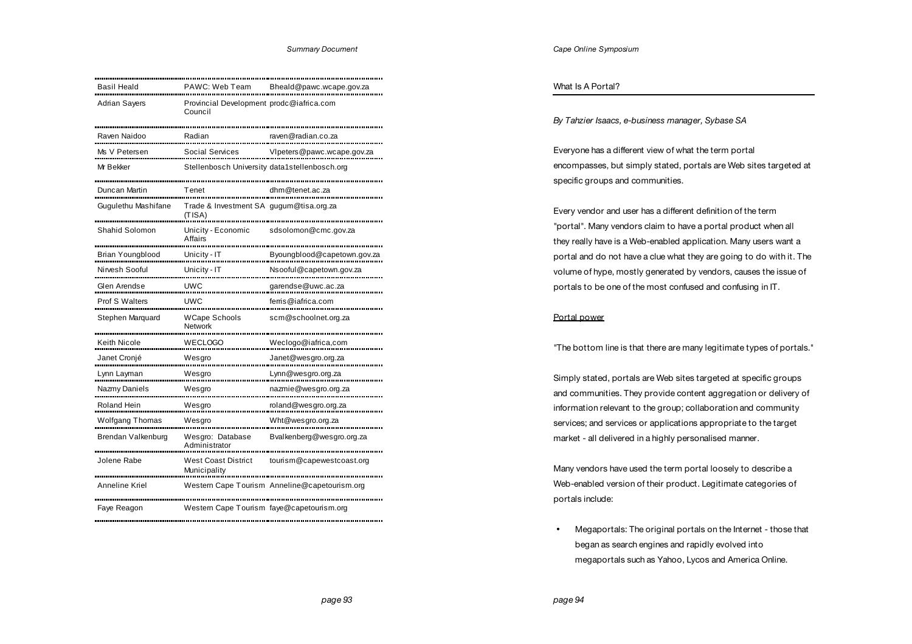| | | |
|---|---|---|
| Basil Heald | PAWC: Web Team | Bheald@pawc.wcape.gov.za |
| Adrian Sayers | Provincial Development Council | prodc@iafrica.com |
| Raven Naidoo | Radian | raven@radian.co.za |
| Ms V Petersen | Social Services | Vlpeters@pawc.wcape.gov.za |
| Mr Bekker | Stellenbosch University | data1stellenbosch.org |
| Duncan Martin | Tenet | dhm@tenet.ac.za |
| Gugulethu Mashifane | Trade & Investment SA (TISA) | gugum@tisa.org.za |
| Shahid Solomon | Unicity - Economic Affairs | sdsolomon@cmc.gov.za |
| Brian Youngblood | Unicity - IT | Byoungblood@capetown.gov.za |
| Nirvesh Sooful | Unicity - IT | Nsooful@capetown.gov.za |
| Glen Arendse | UWC | garendse@uwc.ac.za |
| Prof S Walters | UWC | ferris@iafrica.com |
| Stephen Marquard | WCape Schools Network | scm@schoolnet.org.za |
| Keith Nicole | WECLOGO | Weclogo@iafrica,com |
| Janet Cronjé | Wesgro | Janet@wesgro.org.za |
| Lynn Layman | Wesgro | Lynn@wesgro.org.za |
| Nazmy Daniels | Wesgro | nazmie@wesgro.org.za |
| Roland Hein | Wesgro | roland@wesgro.org.za |
| Wolfgang Thomas | Wesgro | Wht@wesgro.org.za |
| Brendan Valkenburg | Wesgro: Database Administrator | Bvalkenberg@wesgro.org.za |
| Jolene Rabe | West Coast District Municipality | tourism@capewestcoast.org |
| Anneline Kriel | Western Cape Tourism | Anneline@capetourism.org |
| Faye Reagon | Western Cape Tourism | faye@capetourism.org |

## What Is A Portal?

*By Tahzier Isaacs, e-business manager, Sybase SA*

Everyone has a different view of what the term portal encompasses, but simply stated, portals are Web sites targeted at specific groups and communities.

Every vendor and user has a different definition of the term "portal". Many vendors claim to have a portal product when all they really have is a Web-enabled application. Many users want a portal and do not have a clue what they are going to do with it. The volume of hype, mostly generated by vendors, causes the issue of portals to be one of the most confused and confusing in IT.

### Portal power

"The bottom line is that there are many legitimate types of portals."

Simply stated, portals are Web sites targeted at specific groups and communities. They provide content aggregation or delivery of information relevant to the group; collaboration and community services; and services or applications appropriate to the target market - all delivered in a highly personalised manner.

Many vendors have used the term portal loosely to describe a Web-enabled version of their product. Legitimate categories of portals include:

- Megaportals: The original portals on the Internet - those that began as search engines and rapidly evolved into megaportals such as Yahoo, Lycos and America Online.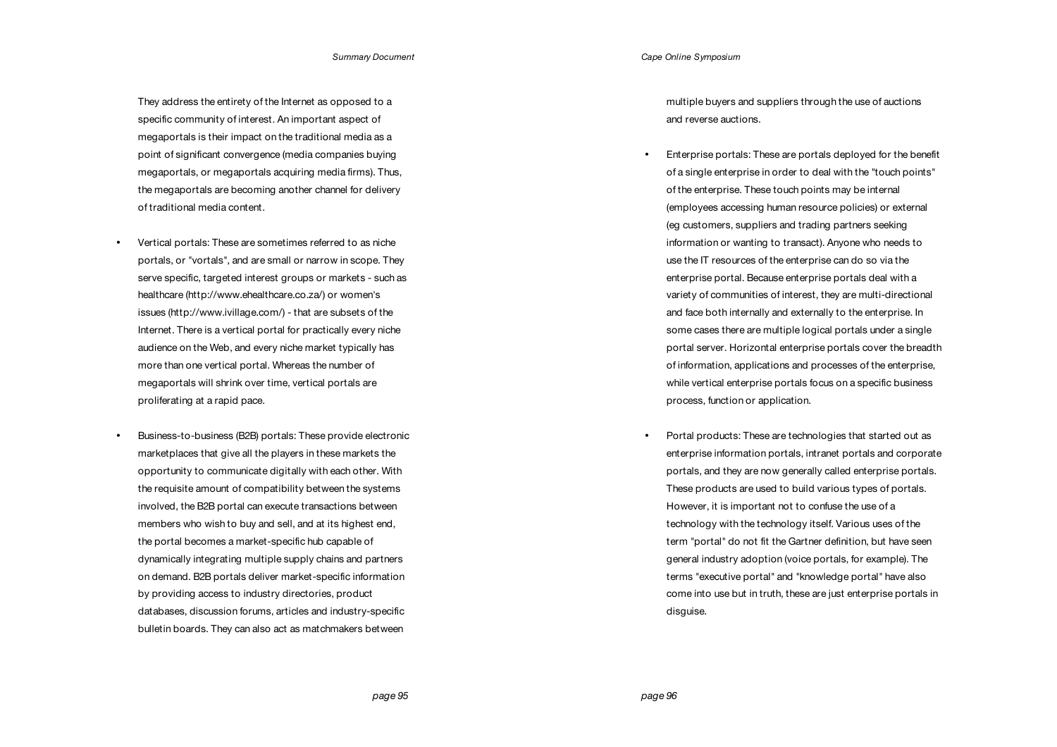They address the entirety of the Internet as opposed to a specific community of interest. An important aspect of megaportals is their impact on the traditional media as a point of significant convergence (media companies buying megaportals, or megaportals acquiring media firms). Thus, the megaportals are becoming another channel for delivery of traditional media content.

- Vertical portals: These are sometimes referred to as niche portals, or "vortals", and are small or narrow in scope. They serve specific, targeted interest groups or markets - such as healthcare (http://www.ehealthcare.co.za/) or women's issues (http://www.ivillage.com/) - that are subsets of the Internet. There is a vertical portal for practically every niche audience on the Web, and every niche market typically has more than one vertical portal. Whereas the number of megaportals will shrink over time, vertical portals are proliferating at a rapid pace.

- Business-to-business (B2B) portals: These provide electronic marketplaces that give all the players in these markets the opportunity to communicate digitally with each other. With the requisite amount of compatibility between the systems involved, the B2B portal can execute transactions between members who wish to buy and sell, and at its highest end, the portal becomes a market-specific hub capable of dynamically integrating multiple supply chains and partners on demand. B2B portals deliver market-specific information by providing access to industry directories, product databases, discussion forums, articles and industry-specific bulletin boards. They can also act as matchmakers between multiple buyers and suppliers through the use of auctions and reverse auctions.

- Enterprise portals: These are portals deployed for the benefit of a single enterprise in order to deal with the "touch points" of the enterprise. These touch points may be internal (employees accessing human resource policies) or external (eg customers, suppliers and trading partners seeking information or wanting to transact). Anyone who needs to use the IT resources of the enterprise can do so via the enterprise portal. Because enterprise portals deal with a variety of communities of interest, they are multi-directional and face both internally and externally to the enterprise. In some cases there are multiple logical portals under a single portal server. Horizontal enterprise portals cover the breadth of information, applications and processes of the enterprise, while vertical enterprise portals focus on a specific business process, function or application.

- Portal products: These are technologies that started out as enterprise information portals, intranet portals and corporate portals, and they are now generally called enterprise portals. These products are used to build various types of portals. However, it is important not to confuse the use of a technology with the technology itself. Various uses of the term "portal" do not fit the Gartner definition, but have seen general industry adoption (voice portals, for example). The terms "executive portal" and "knowledge portal" have also come into use but in truth, these are just enterprise portals in disguise.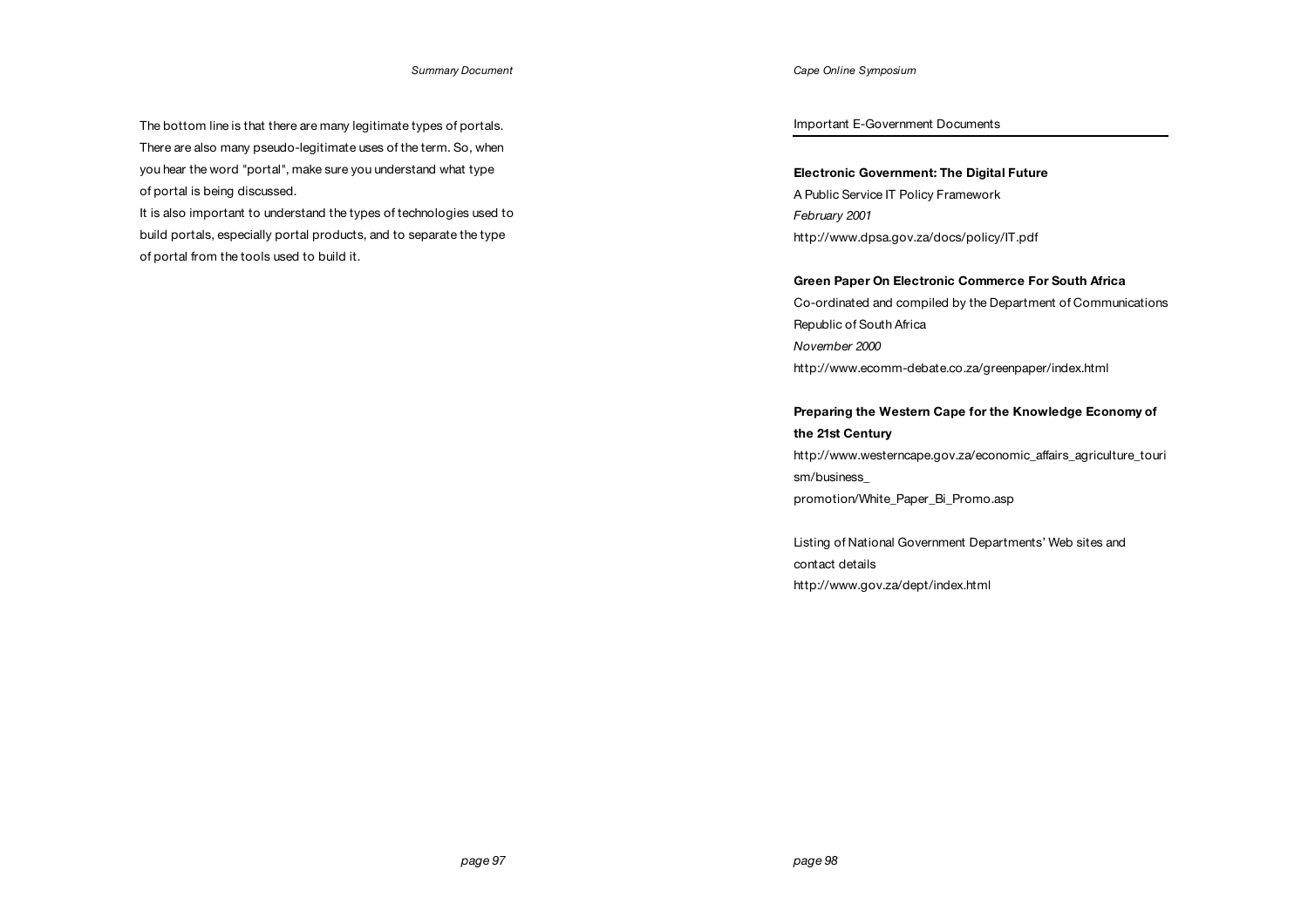The bottom line is that there are many legitimate types of portals. There are also many pseudo-legitimate uses of the term. So, when you hear the word "portal", make sure you understand what type of portal is being discussed.

It is also important to understand the types of technologies used to build portals, especially portal products, and to separate the type of portal from the tools used to build it.

## Important E-Government Documents

**Electronic Government: The Digital Future**
A Public Service IT Policy Framework
*February 2001*
http://www.dpsa.gov.za/docs/policy/IT.pdf

**Green Paper On Electronic Commerce For South Africa**
Co-ordinated and compiled by the Department of Communications
Republic of South Africa
*November 2000*
http://www.ecomm-debate.co.za/greenpaper/index.html

**Preparing the Western Cape for the Knowledge Economy of the 21st Century**
http://www.westerncape.gov.za/economic_affairs_agriculture_tourism/business_promotion/White_Paper_Bi_Promo.asp

Listing of National Government Departments' Web sites and contact details
http://www.gov.za/dept/index.html